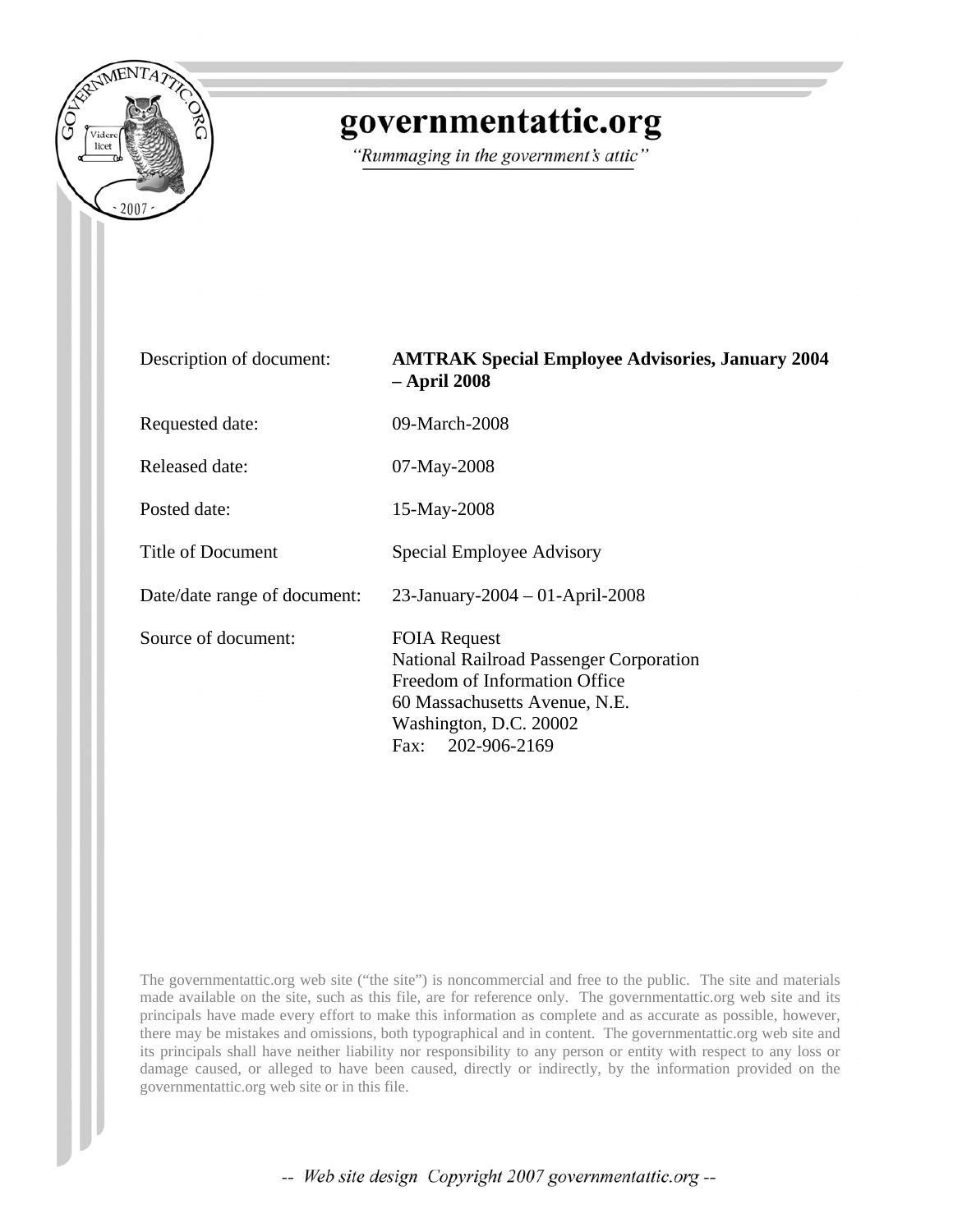# governmentattic.org

*"Rummaging in the government's attic"*

| | |
|---|---|
| Description of document: | **AMTRAK Special Employee Advisories, January 2004 – April 2008** |
| Requested date: | 09-March-2008 |
| Released date: | 07-May-2008 |
| Posted date: | 15-May-2008 |
| Title of Document | Special Employee Advisory |
| Date/date range of document: | 23-January-2004 – 01-April-2008 |
| Source of document: | FOIA Request<br>National Railroad Passenger Corporation<br>Freedom of Information Office<br>60 Massachusetts Avenue, N.E.<br>Washington, D.C. 20002<br>Fax: 202-906-2169 |

The governmentattic.org web site ("the site") is noncommercial and free to the public. The site and materials made available on the site, such as this file, are for reference only. The governmentattic.org web site and its principals have made every effort to make this information as complete and as accurate as possible, however, there may be mistakes and omissions, both typographical and in content. The governmentattic.org web site and its principals shall have neither liability nor responsibility to any person or entity with respect to any loss or damage caused, or alleged to have been caused, directly or indirectly, by the information provided on the governmentattic.org web site or in this file.

*-- Web site design Copyright 2007 governmentattic.org --*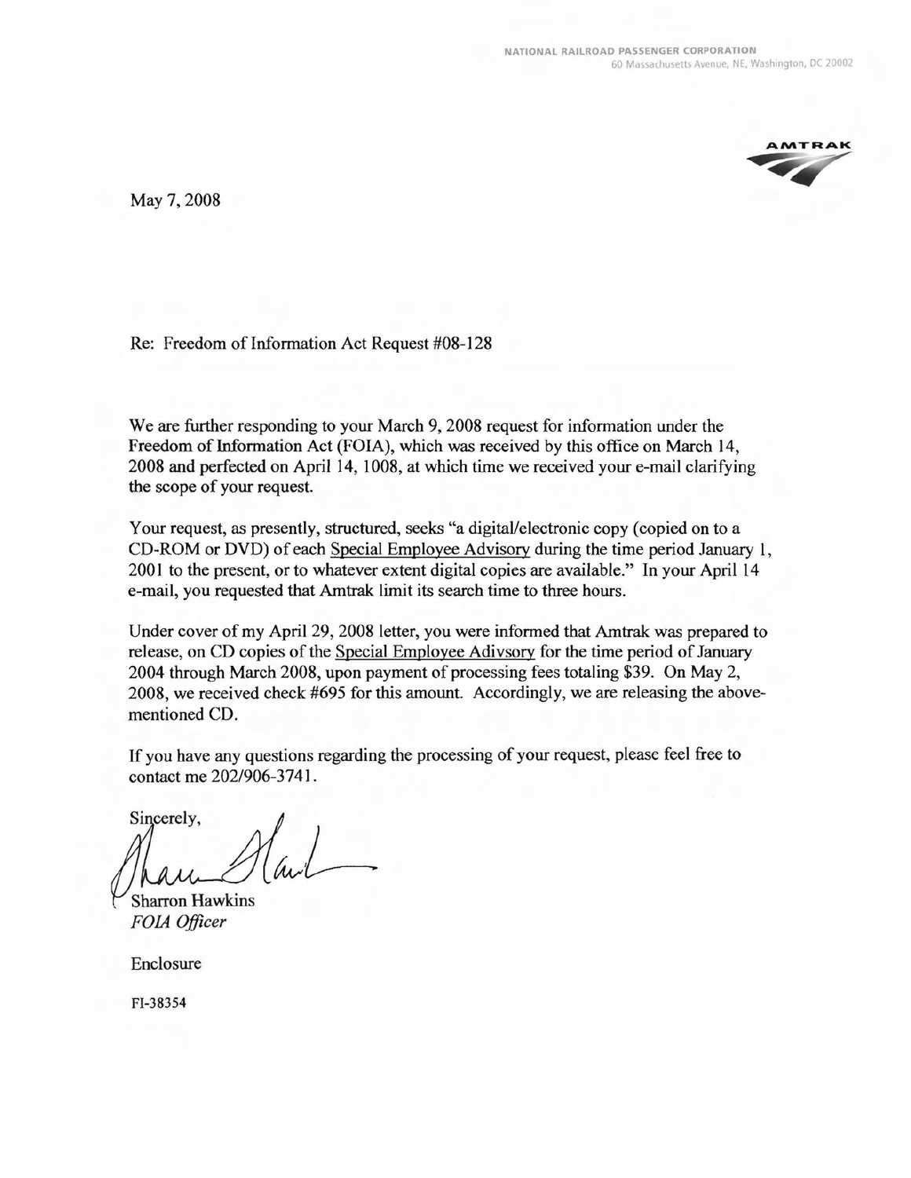NATIONAL RAILROAD PASSENGER CORPORATION
60 Massachusetts Avenue, NE, Washington, DC 20002

AMTRAK

May 7, 2008

Re: Freedom of Information Act Request #08-128

We are further responding to your March 9, 2008 request for information under the Freedom of Information Act (FOIA), which was received by this office on March 14, 2008 and perfected on April 14, 1008, at which time we received your e-mail clarifying the scope of your request.

Your request, as presently, structured, seeks "a digital/electronic copy (copied on to a CD-ROM or DVD) of each Special Employee Advisory during the time period January 1, 2001 to the present, or to whatever extent digital copies are available." In your April 14 e-mail, you requested that Amtrak limit its search time to three hours.

Under cover of my April 29, 2008 letter, you were informed that Amtrak was prepared to release, on CD copies of the Special Employee Adivsory for the time period of January 2004 through March 2008, upon payment of processing fees totaling $39. On May 2, 2008, we received check #695 for this amount. Accordingly, we are releasing the above-mentioned CD.

If you have any questions regarding the processing of your request, please feel free to contact me 202/906-3741.

Sincerely,

Sharron Hawkins
*FOIA Officer*

Enclosure

FI-38354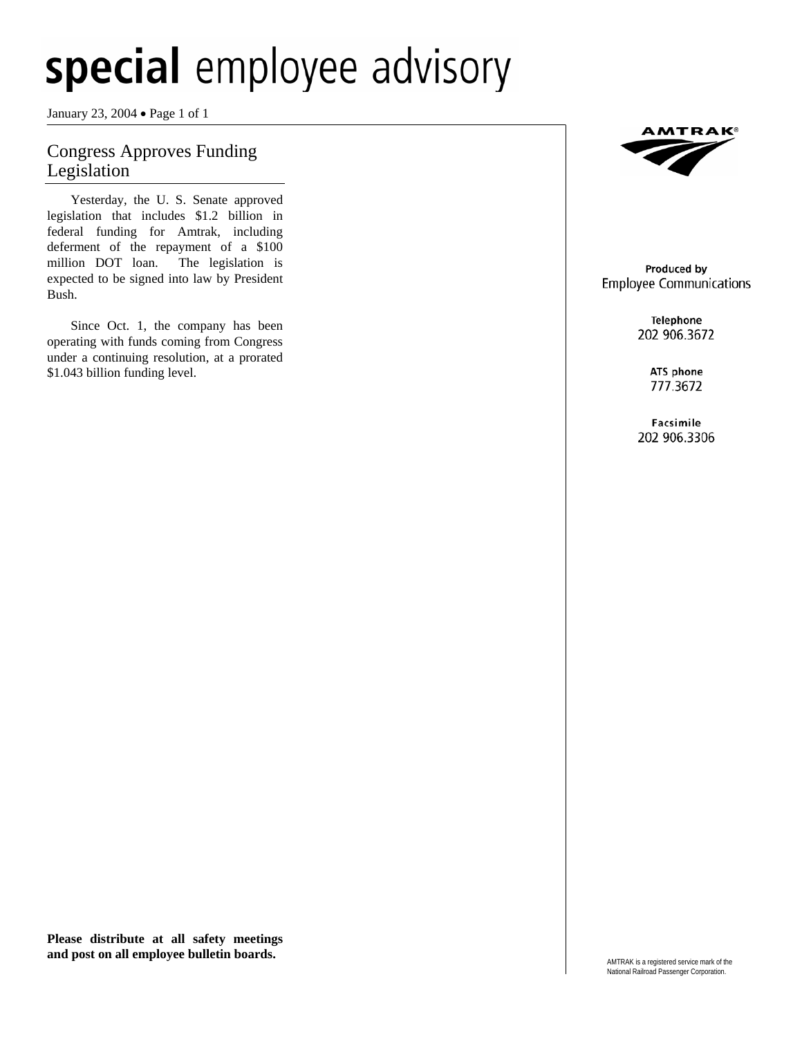# special employee advisory

January 23, 2004

## Congress Approves Funding Legislation

Yesterday, the U. S. Senate approved legislation that includes $1.2 billion in federal funding for Amtrak, including deferment of the repayment of a $100 million DOT loan. The legislation is expected to be signed into law by President Bush.

Since Oct. 1, the company has been operating with funds coming from Congress under a continuing resolution, at a prorated $1.043 billion funding level.

**Please distribute at all safety meetings and post on all employee bulletin boards.**

AMTRAK

Produced by
Employee Communications

Telephone
202 906.3672

ATS phone
777.3672

Facsimile
202 906.3306

AMTRAK is a registered service mark of the National Railroad Passenger Corporation.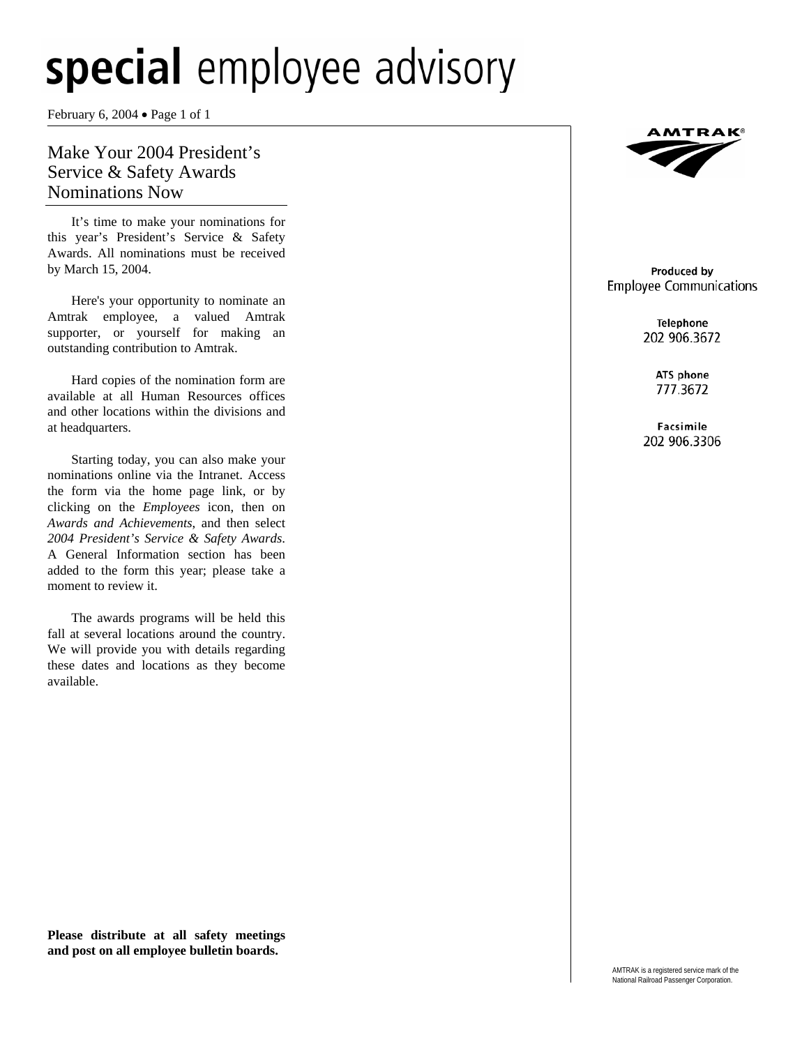# special employee advisory

February 6, 2004 • Page 1 of 1

## Make Your 2004 President's Service & Safety Awards Nominations Now

It's time to make your nominations for this year's President's Service & Safety Awards. All nominations must be received by March 15, 2004.

Here's your opportunity to nominate an Amtrak employee, a valued Amtrak supporter, or yourself for making an outstanding contribution to Amtrak.

Hard copies of the nomination form are available at all Human Resources offices and other locations within the divisions and at headquarters.

Starting today, you can also make your nominations online via the Intranet. Access the form via the home page link, or by clicking on the *Employees* icon, then on *Awards and Achievements*, and then select *2004 President's Service & Safety Awards*. A General Information section has been added to the form this year; please take a moment to review it.

The awards programs will be held this fall at several locations around the country. We will provide you with details regarding these dates and locations as they become available.

**Please distribute at all safety meetings and post on all employee bulletin boards.**

AMTRAK®

**Produced by**
Employee Communications

**Telephone**
202 906.3672

**ATS phone**
777.3672

**Facsimile**
202 906.3306

AMTRAK is a registered service mark of the National Railroad Passenger Corporation.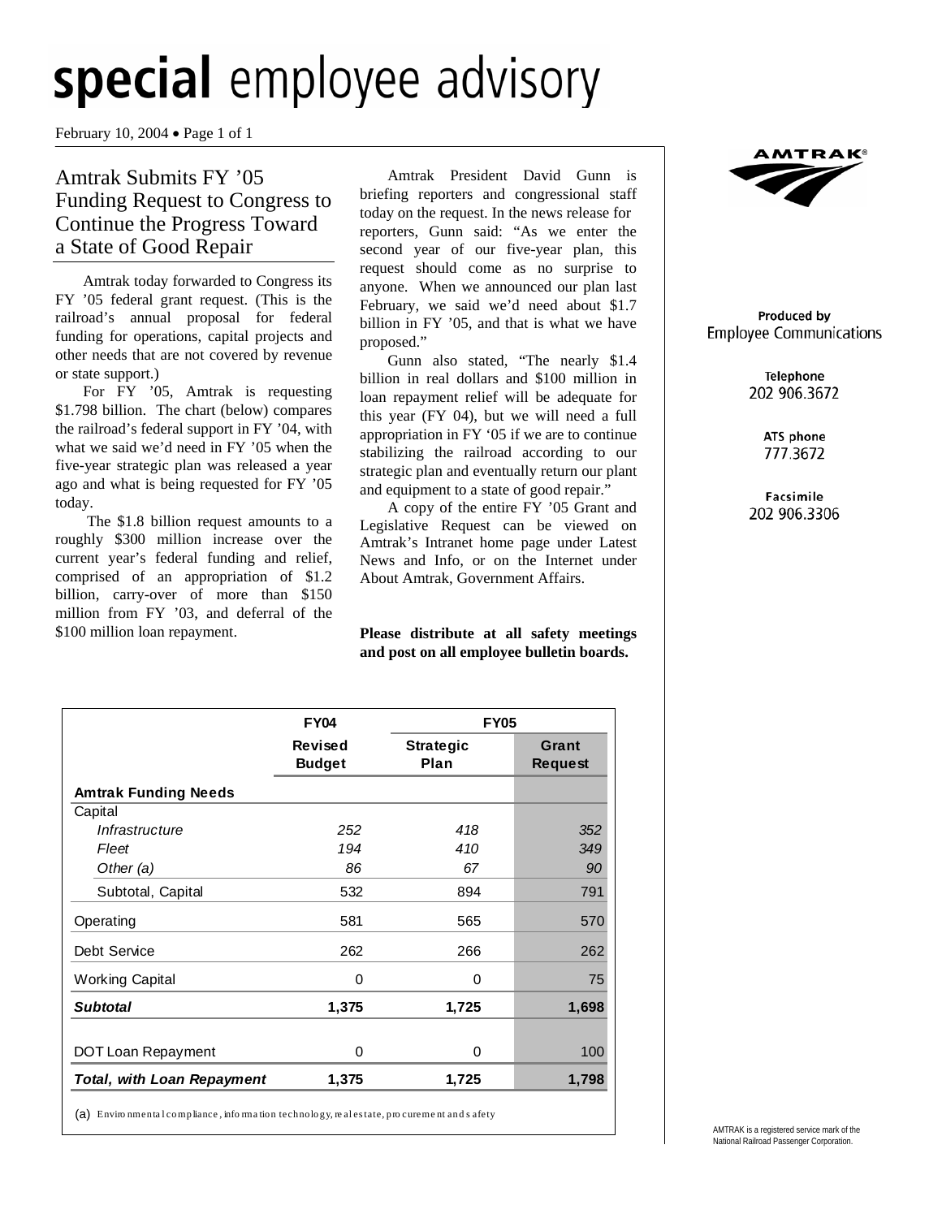# special employee advisory

February 10, 2004

## Amtrak Submits FY '05 Funding Request to Congress to Continue the Progress Toward a State of Good Repair

Amtrak today forwarded to Congress its FY '05 federal grant request. (This is the railroad's annual proposal for federal funding for operations, capital projects and other needs that are not covered by revenue or state support.)

For FY '05, Amtrak is requesting $1.798 billion. The chart (below) compares the railroad's federal support in FY '04, with what we said we'd need in FY '05 when the five-year strategic plan was released a year ago and what is being requested for FY '05 today.

The $1.8 billion request amounts to a roughly $300 million increase over the current year's federal funding and relief, comprised of an appropriation of $1.2 billion, carry-over of more than $150 million from FY '03, and deferral of the $100 million loan repayment.

Amtrak President David Gunn is briefing reporters and congressional staff today on the request. In the news release for reporters, Gunn said: "As we enter the second year of our five-year plan, this request should come as no surprise to anyone. When we announced our plan last February, we said we'd need about $1.7 billion in FY '05, and that is what we have proposed."

Gunn also stated, "The nearly $1.4 billion in real dollars and $100 million in loan repayment relief will be adequate for this year (FY 04), but we will need a full appropriation in FY '05 if we are to continue stabilizing the railroad according to our strategic plan and eventually return our plant and equipment to a state of good repair."

A copy of the entire FY '05 Grant and Legislative Request can be viewed on Amtrak's Intranet home page under Latest News and Info, or on the Internet under About Amtrak, Government Affairs.

**Please distribute at all safety meetings and post on all employee bulletin boards.**

| | FY04 | FY05 | |
|---|---|---|---|
| | Revised Budget | Strategic Plan | Grant Request |
| **Amtrak Funding Needs** | | | |
| Capital | | | |
| *Infrastructure* | *252* | *418* | *352* |
| *Fleet* | *194* | *410* | *349* |
| *Other (a)* | *86* | *67* | *90* |
| Subtotal, Capital | 532 | 894 | 791 |
| Operating | 581 | 565 | 570 |
| Debt Service | 262 | 266 | 262 |
| Working Capital | 0 | 0 | 75 |
| ***Subtotal*** | **1,375** | **1,725** | **1,698** |
| DOT Loan Repayment | 0 | 0 | 100 |
| ***Total, with Loan Repayment*** | **1,375** | **1,725** | **1,798** |

(a) Environmental compliance, information technology, real estate, procurement and safety

AMTRAK®

Produced by Employee Communications

Telephone
202 906.3672

ATS phone
777.3672

Facsimile
202 906.3306

AMTRAK is a registered service mark of the National Railroad Passenger Corporation.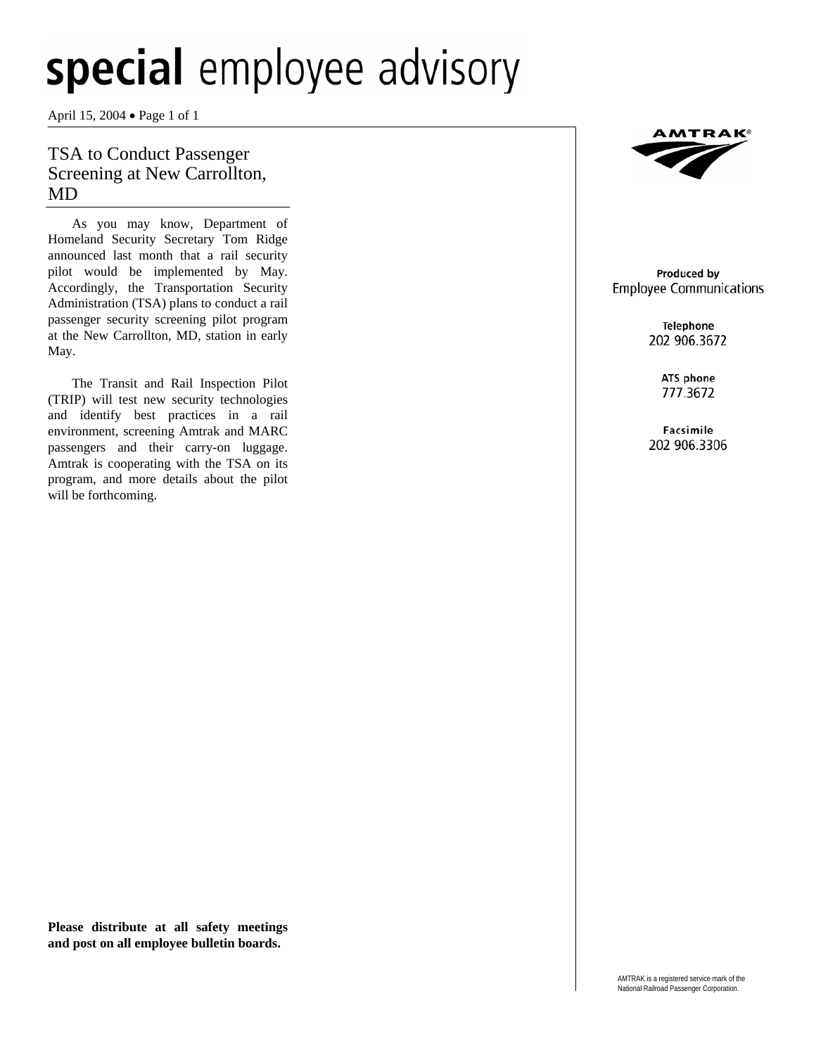# special employee advisory

April 15, 2004

## TSA to Conduct Passenger Screening at New Carrollton, MD

As you may know, Department of Homeland Security Secretary Tom Ridge announced last month that a rail security pilot would be implemented by May. Accordingly, the Transportation Security Administration (TSA) plans to conduct a rail passenger security screening pilot program at the New Carrollton, MD, station in early May.

The Transit and Rail Inspection Pilot (TRIP) will test new security technologies and identify best practices in a rail environment, screening Amtrak and MARC passengers and their carry-on luggage. Amtrak is cooperating with the TSA on its program, and more details about the pilot will be forthcoming.

**Please distribute at all safety meetings and post on all employee bulletin boards.**

AMTRAK®

**Produced by**
Employee Communications

**Telephone**
202 906.3672

**ATS phone**
777.3672

**Facsimile**
202 906.3306

AMTRAK is a registered service mark of the National Railroad Passenger Corporation.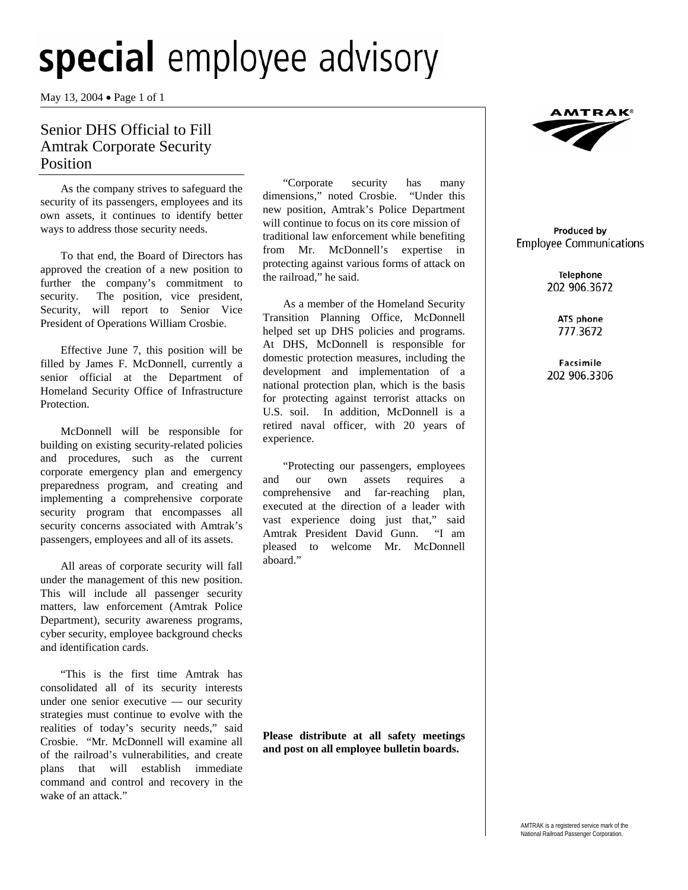# special employee advisory

May 13, 2004

## Senior DHS Official to Fill Amtrak Corporate Security Position

As the company strives to safeguard the security of its passengers, employees and its own assets, it continues to identify better ways to address those security needs.

To that end, the Board of Directors has approved the creation of a new position to further the company's commitment to security. The position, vice president, Security, will report to Senior Vice President of Operations William Crosbie.

Effective June 7, this position will be filled by James F. McDonnell, currently a senior official at the Department of Homeland Security Office of Infrastructure Protection.

McDonnell will be responsible for building on existing security-related policies and procedures, such as the current corporate emergency plan and emergency preparedness program, and creating and implementing a comprehensive corporate security program that encompasses all security concerns associated with Amtrak's passengers, employees and all of its assets.

All areas of corporate security will fall under the management of this new position. This will include all passenger security matters, law enforcement (Amtrak Police Department), security awareness programs, cyber security, employee background checks and identification cards.

"This is the first time Amtrak has consolidated all of its security interests under one senior executive — our security strategies must continue to evolve with the realities of today's security needs," said Crosbie. "Mr. McDonnell will examine all of the railroad's vulnerabilities, and create plans that will establish immediate command and control and recovery in the wake of an attack."

"Corporate security has many dimensions," noted Crosbie. "Under this new position, Amtrak's Police Department will continue to focus on its core mission of traditional law enforcement while benefiting from Mr. McDonnell's expertise in protecting against various forms of attack on the railroad," he said.

As a member of the Homeland Security Transition Planning Office, McDonnell helped set up DHS policies and programs. At DHS, McDonnell is responsible for domestic protection measures, including the development and implementation of a national protection plan, which is the basis for protecting against terrorist attacks on U.S. soil. In addition, McDonnell is a retired naval officer, with 20 years of experience.

"Protecting our passengers, employees and our own assets requires a comprehensive and far-reaching plan, executed at the direction of a leader with vast experience doing just that," said Amtrak President David Gunn. "I am pleased to welcome Mr. McDonnell aboard."

**Please distribute at all safety meetings and post on all employee bulletin boards.**

AMTRAK®

Produced by
Employee Communications

Telephone
202 906.3672

ATS phone
777.3672

Facsimile
202 906.3306

AMTRAK is a registered service mark of the National Railroad Passenger Corporation.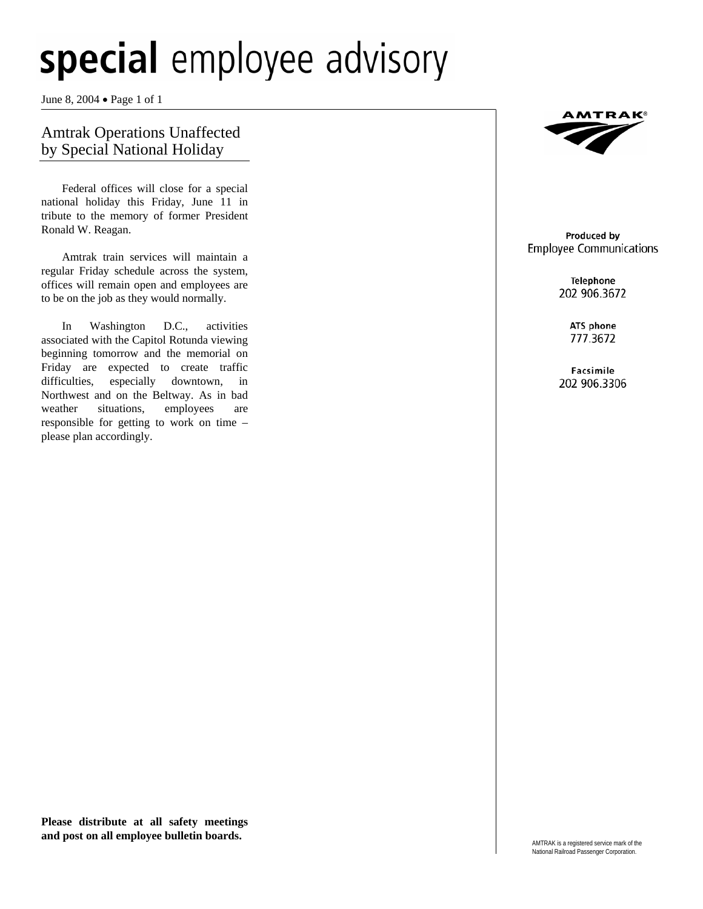# special employee advisory

June 8, 2004 • Page 1 of 1

## Amtrak Operations Unaffected by Special National Holiday

Federal offices will close for a special national holiday this Friday, June 11 in tribute to the memory of former President Ronald W. Reagan.

Amtrak train services will maintain a regular Friday schedule across the system, offices will remain open and employees are to be on the job as they would normally.

In Washington D.C., activities associated with the Capitol Rotunda viewing beginning tomorrow and the memorial on Friday are expected to create traffic difficulties, especially downtown, in Northwest and on the Beltway. As in bad weather situations, employees are responsible for getting to work on time – please plan accordingly.

**Please distribute at all safety meetings and post on all employee bulletin boards.**

AMTRAK®

**Produced by**
Employee Communications

**Telephone**
202 906.3672

**ATS phone**
777.3672

**Facsimile**
202 906.3306

AMTRAK is a registered service mark of the National Railroad Passenger Corporation.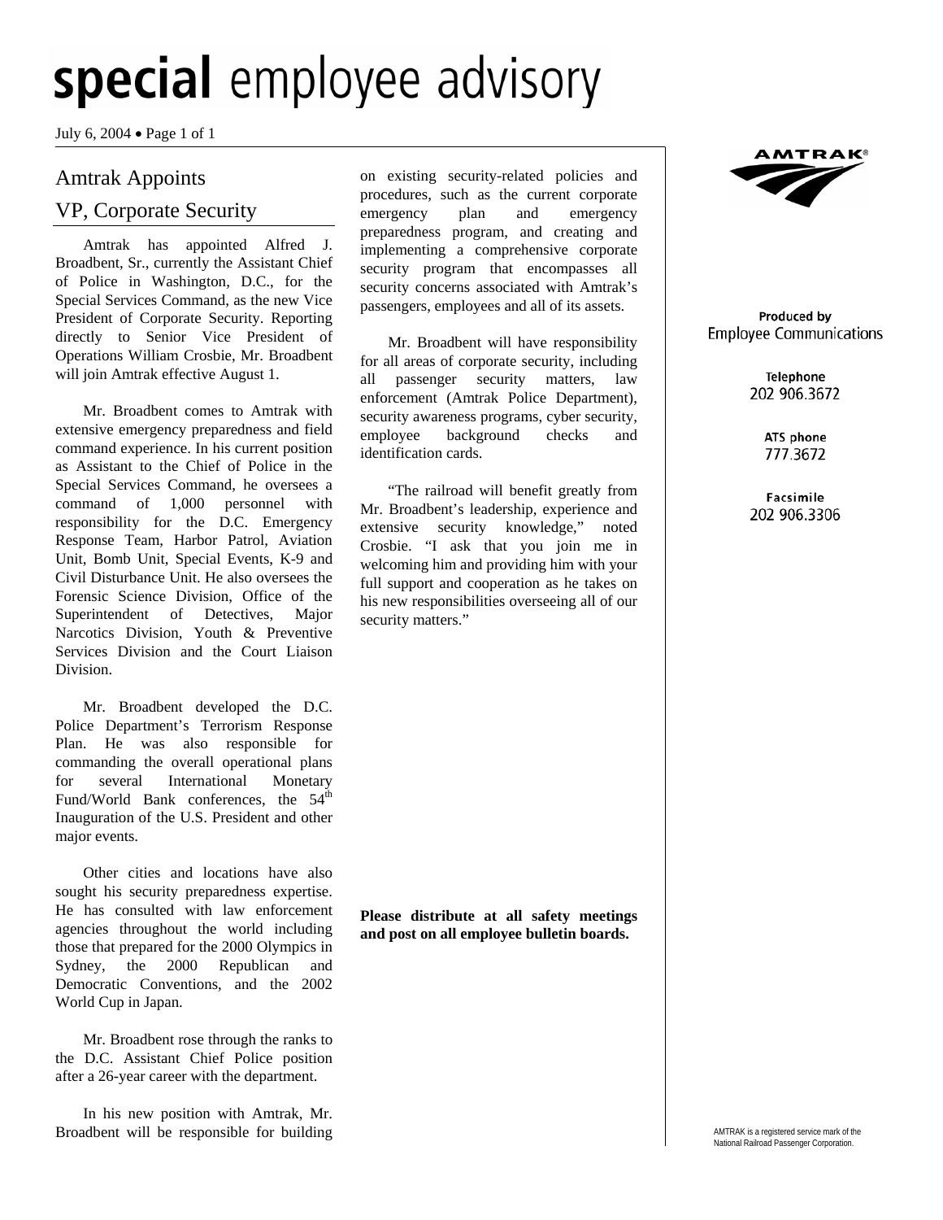# special employee advisory

July 6, 2004

## Amtrak Appoints VP, Corporate Security

Amtrak has appointed Alfred J. Broadbent, Sr., currently the Assistant Chief of Police in Washington, D.C., for the Special Services Command, as the new Vice President of Corporate Security. Reporting directly to Senior Vice President of Operations William Crosbie, Mr. Broadbent will join Amtrak effective August 1.

Mr. Broadbent comes to Amtrak with extensive emergency preparedness and field command experience. In his current position as Assistant to the Chief of Police in the Special Services Command, he oversees a command of 1,000 personnel with responsibility for the D.C. Emergency Response Team, Harbor Patrol, Aviation Unit, Bomb Unit, Special Events, K-9 and Civil Disturbance Unit. He also oversees the Forensic Science Division, Office of the Superintendent of Detectives, Major Narcotics Division, Youth & Preventive Services Division and the Court Liaison Division.

Mr. Broadbent developed the D.C. Police Department's Terrorism Response Plan. He was also responsible for commanding the overall operational plans for several International Monetary Fund/World Bank conferences, the 54th Inauguration of the U.S. President and other major events.

Other cities and locations have also sought his security preparedness expertise. He has consulted with law enforcement agencies throughout the world including those that prepared for the 2000 Olympics in Sydney, the 2000 Republican and Democratic Conventions, and the 2002 World Cup in Japan.

Mr. Broadbent rose through the ranks to the D.C. Assistant Chief Police position after a 26-year career with the department.

In his new position with Amtrak, Mr. Broadbent will be responsible for building on existing security-related policies and procedures, such as the current corporate emergency plan and emergency preparedness program, and creating and implementing a comprehensive corporate security program that encompasses all security concerns associated with Amtrak's passengers, employees and all of its assets.

Mr. Broadbent will have responsibility for all areas of corporate security, including all passenger security matters, law enforcement (Amtrak Police Department), security awareness programs, cyber security, employee background checks and identification cards.

"The railroad will benefit greatly from Mr. Broadbent's leadership, experience and extensive security knowledge," noted Crosbie. "I ask that you join me in welcoming him and providing him with your full support and cooperation as he takes on his new responsibilities overseeing all of our security matters."

**Please distribute at all safety meetings and post on all employee bulletin boards.**

AMTRAK

Produced by
Employee Communications

Telephone
202 906.3672

ATS phone
777.3672

Facsimile
202 906.3306

AMTRAK is a registered service mark of the National Railroad Passenger Corporation.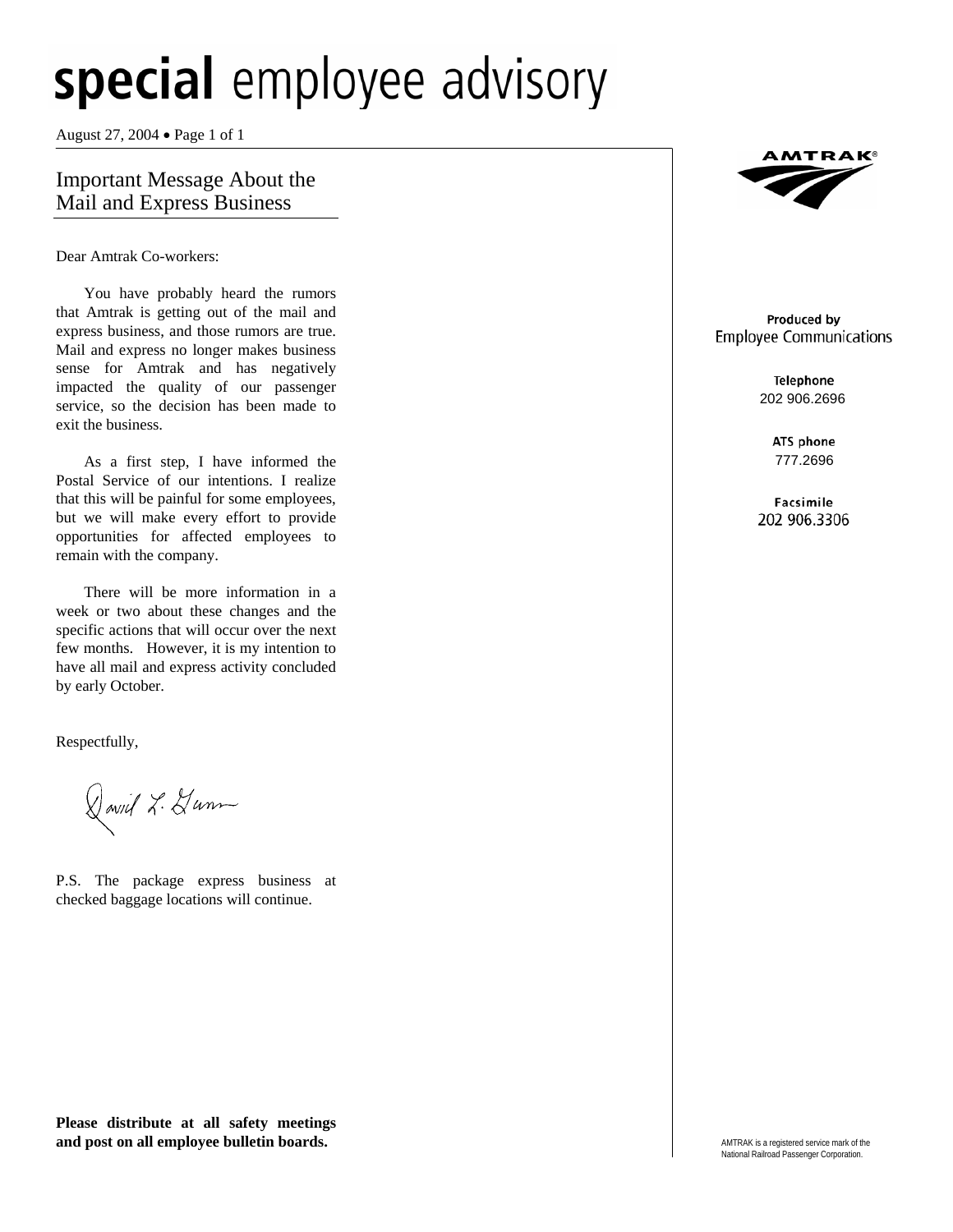# special employee advisory

August 27, 2004

## Important Message About the Mail and Express Business

Dear Amtrak Co-workers:

You have probably heard the rumors that Amtrak is getting out of the mail and express business, and those rumors are true. Mail and express no longer makes business sense for Amtrak and has negatively impacted the quality of our passenger service, so the decision has been made to exit the business.

As a first step, I have informed the Postal Service of our intentions. I realize that this will be painful for some employees, but we will make every effort to provide opportunities for affected employees to remain with the company.

There will be more information in a week or two about these changes and the specific actions that will occur over the next few months. However, it is my intention to have all mail and express activity concluded by early October.

Respectfully,

David L. Gunn

P.S. The package express business at checked baggage locations will continue.

**Please distribute at all safety meetings and post on all employee bulletin boards.**

AMTRAK

Produced by
Employee Communications

Telephone
202 906.2696

ATS phone
777.2696

Facsimile
202 906.3306

AMTRAK is a registered service mark of the National Railroad Passenger Corporation.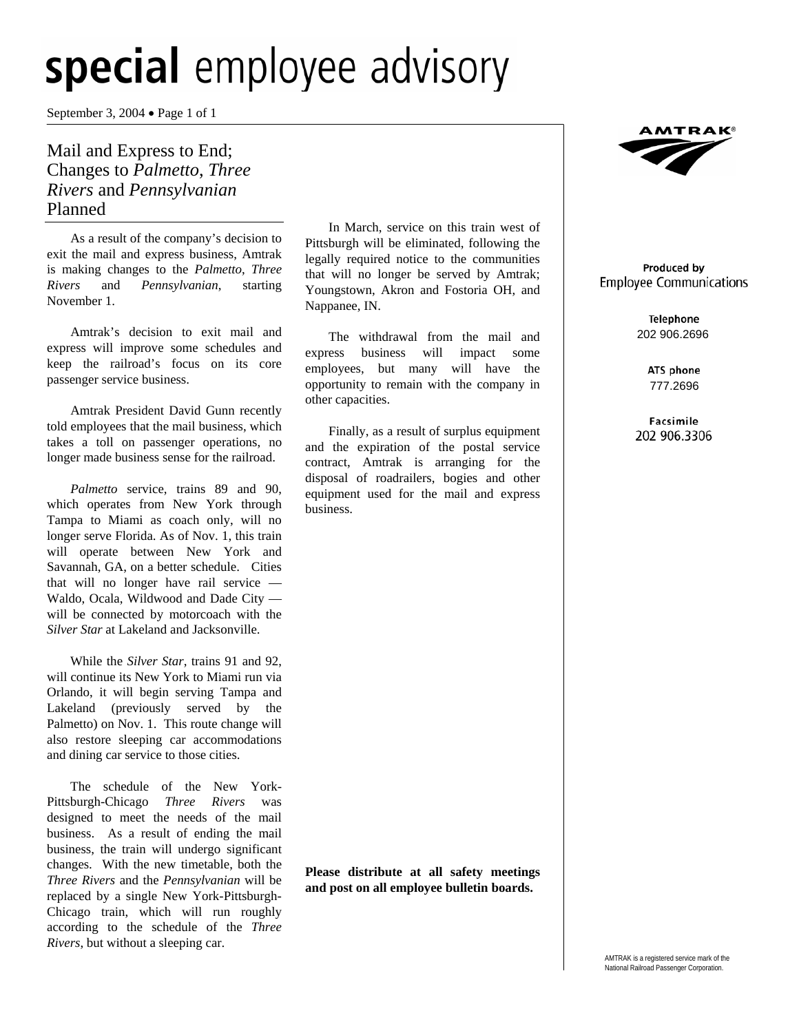# special employee advisory

September 3, 2004 • Page 1 of 1

## Mail and Express to End; Changes to *Palmetto, Three Rivers* and *Pennsylvanian* Planned

As a result of the company's decision to exit the mail and express business, Amtrak is making changes to the *Palmetto*, *Three Rivers* and *Pennsylvanian*, starting November 1.

Amtrak's decision to exit mail and express will improve some schedules and keep the railroad's focus on its core passenger service business.

Amtrak President David Gunn recently told employees that the mail business, which takes a toll on passenger operations, no longer made business sense for the railroad.

*Palmetto* service, trains 89 and 90, which operates from New York through Tampa to Miami as coach only, will no longer serve Florida. As of Nov. 1, this train will operate between New York and Savannah, GA, on a better schedule. Cities that will no longer have rail service — Waldo, Ocala, Wildwood and Dade City — will be connected by motorcoach with the *Silver Star* at Lakeland and Jacksonville.

While the *Silver Star*, trains 91 and 92, will continue its New York to Miami run via Orlando, it will begin serving Tampa and Lakeland (previously served by the Palmetto) on Nov. 1. This route change will also restore sleeping car accommodations and dining car service to those cities.

The schedule of the New York-Pittsburgh-Chicago *Three Rivers* was designed to meet the needs of the mail business. As a result of ending the mail business, the train will undergo significant changes. With the new timetable, both the *Three Rivers* and the *Pennsylvanian* will be replaced by a single New York-Pittsburgh-Chicago train, which will run roughly according to the schedule of the *Three Rivers*, but without a sleeping car.

In March, service on this train west of Pittsburgh will be eliminated, following the legally required notice to the communities that will no longer be served by Amtrak; Youngstown, Akron and Fostoria OH, and Nappanee, IN.

The withdrawal from the mail and express business will impact some employees, but many will have the opportunity to remain with the company in other capacities.

Finally, as a result of surplus equipment and the expiration of the postal service contract, Amtrak is arranging for the disposal of roadrailers, bogies and other equipment used for the mail and express business.

**Please distribute at all safety meetings and post on all employee bulletin boards.**

AMTRAK®

Produced by
Employee Communications

Telephone
202 906.2696

ATS phone
777.2696

Facsimile
202 906.3306

AMTRAK is a registered service mark of the National Railroad Passenger Corporation.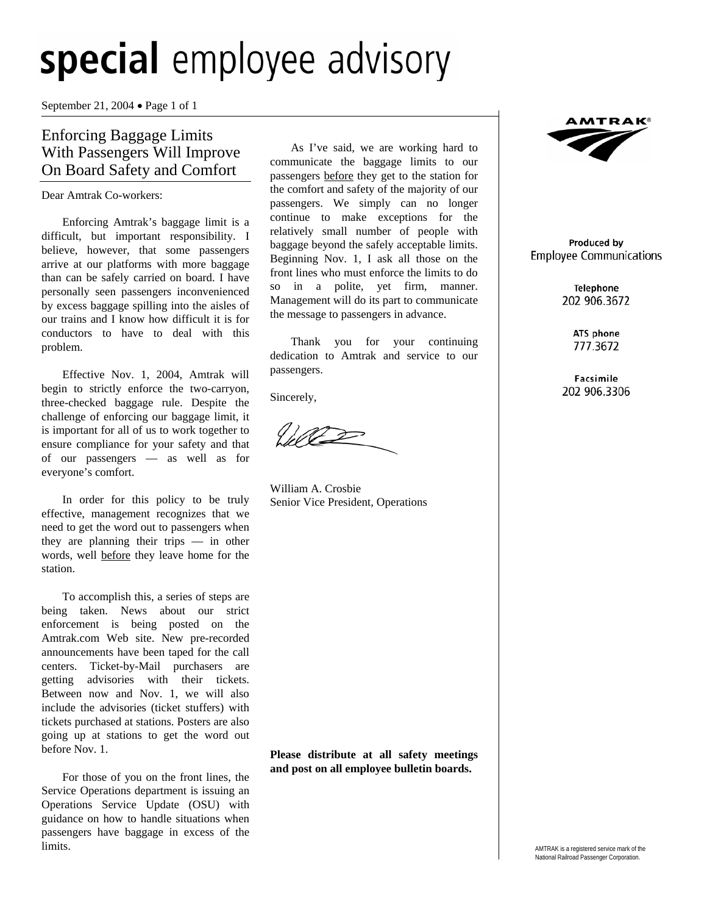# special employee advisory

September 21, 2004 • Page 1 of 1

## Enforcing Baggage Limits With Passengers Will Improve On Board Safety and Comfort

Dear Amtrak Co-workers:

Enforcing Amtrak's baggage limit is a difficult, but important responsibility. I believe, however, that some passengers arrive at our platforms with more baggage than can be safely carried on board. I have personally seen passengers inconvenienced by excess baggage spilling into the aisles of our trains and I know how difficult it is for conductors to have to deal with this problem.

Effective Nov. 1, 2004, Amtrak will begin to strictly enforce the two-carryon, three-checked baggage rule. Despite the challenge of enforcing our baggage limit, it is important for all of us to work together to ensure compliance for your safety and that of our passengers — as well as for everyone's comfort.

In order for this policy to be truly effective, management recognizes that we need to get the word out to passengers when they are planning their trips — in other words, well before they leave home for the station.

To accomplish this, a series of steps are being taken. News about our strict enforcement is being posted on the Amtrak.com Web site. New pre-recorded announcements have been taped for the call centers. Ticket-by-Mail purchasers are getting advisories with their tickets. Between now and Nov. 1, we will also include the advisories (ticket stuffers) with tickets purchased at stations. Posters are also going up at stations to get the word out before Nov. 1.

For those of you on the front lines, the Service Operations department is issuing an Operations Service Update (OSU) with guidance on how to handle situations when passengers have baggage in excess of the limits.

As I've said, we are working hard to communicate the baggage limits to our passengers before they get to the station for the comfort and safety of the majority of our passengers. We simply can no longer continue to make exceptions for the relatively small number of people with baggage beyond the safely acceptable limits. Beginning Nov. 1, I ask all those on the front lines who must enforce the limits to do so in a polite, yet firm, manner. Management will do its part to communicate the message to passengers in advance.

Thank you for your continuing dedication to Amtrak and service to our passengers.

Sincerely,

William A. Crosbie
Senior Vice President, Operations

**Please distribute at all safety meetings and post on all employee bulletin boards.**

AMTRAK

Produced by
Employee Communications

Telephone
202 906.3672

ATS phone
777.3672

Facsimile
202 906.3306

AMTRAK is a registered service mark of the National Railroad Passenger Corporation.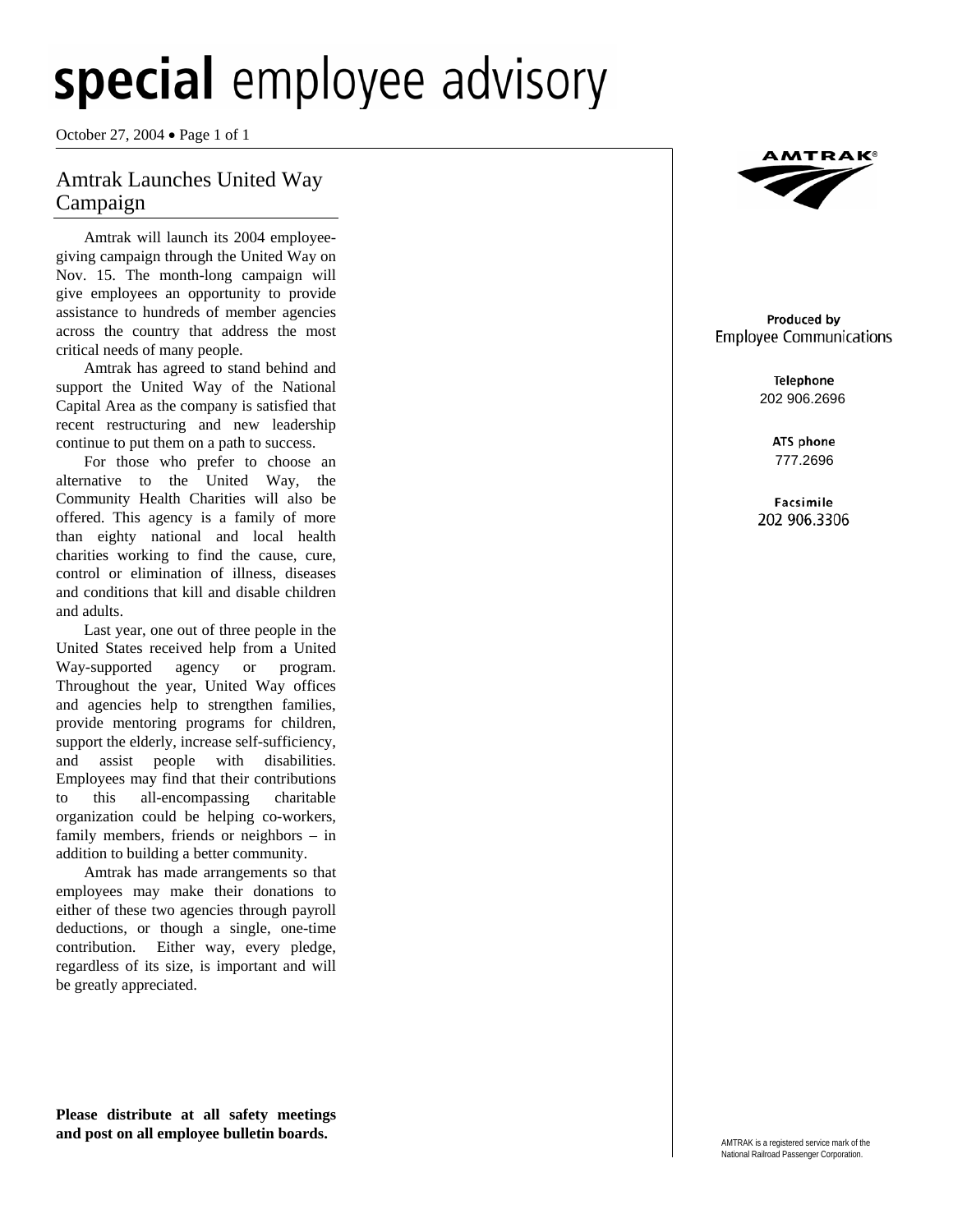# **special** employee advisory

October 27, 2004 • Page 1 of 1

## Amtrak Launches United Way Campaign

Amtrak will launch its 2004 employee-giving campaign through the United Way on Nov. 15. The month-long campaign will give employees an opportunity to provide assistance to hundreds of member agencies across the country that address the most critical needs of many people.

Amtrak has agreed to stand behind and support the United Way of the National Capital Area as the company is satisfied that recent restructuring and new leadership continue to put them on a path to success.

For those who prefer to choose an alternative to the United Way, the Community Health Charities will also be offered. This agency is a family of more than eighty national and local health charities working to find the cause, cure, control or elimination of illness, diseases and conditions that kill and disable children and adults.

Last year, one out of three people in the United States received help from a United Way-supported agency or program. Throughout the year, United Way offices and agencies help to strengthen families, provide mentoring programs for children, support the elderly, increase self-sufficiency, and assist people with disabilities. Employees may find that their contributions to this all-encompassing charitable organization could be helping co-workers, family members, friends or neighbors – in addition to building a better community.

Amtrak has made arrangements so that employees may make their donations to either of these two agencies through payroll deductions, or though a single, one-time contribution. Either way, every pledge, regardless of its size, is important and will be greatly appreciated.

**Please distribute at all safety meetings and post on all employee bulletin boards.**

AMTRAK®

**Produced by**
Employee Communications

**Telephone**
202 906.2696

**ATS phone**
777.2696

**Facsimile**
202 906.3306

AMTRAK is a registered service mark of the National Railroad Passenger Corporation.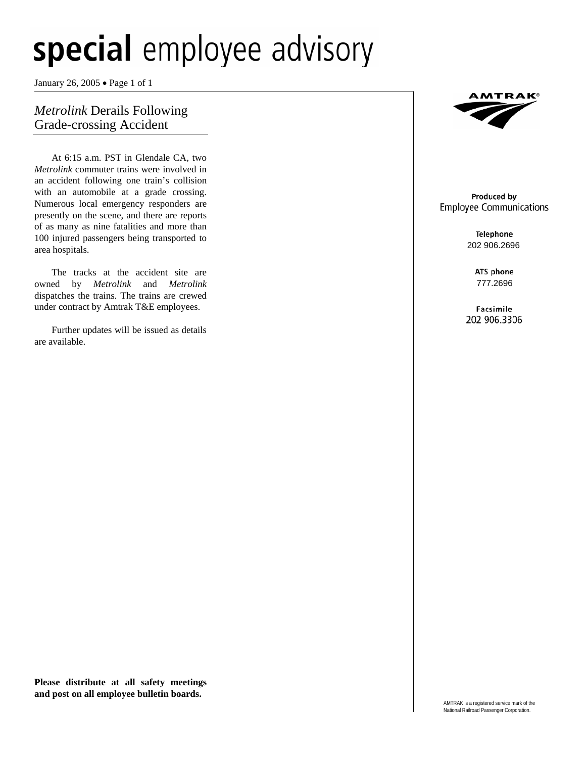# special employee advisory

January 26, 2005 • Page 1 of 1

## *Metrolink* Derails Following Grade-crossing Accident

At 6:15 a.m. PST in Glendale CA, two *Metrolink* commuter trains were involved in an accident following one train's collision with an automobile at a grade crossing. Numerous local emergency responders are presently on the scene, and there are reports of as many as nine fatalities and more than 100 injured passengers being transported to area hospitals.

The tracks at the accident site are owned by *Metrolink* and *Metrolink* dispatches the trains. The trains are crewed under contract by Amtrak T&E employees.

Further updates will be issued as details are available.

**Please distribute at all safety meetings and post on all employee bulletin boards.**

AMTRAK®

**Produced by**
Employee Communications

**Telephone**
202 906.2696

**ATS phone**
777.2696

**Facsimile**
202 906.3306

AMTRAK is a registered service mark of the National Railroad Passenger Corporation.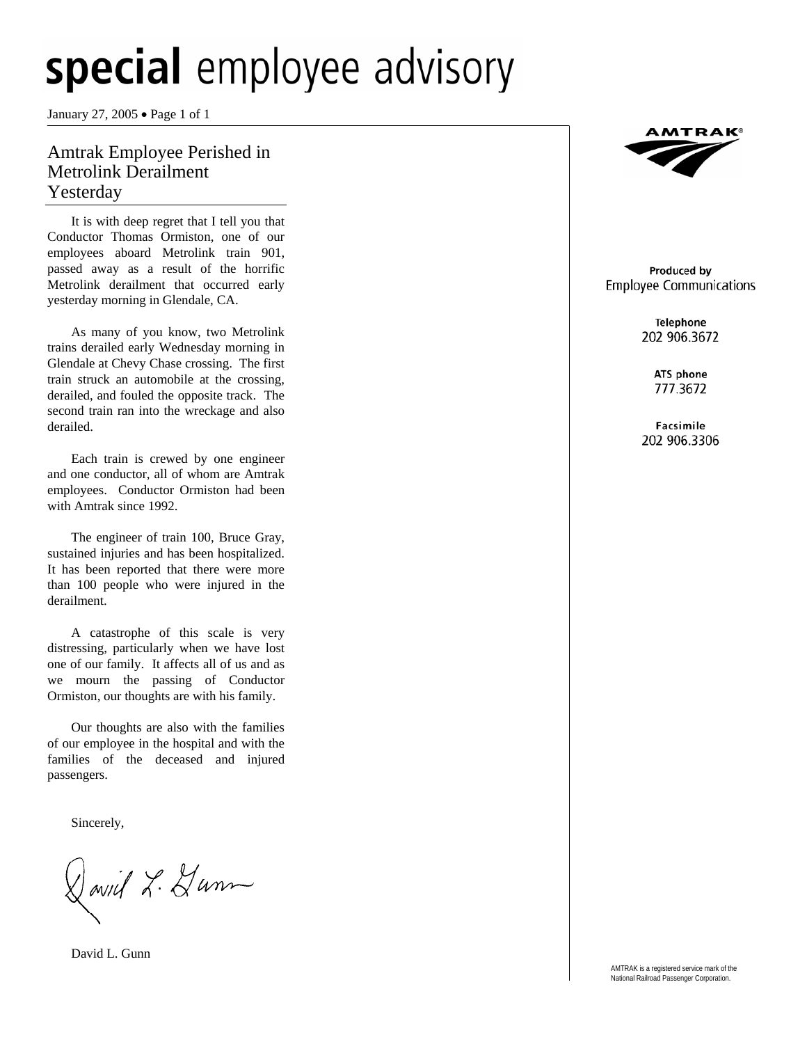# **special** employee advisory

January 27, 2005 • Page 1 of 1

## Amtrak Employee Perished in Metrolink Derailment Yesterday

It is with deep regret that I tell you that Conductor Thomas Ormiston, one of our employees aboard Metrolink train 901, passed away as a result of the horrific Metrolink derailment that occurred early yesterday morning in Glendale, CA.

As many of you know, two Metrolink trains derailed early Wednesday morning in Glendale at Chevy Chase crossing. The first train struck an automobile at the crossing, derailed, and fouled the opposite track. The second train ran into the wreckage and also derailed.

Each train is crewed by one engineer and one conductor, all of whom are Amtrak employees. Conductor Ormiston had been with Amtrak since 1992.

The engineer of train 100, Bruce Gray, sustained injuries and has been hospitalized. It has been reported that there were more than 100 people who were injured in the derailment.

A catastrophe of this scale is very distressing, particularly when we have lost one of our family. It affects all of us and as we mourn the passing of Conductor Ormiston, our thoughts are with his family.

Our thoughts are also with the families of our employee in the hospital and with the families of the deceased and injured passengers.

Sincerely,

David L. Gunn

David L. Gunn

AMTRAK

**Produced by**
Employee Communications

**Telephone**
202 906.3672

**ATS phone**
777.3672

**Facsimile**
202 906.3306

AMTRAK is a registered service mark of the National Railroad Passenger Corporation.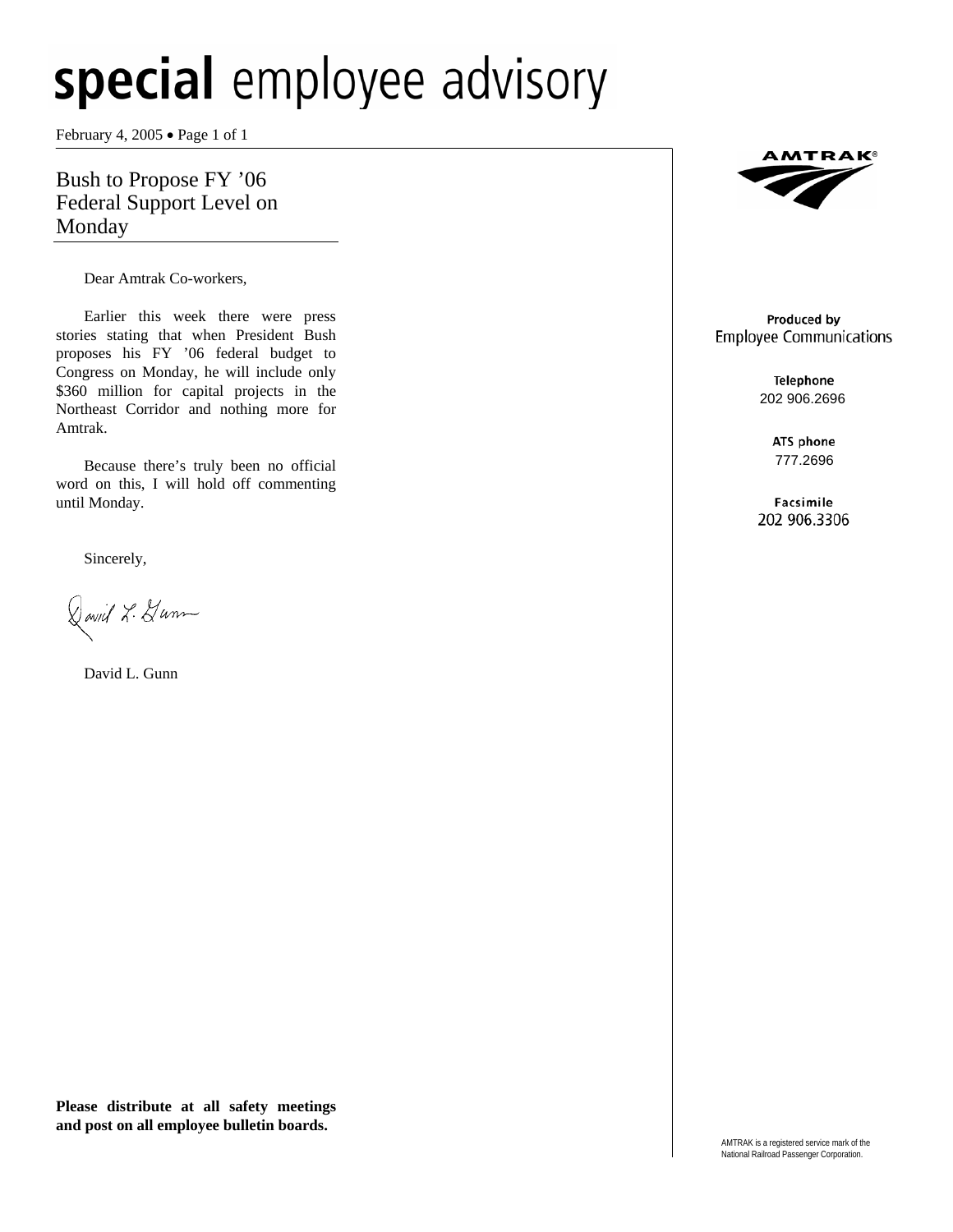# special employee advisory

February 4, 2005

## Bush to Propose FY ’06 Federal Support Level on Monday

Dear Amtrak Co-workers,

Earlier this week there were press stories stating that when President Bush proposes his FY ’06 federal budget to Congress on Monday, he will include only $360 million for capital projects in the Northeast Corridor and nothing more for Amtrak.

Because there’s truly been no official word on this, I will hold off commenting until Monday.

Sincerely,

David L. Gunn

**Please distribute at all safety meetings and post on all employee bulletin boards.**

AMTRAK

Produced by
Employee Communications

Telephone
202 906.2696

ATS phone
777.2696

Facsimile
202 906.3306

AMTRAK is a registered service mark of the National Railroad Passenger Corporation.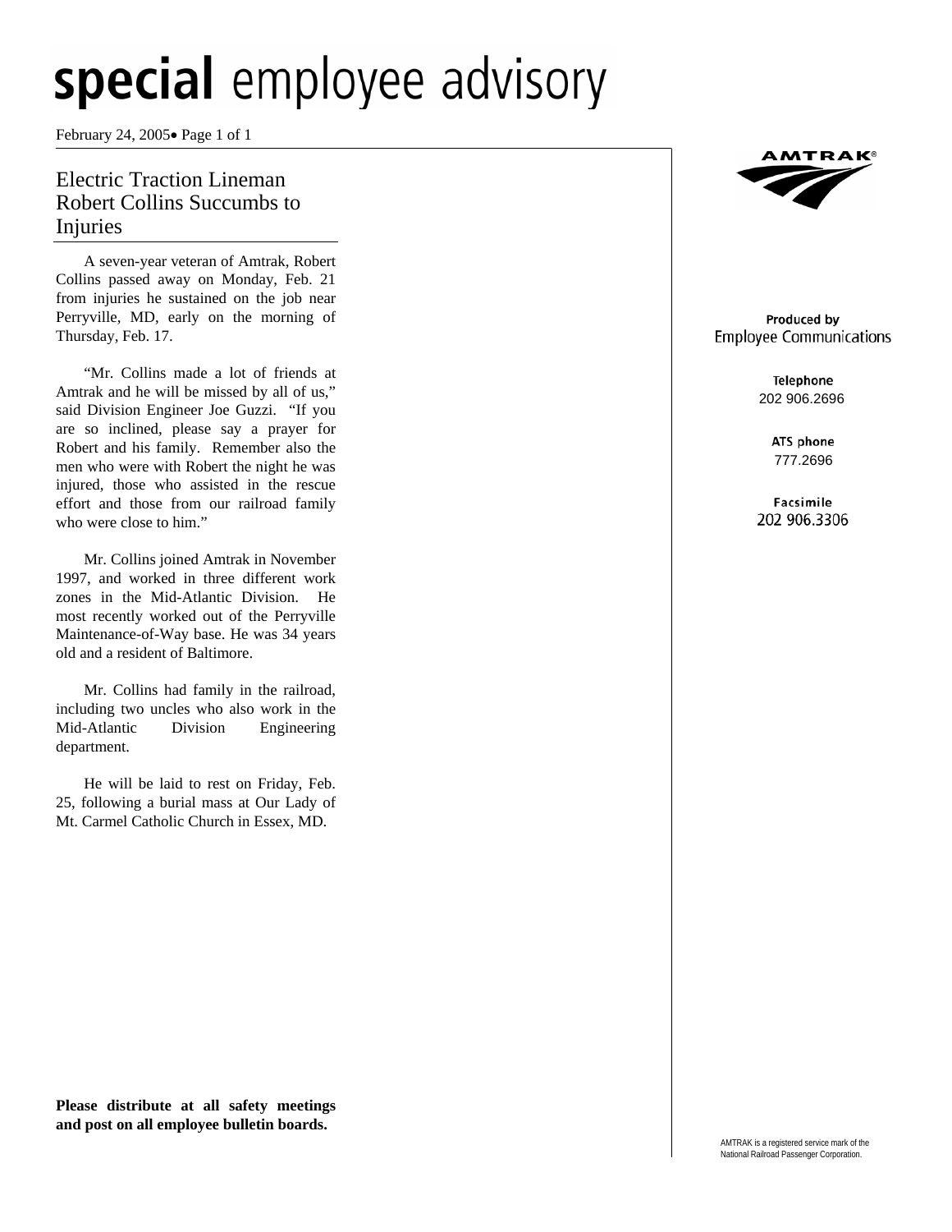# special employee advisory

February 24, 2005

## Electric Traction Lineman Robert Collins Succumbs to Injuries

A seven-year veteran of Amtrak, Robert Collins passed away on Monday, Feb. 21 from injuries he sustained on the job near Perryville, MD, early on the morning of Thursday, Feb. 17.

"Mr. Collins made a lot of friends at Amtrak and he will be missed by all of us," said Division Engineer Joe Guzzi. "If you are so inclined, please say a prayer for Robert and his family. Remember also the men who were with Robert the night he was injured, those who assisted in the rescue effort and those from our railroad family who were close to him."

Mr. Collins joined Amtrak in November 1997, and worked in three different work zones in the Mid-Atlantic Division. He most recently worked out of the Perryville Maintenance-of-Way base. He was 34 years old and a resident of Baltimore.

Mr. Collins had family in the railroad, including two uncles who also work in the Mid-Atlantic Division Engineering department.

He will be laid to rest on Friday, Feb. 25, following a burial mass at Our Lady of Mt. Carmel Catholic Church in Essex, MD.

**Please distribute at all safety meetings and post on all employee bulletin boards.**

AMTRAK

Produced by
Employee Communications

Telephone
202 906.2696

ATS phone
777.2696

Facsimile
202 906.3306

AMTRAK is a registered service mark of the National Railroad Passenger Corporation.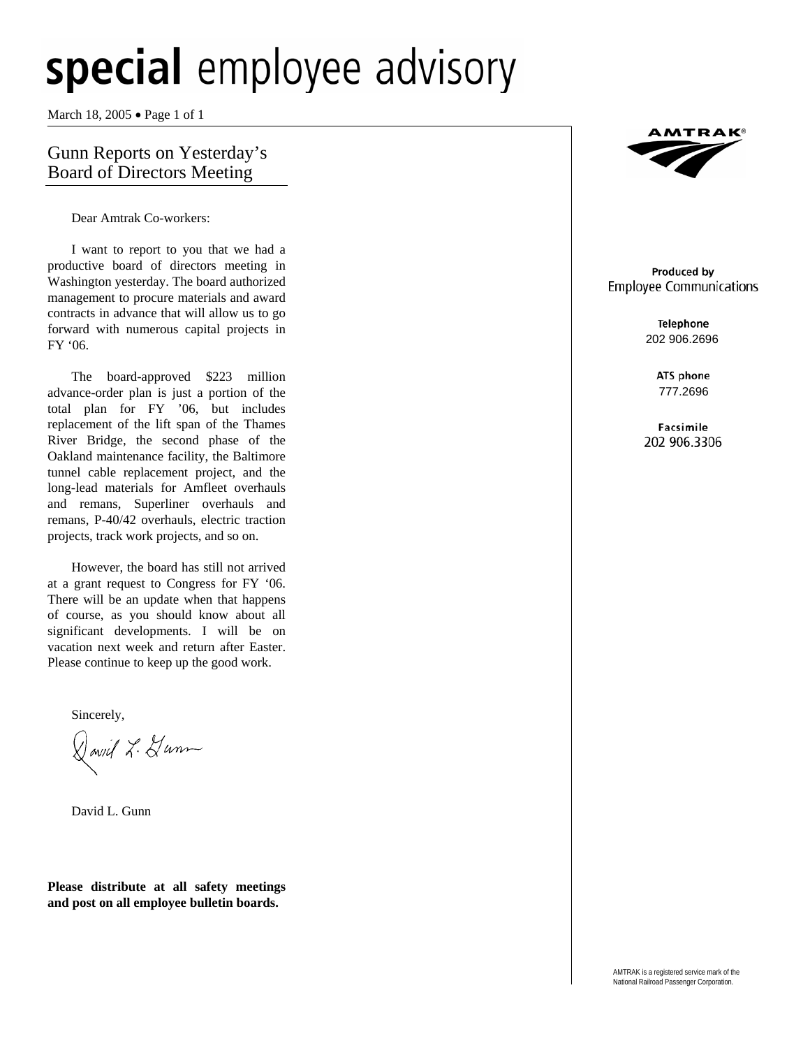# special employee advisory

March 18, 2005 • Page 1 of 1

## Gunn Reports on Yesterday's Board of Directors Meeting

Dear Amtrak Co-workers:

I want to report to you that we had a productive board of directors meeting in Washington yesterday. The board authorized management to procure materials and award contracts in advance that will allow us to go forward with numerous capital projects in FY '06.

The board-approved $223 million advance-order plan is just a portion of the total plan for FY '06, but includes replacement of the lift span of the Thames River Bridge, the second phase of the Oakland maintenance facility, the Baltimore tunnel cable replacement project, and the long-lead materials for Amfleet overhauls and remans, Superliner overhauls and remans, P-40/42 overhauls, electric traction projects, track work projects, and so on.

However, the board has still not arrived at a grant request to Congress for FY '06. There will be an update when that happens of course, as you should know about all significant developments. I will be on vacation next week and return after Easter. Please continue to keep up the good work.

Sincerely,

David L. Gunn

David L. Gunn

**Please distribute at all safety meetings and post on all employee bulletin boards.**

AMTRAK

Produced by
Employee Communications

Telephone
202 906.2696

ATS phone
777.2696

Facsimile
202 906.3306

AMTRAK is a registered service mark of the National Railroad Passenger Corporation.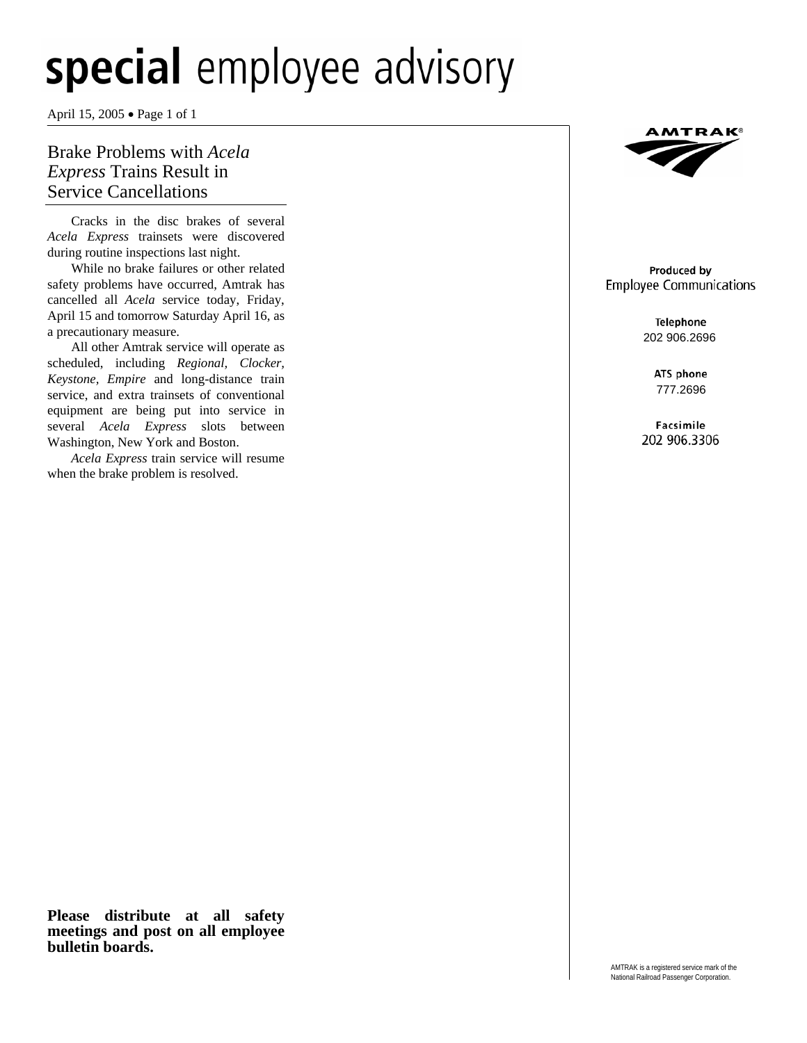# **special** employee advisory

April 15, 2005 • Page 1 of 1

## Brake Problems with *Acela Express* Trains Result in Service Cancellations

Cracks in the disc brakes of several *Acela Express* trainsets were discovered during routine inspections last night.

While no brake failures or other related safety problems have occurred, Amtrak has cancelled all *Acela* service today, Friday, April 15 and tomorrow Saturday April 16, as a precautionary measure.

All other Amtrak service will operate as scheduled, including *Regional, Clocker, Keystone, Empire* and long-distance train service, and extra trainsets of conventional equipment are being put into service in several *Acela Express* slots between Washington, New York and Boston.

*Acela Express* train service will resume when the brake problem is resolved.

**Please distribute at all safety meetings and post on all employee bulletin boards.**

AMTRAK

Produced by
Employee Communications

Telephone
202 906.2696

ATS phone
777.2696

Facsimile
202 906.3306

AMTRAK is a registered service mark of the National Railroad Passenger Corporation.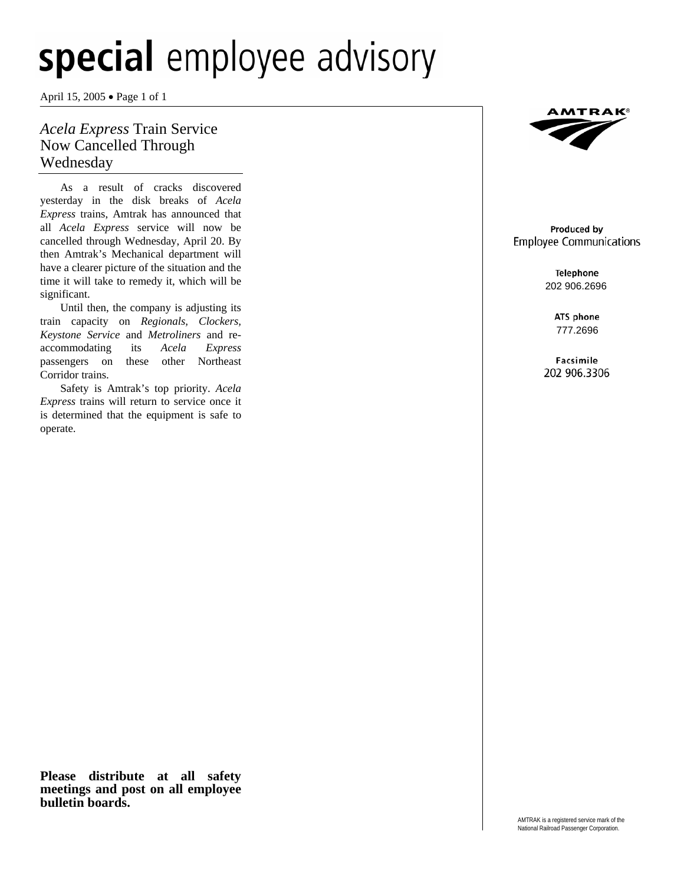# **special** employee advisory

April 15, 2005

## *Acela Express* Train Service Now Cancelled Through Wednesday

As a result of cracks discovered yesterday in the disk breaks of *Acela Express* trains, Amtrak has announced that all *Acela Express* service will now be cancelled through Wednesday, April 20. By then Amtrak's Mechanical department will have a clearer picture of the situation and the time it will take to remedy it, which will be significant.

Until then, the company is adjusting its train capacity on *Regionals, Clockers, Keystone Service* and *Metroliners* and re-accommodating its *Acela Express* passengers on these other Northeast Corridor trains.

Safety is Amtrak's top priority. *Acela Express* trains will return to service once it is determined that the equipment is safe to operate.

**Please distribute at all safety meetings and post on all employee bulletin boards.**

AMTRAK

**Produced by**
Employee Communications

**Telephone**
202 906.2696

**ATS phone**
777.2696

**Facsimile**
202 906.3306

AMTRAK is a registered service mark of the National Railroad Passenger Corporation.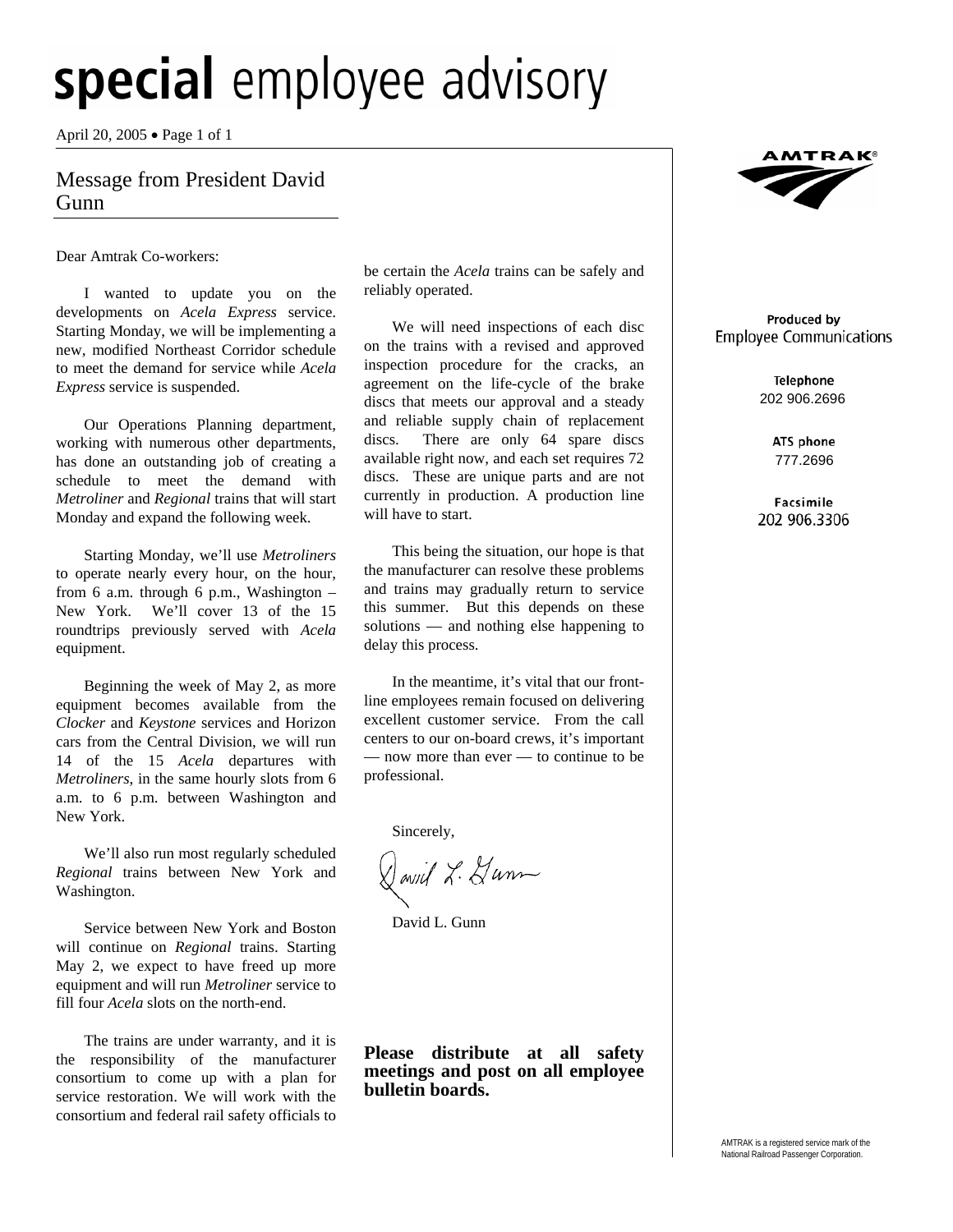# **special** employee advisory

April 20, 2005 • Page 1 of 1

## Message from President David Gunn

Dear Amtrak Co-workers:

I wanted to update you on the developments on *Acela Express* service. Starting Monday, we will be implementing a new, modified Northeast Corridor schedule to meet the demand for service while *Acela Express* service is suspended.

Our Operations Planning department, working with numerous other departments, has done an outstanding job of creating a schedule to meet the demand with *Metroliner* and *Regional* trains that will start Monday and expand the following week.

Starting Monday, we'll use *Metroliners* to operate nearly every hour, on the hour, from 6 a.m. through 6 p.m., Washington – New York. We'll cover 13 of the 15 roundtrips previously served with *Acela* equipment.

Beginning the week of May 2, as more equipment becomes available from the *Clocker* and *Keystone* services and Horizon cars from the Central Division, we will run 14 of the 15 *Acela* departures with *Metroliners*, in the same hourly slots from 6 a.m. to 6 p.m. between Washington and New York.

We'll also run most regularly scheduled *Regional* trains between New York and Washington.

Service between New York and Boston will continue on *Regional* trains. Starting May 2, we expect to have freed up more equipment and will run *Metroliner* service to fill four *Acela* slots on the north-end.

The trains are under warranty, and it is the responsibility of the manufacturer consortium to come up with a plan for service restoration. We will work with the consortium and federal rail safety officials to be certain the *Acela* trains can be safely and reliably operated.

We will need inspections of each disc on the trains with a revised and approved inspection procedure for the cracks, an agreement on the life-cycle of the brake discs that meets our approval and a steady and reliable supply chain of replacement discs. There are only 64 spare discs available right now, and each set requires 72 discs. These are unique parts and are not currently in production. A production line will have to start.

This being the situation, our hope is that the manufacturer can resolve these problems and trains may gradually return to service this summer. But this depends on these solutions — and nothing else happening to delay this process.

In the meantime, it's vital that our front-line employees remain focused on delivering excellent customer service. From the call centers to our on-board crews, it's important — now more than ever — to continue to be professional.

Sincerely,

David L. Gunn

**Please distribute at all safety meetings and post on all employee bulletin boards.**

AMTRAK

Produced by
Employee Communications

Telephone
202 906.2696

ATS phone
777.2696

Facsimile
202 906.3306

AMTRAK is a registered service mark of the National Railroad Passenger Corporation.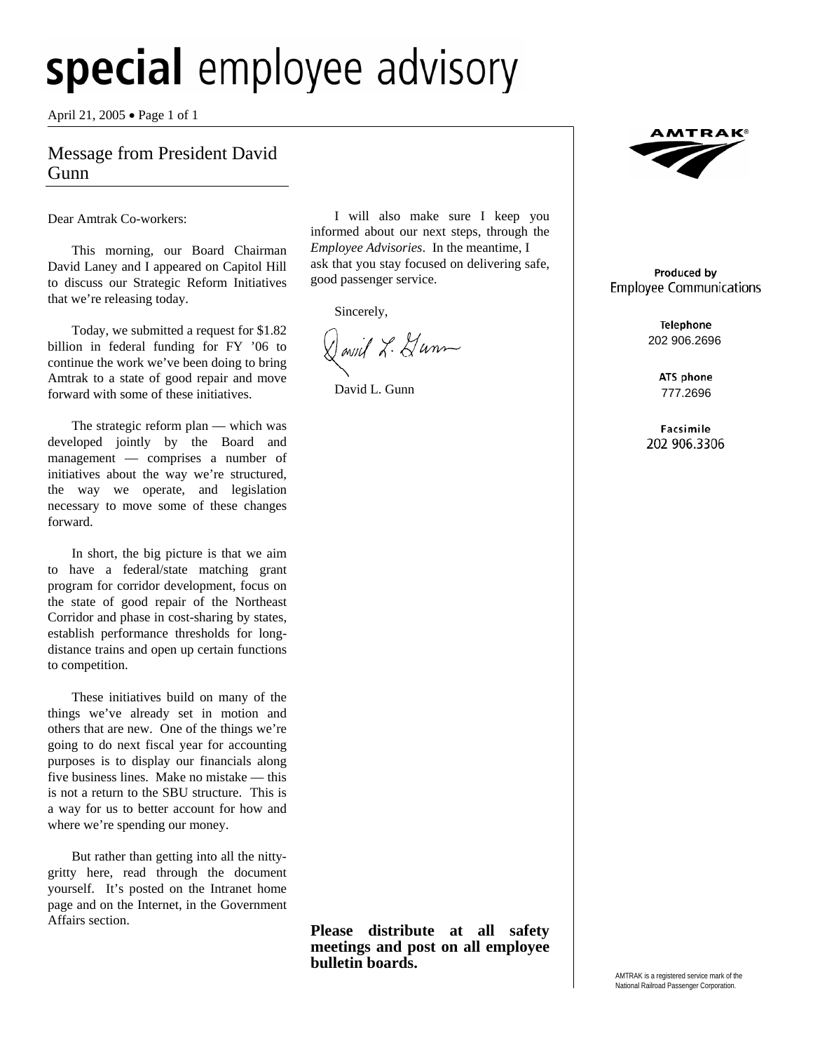# special employee advisory

April 21, 2005

## Message from President David Gunn

Dear Amtrak Co-workers:

This morning, our Board Chairman David Laney and I appeared on Capitol Hill to discuss our Strategic Reform Initiatives that we're releasing today.

Today, we submitted a request for $1.82 billion in federal funding for FY '06 to continue the work we've been doing to bring Amtrak to a state of good repair and move forward with some of these initiatives.

The strategic reform plan — which was developed jointly by the Board and management — comprises a number of initiatives about the way we're structured, the way we operate, and legislation necessary to move some of these changes forward.

In short, the big picture is that we aim to have a federal/state matching grant program for corridor development, focus on the state of good repair of the Northeast Corridor and phase in cost-sharing by states, establish performance thresholds for long-distance trains and open up certain functions to competition.

These initiatives build on many of the things we've already set in motion and others that are new. One of the things we're going to do next fiscal year for accounting purposes is to display our financials along five business lines. Make no mistake — this is not a return to the SBU structure. This is a way for us to better account for how and where we're spending our money.

But rather than getting into all the nitty-gritty here, read through the document yourself. It's posted on the Intranet home page and on the Internet, in the Government Affairs section.

I will also make sure I keep you informed about our next steps, through the *Employee Advisories*. In the meantime, I ask that you stay focused on delivering safe, good passenger service.

Sincerely,

David L. Gunn

**Please distribute at all safety meetings and post on all employee bulletin boards.**

AMTRAK

Produced by
Employee Communications

Telephone
202 906.2696

ATS phone
777.2696

Facsimile
202 906.3306

AMTRAK is a registered service mark of the National Railroad Passenger Corporation.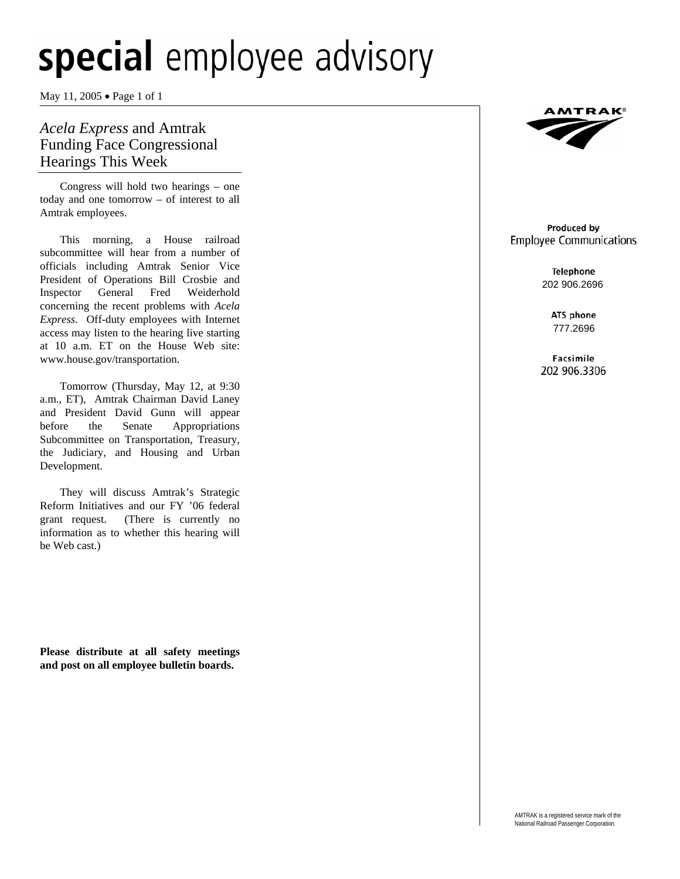# **special** employee advisory

May 11, 2005 • Page 1 of 1

## *Acela Express* and Amtrak Funding Face Congressional Hearings This Week

Congress will hold two hearings – one today and one tomorrow – of interest to all Amtrak employees.

This morning, a House railroad subcommittee will hear from a number of officials including Amtrak Senior Vice President of Operations Bill Crosbie and Inspector General Fred Weiderhold concerning the recent problems with *Acela Express*. Off-duty employees with Internet access may listen to the hearing live starting at 10 a.m. ET on the House Web site: www.house.gov/transportation.

Tomorrow (Thursday, May 12, at 9:30 a.m., ET), Amtrak Chairman David Laney and President David Gunn will appear before the Senate Appropriations Subcommittee on Transportation, Treasury, the Judiciary, and Housing and Urban Development.

They will discuss Amtrak's Strategic Reform Initiatives and our FY '06 federal grant request. (There is currently no information as to whether this hearing will be Web cast.)

**Please distribute at all safety meetings and post on all employee bulletin boards.**

AMTRAK

Produced by
Employee Communications

Telephone
202 906.2696

ATS phone
777.2696

Facsimile
202 906.3306

AMTRAK is a registered service mark of the National Railroad Passenger Corporation.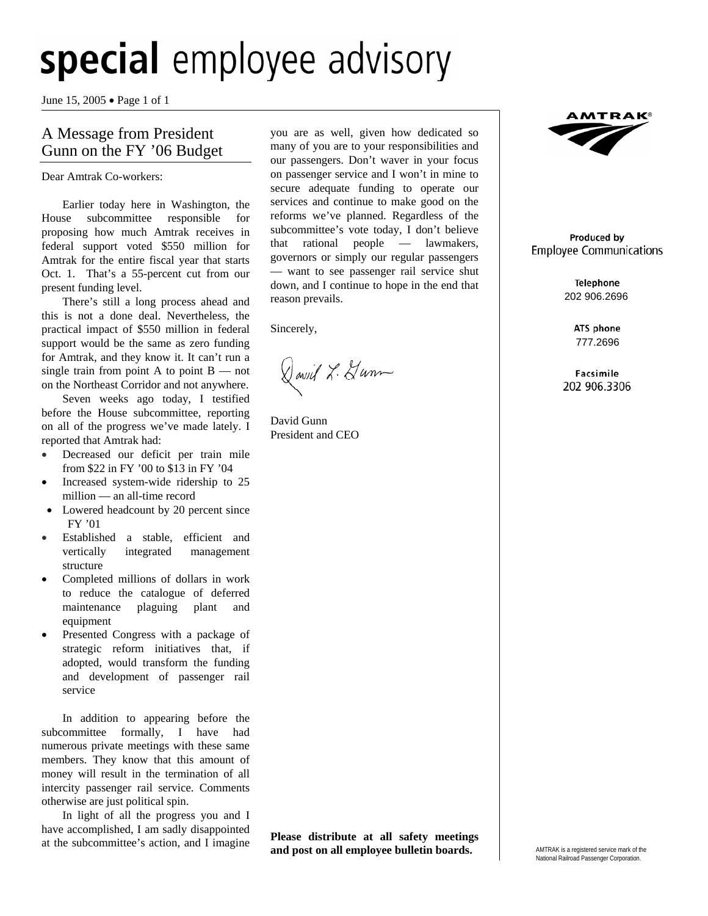# special employee advisory

June 15, 2005

## A Message from President Gunn on the FY '06 Budget

Dear Amtrak Co-workers:

Earlier today here in Washington, the House subcommittee responsible for proposing how much Amtrak receives in federal support voted $550 million for Amtrak for the entire fiscal year that starts Oct. 1. That's a 55-percent cut from our present funding level.

There's still a long process ahead and this is not a done deal. Nevertheless, the practical impact of $550 million in federal support would be the same as zero funding for Amtrak, and they know it. It can't run a single train from point A to point B — not on the Northeast Corridor and not anywhere.

Seven weeks ago today, I testified before the House subcommittee, reporting on all of the progress we've made lately. I reported that Amtrak had:

- Decreased our deficit per train mile from $22 in FY '00 to $13 in FY '04
- Increased system-wide ridership to 25 million — an all-time record
- Lowered headcount by 20 percent since FY '01
- Established a stable, efficient and vertically integrated management structure
- Completed millions of dollars in work to reduce the catalogue of deferred maintenance plaguing plant and equipment
- Presented Congress with a package of strategic reform initiatives that, if adopted, would transform the funding and development of passenger rail service

In addition to appearing before the subcommittee formally, I have had numerous private meetings with these same members. They know that this amount of money will result in the termination of all intercity passenger rail service. Comments otherwise are just political spin.

In light of all the progress you and I have accomplished, I am sadly disappointed at the subcommittee's action, and I imagine you are as well, given how dedicated so many of you are to your responsibilities and our passengers. Don't waver in your focus on passenger service and I won't in mine to secure adequate funding to operate our services and continue to make good on the reforms we've planned. Regardless of the subcommittee's vote today, I don't believe that rational people — lawmakers, governors or simply our regular passengers — want to see passenger rail service shut down, and I continue to hope in the end that reason prevails.

Sincerely,

David L. Gunn

David Gunn
President and CEO

**Please distribute at all safety meetings and post on all employee bulletin boards.**

AMTRAK

Produced by
Employee Communications

Telephone
202 906.2696

ATS phone
777.2696

Facsimile
202 906.3306

AMTRAK is a registered service mark of the National Railroad Passenger Corporation.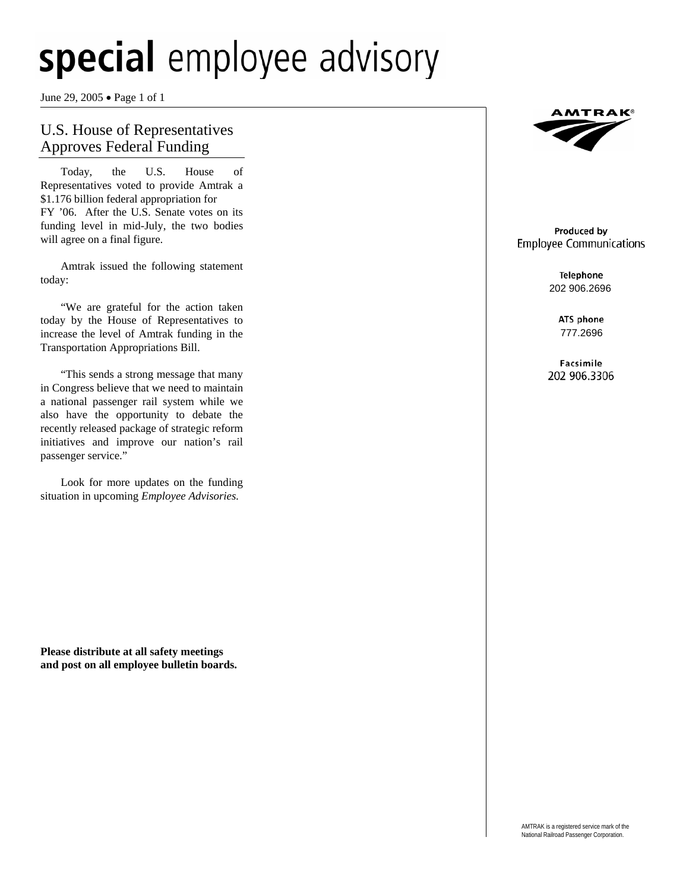# special employee advisory

June 29, 2005 • Page 1 of 1

## U.S. House of Representatives Approves Federal Funding

Today, the U.S. House of Representatives voted to provide Amtrak a $1.176 billion federal appropriation for FY '06. After the U.S. Senate votes on its funding level in mid-July, the two bodies will agree on a final figure.

Amtrak issued the following statement today:

"We are grateful for the action taken today by the House of Representatives to increase the level of Amtrak funding in the Transportation Appropriations Bill.

"This sends a strong message that many in Congress believe that we need to maintain a national passenger rail system while we also have the opportunity to debate the recently released package of strategic reform initiatives and improve our nation's rail passenger service."

Look for more updates on the funding situation in upcoming *Employee Advisories.*

**Please distribute at all safety meetings and post on all employee bulletin boards.**

AMTRAK®

Produced by
Employee Communications

Telephone
202 906.2696

ATS phone
777.2696

Facsimile
202 906.3306

AMTRAK is a registered service mark of the National Railroad Passenger Corporation.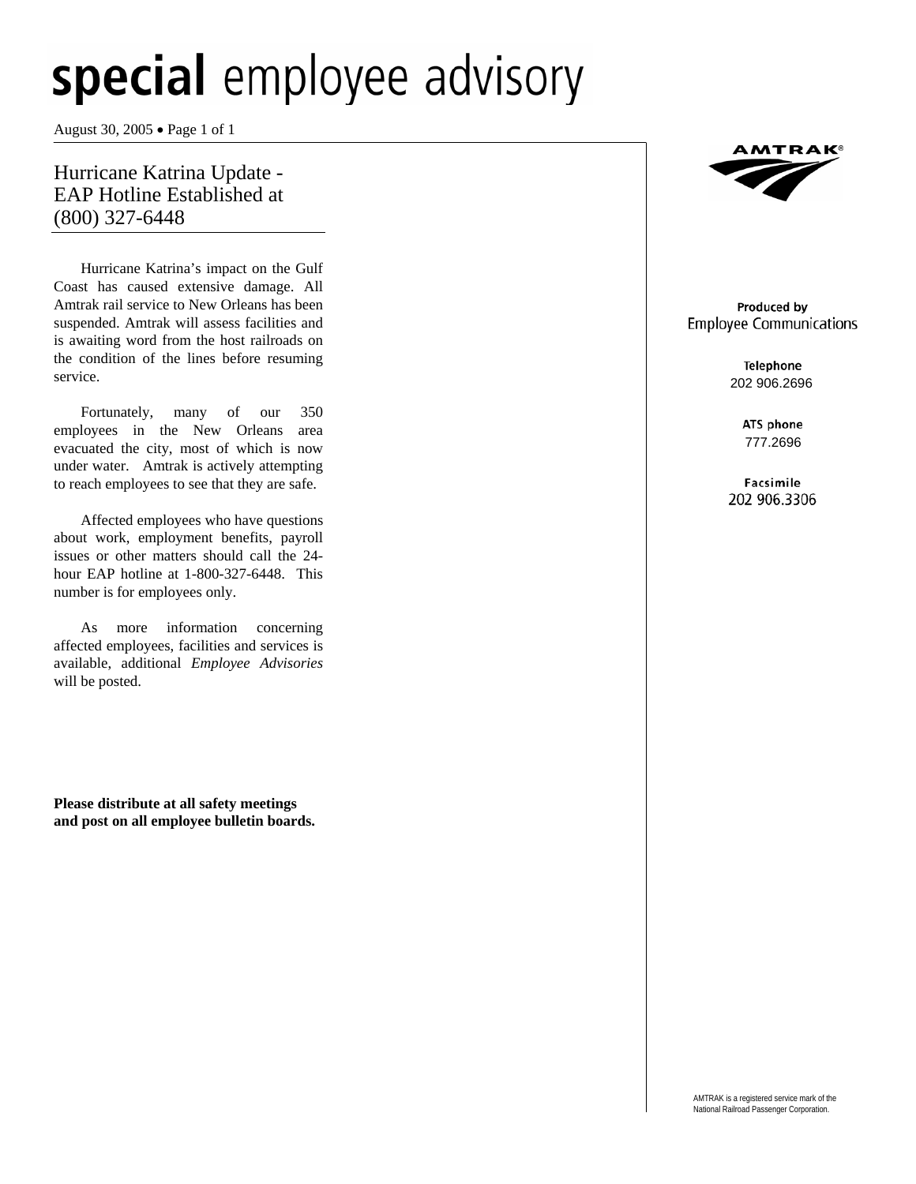# **special** employee advisory

August 30, 2005 • Page 1 of 1

## Hurricane Katrina Update - EAP Hotline Established at (800) 327-6448

Hurricane Katrina's impact on the Gulf Coast has caused extensive damage. All Amtrak rail service to New Orleans has been suspended. Amtrak will assess facilities and is awaiting word from the host railroads on the condition of the lines before resuming service.

Fortunately, many of our 350 employees in the New Orleans area evacuated the city, most of which is now under water. Amtrak is actively attempting to reach employees to see that they are safe.

Affected employees who have questions about work, employment benefits, payroll issues or other matters should call the 24-hour EAP hotline at 1-800-327-6448. This number is for employees only.

As more information concerning affected employees, facilities and services is available, additional *Employee Advisories* will be posted.

**Please distribute at all safety meetings and post on all employee bulletin boards.**

AMTRAK

**Produced by**
Employee Communications

**Telephone**
202 906.2696

**ATS phone**
777.2696

**Facsimile**
202 906.3306

AMTRAK is a registered service mark of the National Railroad Passenger Corporation.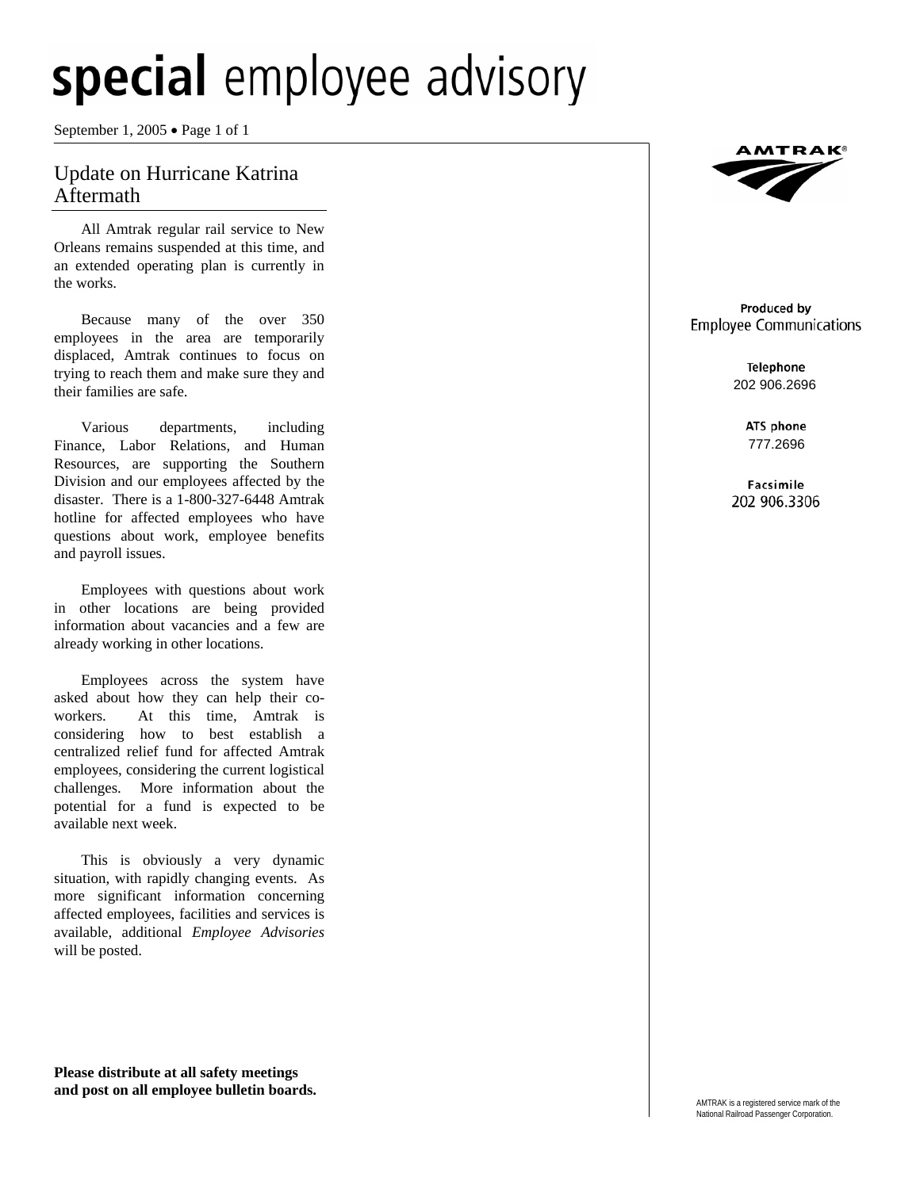# special employee advisory

September 1, 2005

## Update on Hurricane Katrina Aftermath

All Amtrak regular rail service to New Orleans remains suspended at this time, and an extended operating plan is currently in the works.

Because many of the over 350 employees in the area are temporarily displaced, Amtrak continues to focus on trying to reach them and make sure they and their families are safe.

Various departments, including Finance, Labor Relations, and Human Resources, are supporting the Southern Division and our employees affected by the disaster. There is a 1-800-327-6448 Amtrak hotline for affected employees who have questions about work, employee benefits and payroll issues.

Employees with questions about work in other locations are being provided information about vacancies and a few are already working in other locations.

Employees across the system have asked about how they can help their co-workers. At this time, Amtrak is considering how to best establish a centralized relief fund for affected Amtrak employees, considering the current logistical challenges. More information about the potential for a fund is expected to be available next week.

This is obviously a very dynamic situation, with rapidly changing events. As more significant information concerning affected employees, facilities and services is available, additional *Employee Advisories* will be posted.

**Please distribute at all safety meetings and post on all employee bulletin boards.**

AMTRAK

Produced by
Employee Communications

Telephone
202 906.2696

ATS phone
777.2696

Facsimile
202 906.3306

AMTRAK is a registered service mark of the National Railroad Passenger Corporation.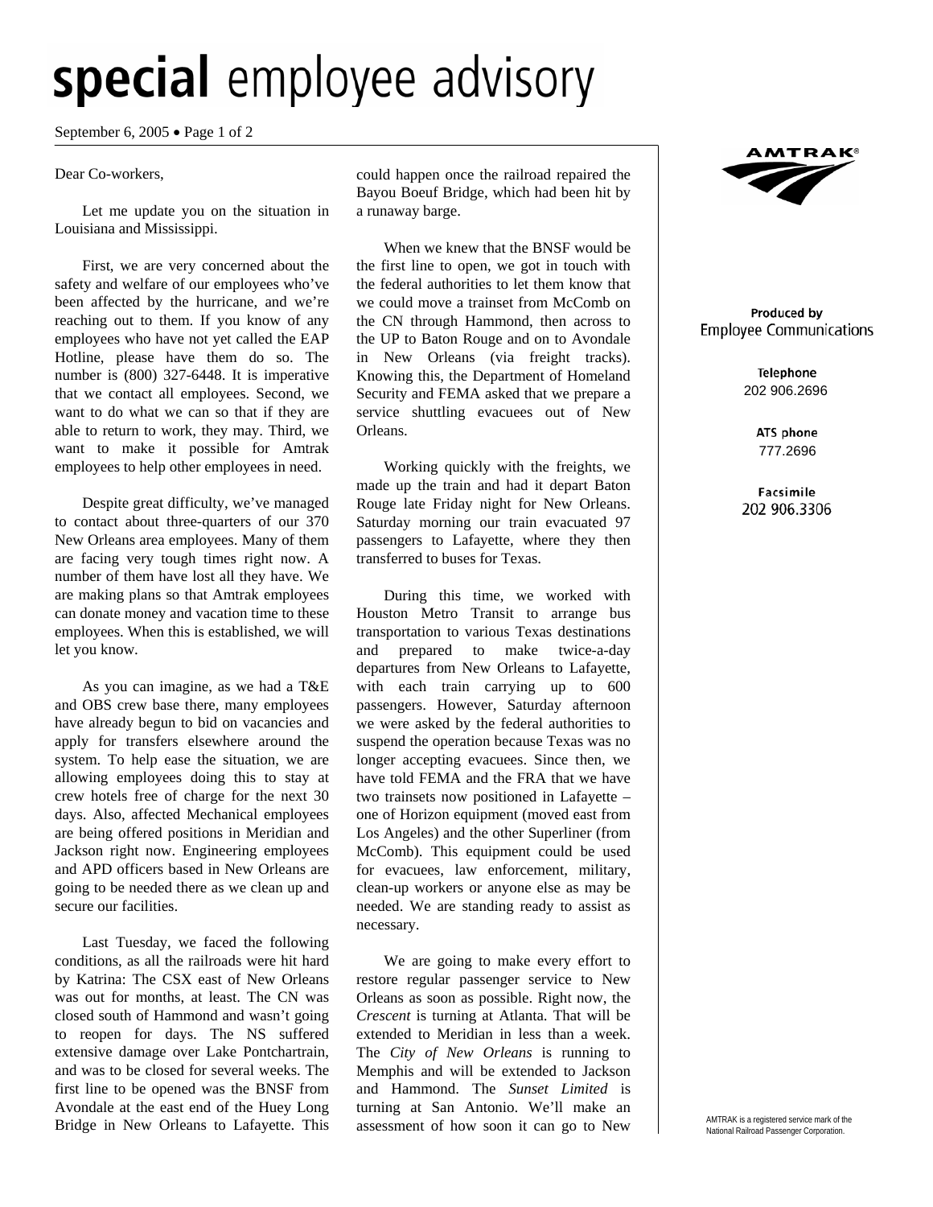# **special** employee advisory

September 6, 2005

Dear Co-workers,

Let me update you on the situation in Louisiana and Mississippi.

First, we are very concerned about the safety and welfare of our employees who've been affected by the hurricane, and we're reaching out to them. If you know of any employees who have not yet called the EAP Hotline, please have them do so. The number is (800) 327-6448. It is imperative that we contact all employees. Second, we want to do what we can so that if they are able to return to work, they may. Third, we want to make it possible for Amtrak employees to help other employees in need.

Despite great difficulty, we've managed to contact about three-quarters of our 370 New Orleans area employees. Many of them are facing very tough times right now. A number of them have lost all they have. We are making plans so that Amtrak employees can donate money and vacation time to these employees. When this is established, we will let you know.

As you can imagine, as we had a T&E and OBS crew base there, many employees have already begun to bid on vacancies and apply for transfers elsewhere around the system. To help ease the situation, we are allowing employees doing this to stay at crew hotels free of charge for the next 30 days. Also, affected Mechanical employees are being offered positions in Meridian and Jackson right now. Engineering employees and APD officers based in New Orleans are going to be needed there as we clean up and secure our facilities.

Last Tuesday, we faced the following conditions, as all the railroads were hit hard by Katrina: The CSX east of New Orleans was out for months, at least. The CN was closed south of Hammond and wasn't going to reopen for days. The NS suffered extensive damage over Lake Pontchartrain, and was to be closed for several weeks. The first line to be opened was the BNSF from Avondale at the east end of the Huey Long Bridge in New Orleans to Lafayette. This could happen once the railroad repaired the Bayou Boeuf Bridge, which had been hit by a runaway barge.

When we knew that the BNSF would be the first line to open, we got in touch with the federal authorities to let them know that we could move a trainset from McComb on the CN through Hammond, then across to the UP to Baton Rouge and on to Avondale in New Orleans (via freight tracks). Knowing this, the Department of Homeland Security and FEMA asked that we prepare a service shuttling evacuees out of New Orleans.

Working quickly with the freights, we made up the train and had it depart Baton Rouge late Friday night for New Orleans. Saturday morning our train evacuated 97 passengers to Lafayette, where they then transferred to buses for Texas.

During this time, we worked with Houston Metro Transit to arrange bus transportation to various Texas destinations and prepared to make twice-a-day departures from New Orleans to Lafayette, with each train carrying up to 600 passengers. However, Saturday afternoon we were asked by the federal authorities to suspend the operation because Texas was no longer accepting evacuees. Since then, we have told FEMA and the FRA that we have two trainsets now positioned in Lafayette – one of Horizon equipment (moved east from Los Angeles) and the other Superliner (from McComb). This equipment could be used for evacuees, law enforcement, military, clean-up workers or anyone else as may be needed. We are standing ready to assist as necessary.

We are going to make every effort to restore regular passenger service to New Orleans as soon as possible. Right now, the *Crescent* is turning at Atlanta. That will be extended to Meridian in less than a week. The *City of New Orleans* is running to Memphis and will be extended to Jackson and Hammond. The *Sunset Limited* is turning at San Antonio. We'll make an assessment of how soon it can go to New

AMTRAK

Produced by
Employee Communications

Telephone
202 906.2696

ATS phone
777.2696

Facsimile
202 906.3306

AMTRAK is a registered service mark of the National Railroad Passenger Corporation.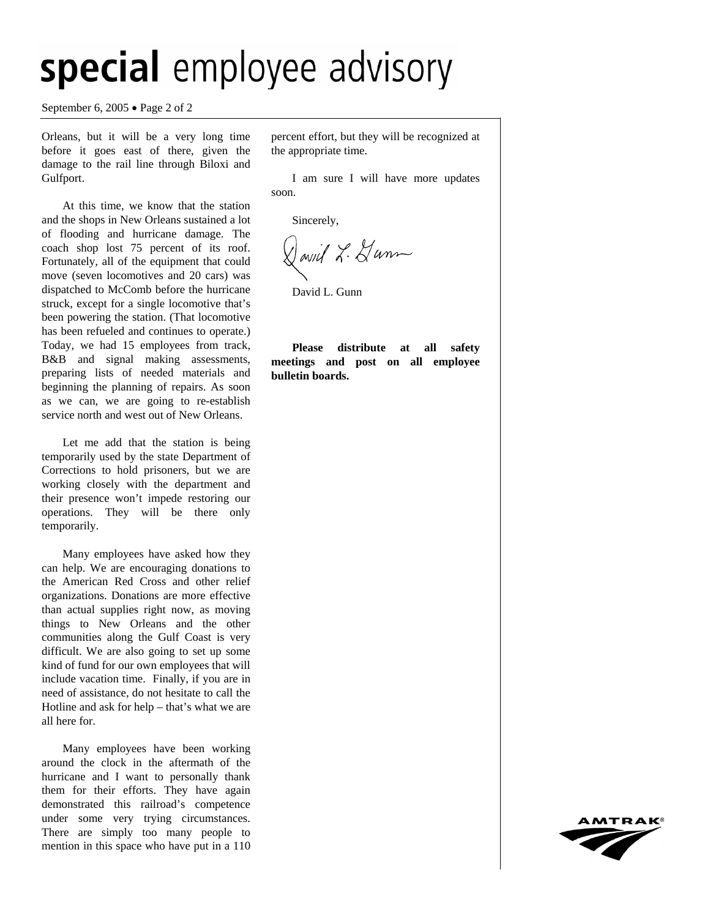Orleans, but it will be a very long time before it goes east of there, given the damage to the rail line through Biloxi and Gulfport.

At this time, we know that the station and the shops in New Orleans sustained a lot of flooding and hurricane damage. The coach shop lost 75 percent of its roof. Fortunately, all of the equipment that could move (seven locomotives and 20 cars) was dispatched to McComb before the hurricane struck, except for a single locomotive that's been powering the station. (That locomotive has been refueled and continues to operate.) Today, we had 15 employees from track, B&B and signal making assessments, preparing lists of needed materials and beginning the planning of repairs. As soon as we can, we are going to re-establish service north and west out of New Orleans.

Let me add that the station is being temporarily used by the state Department of Corrections to hold prisoners, but we are working closely with the department and their presence won't impede restoring our operations. They will be there only temporarily.

Many employees have asked how they can help. We are encouraging donations to the American Red Cross and other relief organizations. Donations are more effective than actual supplies right now, as moving things to New Orleans and the other communities along the Gulf Coast is very difficult. We are also going to set up some kind of fund for our own employees that will include vacation time. Finally, if you are in need of assistance, do not hesitate to call the Hotline and ask for help – that's what we are all here for.

Many employees have been working around the clock in the aftermath of the hurricane and I want to personally thank them for their efforts. They have again demonstrated this railroad's competence under some very trying circumstances. There are simply too many people to mention in this space who have put in a 110 percent effort, but they will be recognized at the appropriate time.

I am sure I will have more updates soon.

Sincerely,

David L. Gunn

**Please distribute at all safety meetings and post on all employee bulletin boards.**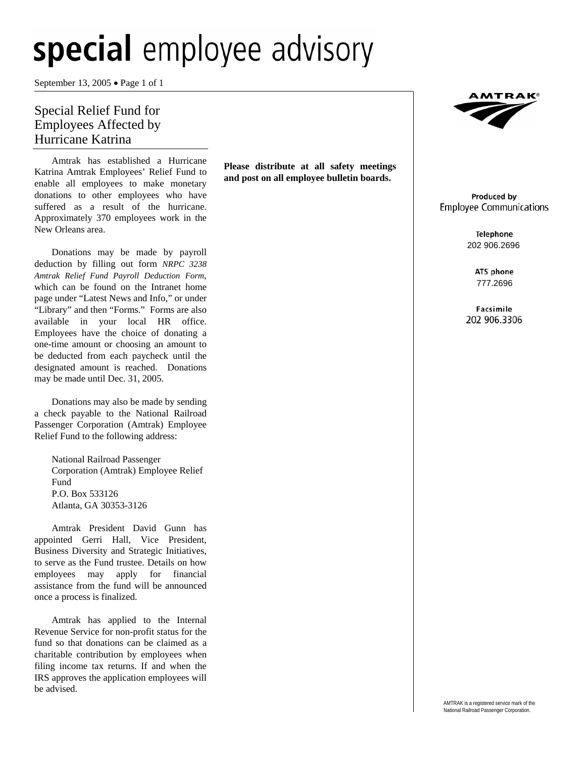# special employee advisory

September 13, 2005 • Page 1 of 1

## Special Relief Fund for Employees Affected by Hurricane Katrina

Amtrak has established a Hurricane Katrina Amtrak Employees' Relief Fund to enable all employees to make monetary donations to other employees who have suffered as a result of the hurricane. Approximately 370 employees work in the New Orleans area.

Donations may be made by payroll deduction by filling out form *NRPC 3238 Amtrak Relief Fund Payroll Deduction Form*, which can be found on the Intranet home page under "Latest News and Info," or under "Library" and then "Forms." Forms are also available in your local HR office. Employees have the choice of donating a one-time amount or choosing an amount to be deducted from each paycheck until the designated amount is reached. Donations may be made until Dec. 31, 2005.

Donations may also be made by sending a check payable to the National Railroad Passenger Corporation (Amtrak) Employee Relief Fund to the following address:

National Railroad Passenger Corporation (Amtrak) Employee Relief Fund
P.O. Box 533126
Atlanta, GA 30353-3126

Amtrak President David Gunn has appointed Gerri Hall, Vice President, Business Diversity and Strategic Initiatives, to serve as the Fund trustee. Details on how employees may apply for financial assistance from the fund will be announced once a process is finalized.

Amtrak has applied to the Internal Revenue Service for non-profit status for the fund so that donations can be claimed as a charitable contribution by employees when filing income tax returns. If and when the IRS approves the application employees will be advised.

**Please distribute at all safety meetings and post on all employee bulletin boards.**

AMTRAK

Produced by
Employee Communications

Telephone
202 906.2696

ATS phone
777.2696

Facsimile
202 906.3306

AMTRAK is a registered service mark of the National Railroad Passenger Corporation.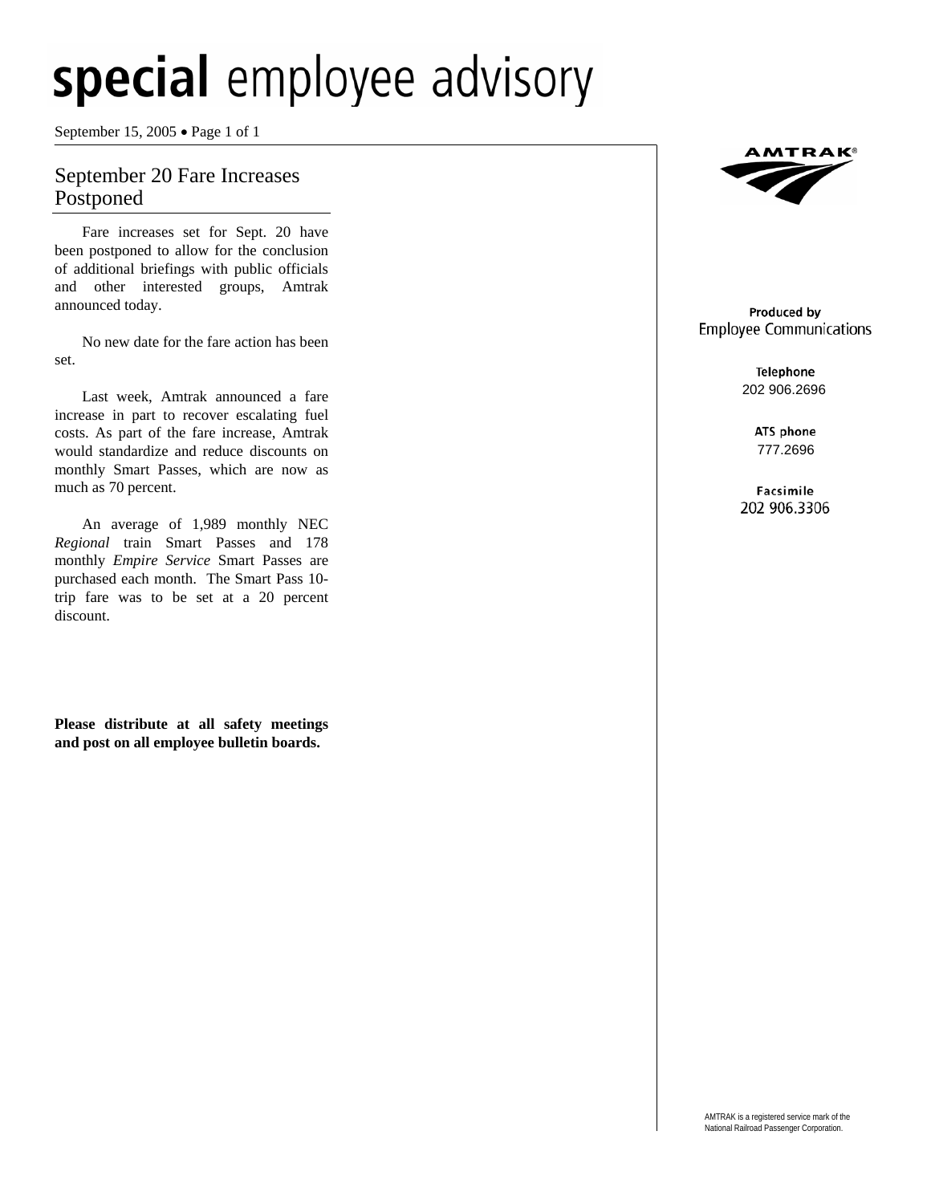# special employee advisory

September 15, 2005 • Page 1 of 1

## September 20 Fare Increases Postponed

Fare increases set for Sept. 20 have been postponed to allow for the conclusion of additional briefings with public officials and other interested groups, Amtrak announced today.

No new date for the fare action has been set.

Last week, Amtrak announced a fare increase in part to recover escalating fuel costs. As part of the fare increase, Amtrak would standardize and reduce discounts on monthly Smart Passes, which are now as much as 70 percent.

An average of 1,989 monthly NEC *Regional* train Smart Passes and 178 monthly *Empire Service* Smart Passes are purchased each month. The Smart Pass 10-trip fare was to be set at a 20 percent discount.

**Please distribute at all safety meetings and post on all employee bulletin boards.**

AMTRAK®

**Produced by**
Employee Communications

**Telephone**
202 906.2696

**ATS phone**
777.2696

**Facsimile**
202 906.3306

AMTRAK is a registered service mark of the National Railroad Passenger Corporation.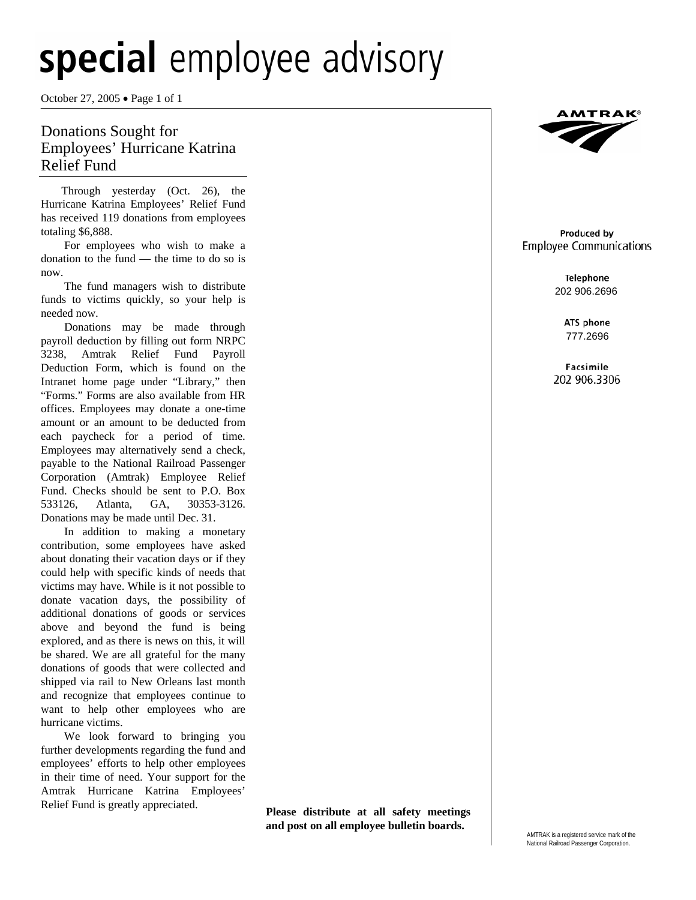# special employee advisory

October 27, 2005 • Page 1 of 1

## Donations Sought for Employees' Hurricane Katrina Relief Fund

Through yesterday (Oct. 26), the Hurricane Katrina Employees' Relief Fund has received 119 donations from employees totaling $6,888.

For employees who wish to make a donation to the fund — the time to do so is now.

The fund managers wish to distribute funds to victims quickly, so your help is needed now.

Donations may be made through payroll deduction by filling out form NRPC 3238, Amtrak Relief Fund Payroll Deduction Form, which is found on the Intranet home page under "Library," then "Forms." Forms are also available from HR offices. Employees may donate a one-time amount or an amount to be deducted from each paycheck for a period of time. Employees may alternatively send a check, payable to the National Railroad Passenger Corporation (Amtrak) Employee Relief Fund. Checks should be sent to P.O. Box 533126, Atlanta, GA, 30353-3126. Donations may be made until Dec. 31.

In addition to making a monetary contribution, some employees have asked about donating their vacation days or if they could help with specific kinds of needs that victims may have. While is it not possible to donate vacation days, the possibility of additional donations of goods or services above and beyond the fund is being explored, and as there is news on this, it will be shared. We are all grateful for the many donations of goods that were collected and shipped via rail to New Orleans last month and recognize that employees continue to want to help other employees who are hurricane victims.

We look forward to bringing you further developments regarding the fund and employees' efforts to help other employees in their time of need. Your support for the Amtrak Hurricane Katrina Employees' Relief Fund is greatly appreciated.

**Please distribute at all safety meetings and post on all employee bulletin boards.**

AMTRAK

Produced by
Employee Communications

Telephone
202 906.2696

ATS phone
777.2696

Facsimile
202 906.3306

AMTRAK is a registered service mark of the National Railroad Passenger Corporation.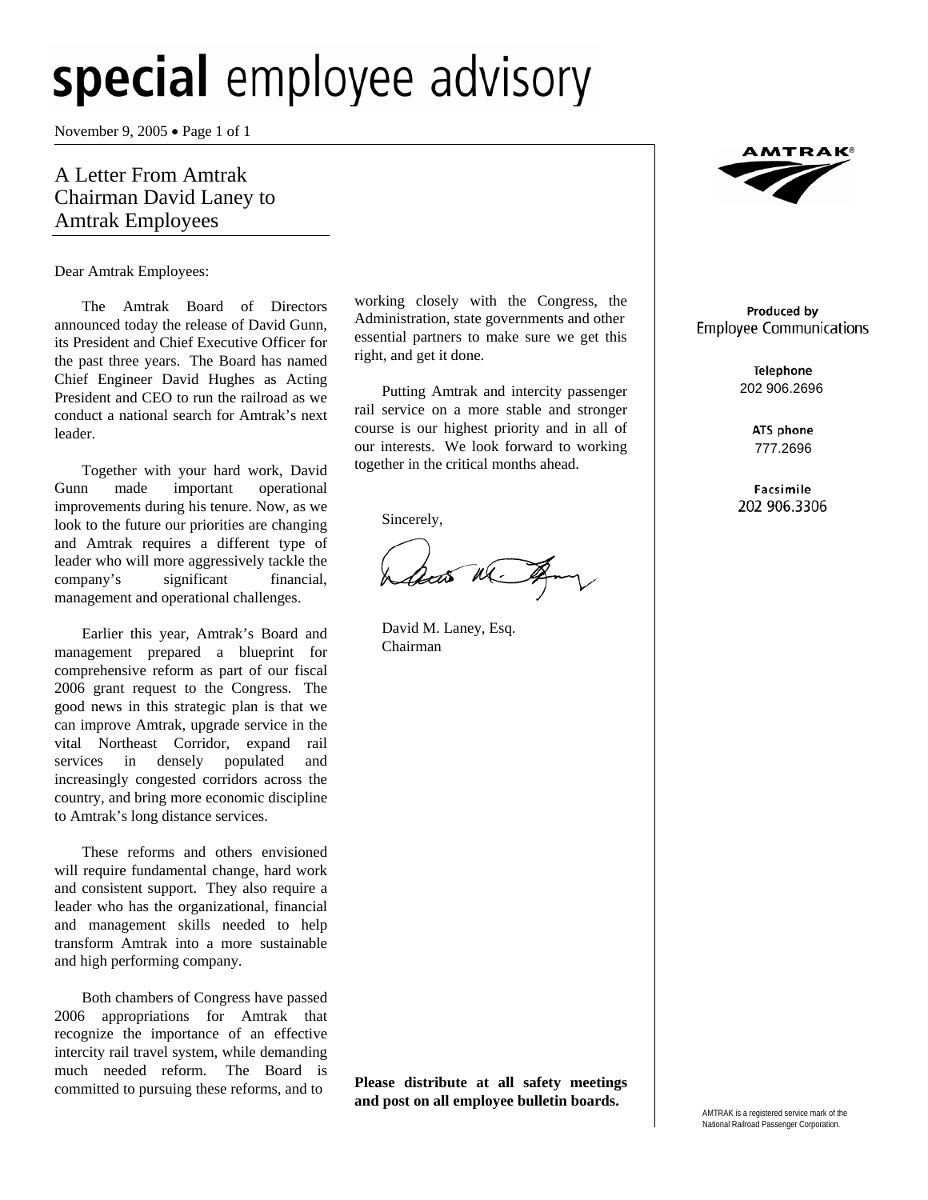# special employee advisory

November 9, 2005

## A Letter From Amtrak Chairman David Laney to Amtrak Employees

Dear Amtrak Employees:

The Amtrak Board of Directors announced today the release of David Gunn, its President and Chief Executive Officer for the past three years. The Board has named Chief Engineer David Hughes as Acting President and CEO to run the railroad as we conduct a national search for Amtrak's next leader.

Together with your hard work, David Gunn made important operational improvements during his tenure. Now, as we look to the future our priorities are changing and Amtrak requires a different type of leader who will more aggressively tackle the company's significant financial, management and operational challenges.

Earlier this year, Amtrak's Board and management prepared a blueprint for comprehensive reform as part of our fiscal 2006 grant request to the Congress. The good news in this strategic plan is that we can improve Amtrak, upgrade service in the vital Northeast Corridor, expand rail services in densely populated and increasingly congested corridors across the country, and bring more economic discipline to Amtrak's long distance services.

These reforms and others envisioned will require fundamental change, hard work and consistent support. They also require a leader who has the organizational, financial and management skills needed to help transform Amtrak into a more sustainable and high performing company.

Both chambers of Congress have passed 2006 appropriations for Amtrak that recognize the importance of an effective intercity rail travel system, while demanding much needed reform. The Board is committed to pursuing these reforms, and to working closely with the Congress, the Administration, state governments and other essential partners to make sure we get this right, and get it done.

Putting Amtrak and intercity passenger rail service on a more stable and stronger course is our highest priority and in all of our interests. We look forward to working together in the critical months ahead.

Sincerely,

David M. Laney, Esq.
Chairman

**Please distribute at all safety meetings and post on all employee bulletin boards.**

AMTRAK

Produced by
Employee Communications

Telephone
202 906.2696

ATS phone
777.2696

Facsimile
202 906.3306

AMTRAK is a registered service mark of the National Railroad Passenger Corporation.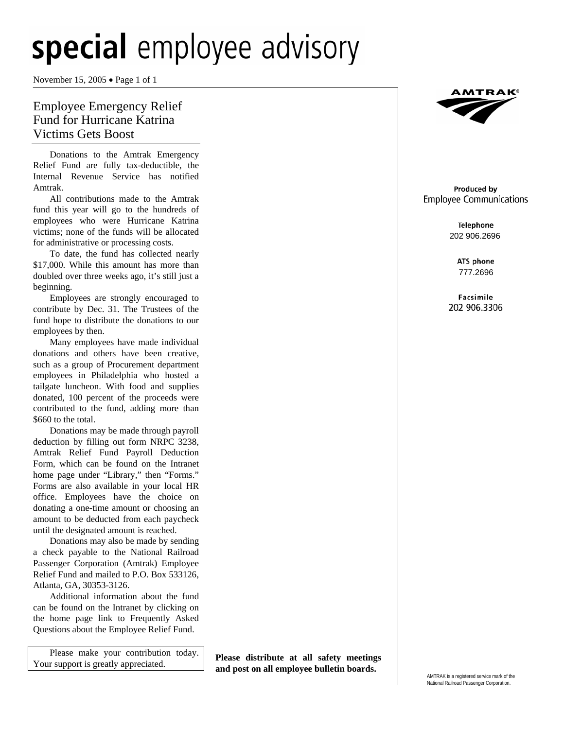# special employee advisory

November 15, 2005 • Page 1 of 1

## Employee Emergency Relief Fund for Hurricane Katrina Victims Gets Boost

Donations to the Amtrak Emergency Relief Fund are fully tax-deductible, the Internal Revenue Service has notified Amtrak.

All contributions made to the Amtrak fund this year will go to the hundreds of employees who were Hurricane Katrina victims; none of the funds will be allocated for administrative or processing costs.

To date, the fund has collected nearly $17,000. While this amount has more than doubled over three weeks ago, it's still just a beginning.

Employees are strongly encouraged to contribute by Dec. 31. The Trustees of the fund hope to distribute the donations to our employees by then.

Many employees have made individual donations and others have been creative, such as a group of Procurement department employees in Philadelphia who hosted a tailgate luncheon. With food and supplies donated, 100 percent of the proceeds were contributed to the fund, adding more than $660 to the total.

Donations may be made through payroll deduction by filling out form NRPC 3238, Amtrak Relief Fund Payroll Deduction Form, which can be found on the Intranet home page under "Library," then "Forms." Forms are also available in your local HR office. Employees have the choice on donating a one-time amount or choosing an amount to be deducted from each paycheck until the designated amount is reached.

Donations may also be made by sending a check payable to the National Railroad Passenger Corporation (Amtrak) Employee Relief Fund and mailed to P.O. Box 533126, Atlanta, GA, 30353-3126.

Additional information about the fund can be found on the Intranet by clicking on the home page link to Frequently Asked Questions about the Employee Relief Fund.

Please make your contribution today. Your support is greatly appreciated.

**Please distribute at all safety meetings and post on all employee bulletin boards.**

AMTRAK

Produced by
Employee Communications

Telephone
202 906.2696

ATS phone
777.2696

Facsimile
202 906.3306

AMTRAK is a registered service mark of the National Railroad Passenger Corporation.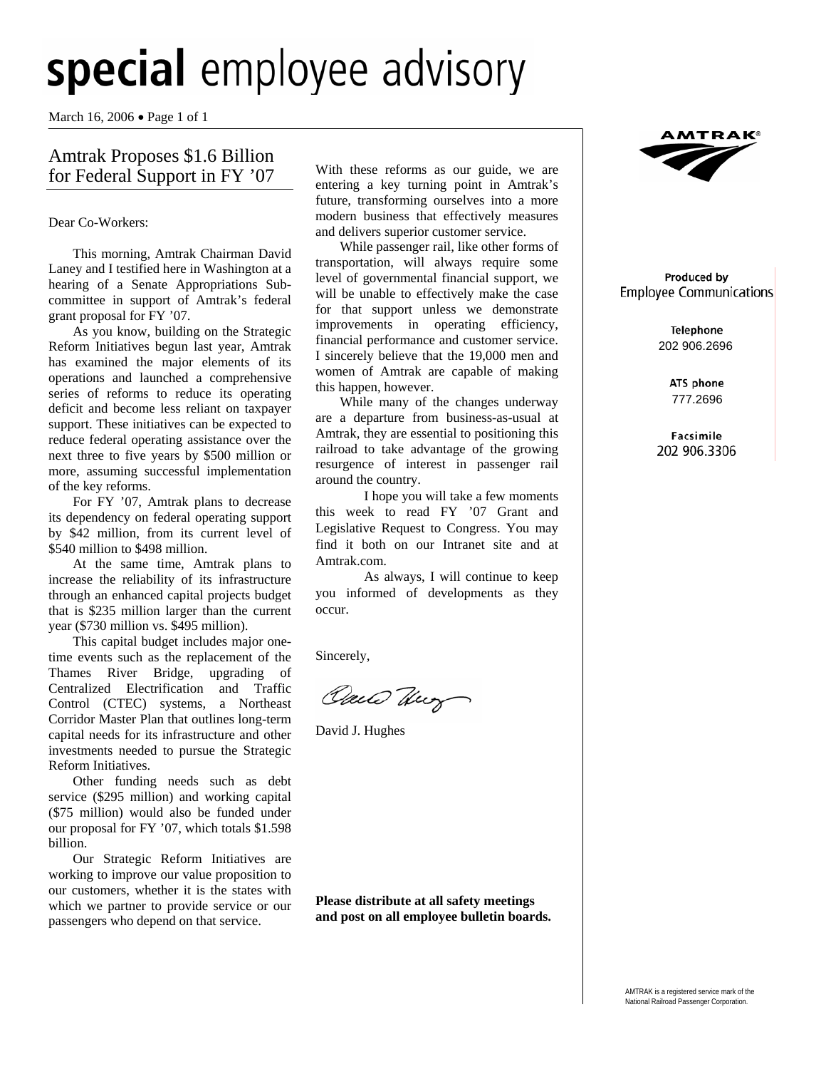# special employee advisory

March 16, 2006

## Amtrak Proposes $1.6 Billion for Federal Support in FY '07

Dear Co-Workers:

This morning, Amtrak Chairman David Laney and I testified here in Washington at a hearing of a Senate Appropriations Subcommittee in support of Amtrak's federal grant proposal for FY '07.

As you know, building on the Strategic Reform Initiatives begun last year, Amtrak has examined the major elements of its operations and launched a comprehensive series of reforms to reduce its operating deficit and become less reliant on taxpayer support. These initiatives can be expected to reduce federal operating assistance over the next three to five years by $500 million or more, assuming successful implementation of the key reforms.

For FY '07, Amtrak plans to decrease its dependency on federal operating support by $42 million, from its current level of $540 million to $498 million.

At the same time, Amtrak plans to increase the reliability of its infrastructure through an enhanced capital projects budget that is $235 million larger than the current year ($730 million vs. $495 million).

This capital budget includes major one-time events such as the replacement of the Thames River Bridge, upgrading of Centralized Electrification and Traffic Control (CTEC) systems, a Northeast Corridor Master Plan that outlines long-term capital needs for its infrastructure and other investments needed to pursue the Strategic Reform Initiatives.

Other funding needs such as debt service ($295 million) and working capital ($75 million) would also be funded under our proposal for FY '07, which totals $1.598 billion.

Our Strategic Reform Initiatives are working to improve our value proposition to our customers, whether it is the states with which we partner to provide service or our passengers who depend on that service.

With these reforms as our guide, we are entering a key turning point in Amtrak's future, transforming ourselves into a more modern business that effectively measures and delivers superior customer service.

While passenger rail, like other forms of transportation, will always require some level of governmental financial support, we will be unable to effectively make the case for that support unless we demonstrate improvements in operating efficiency, financial performance and customer service. I sincerely believe that the 19,000 men and women of Amtrak are capable of making this happen, however.

While many of the changes underway are a departure from business-as-usual at Amtrak, they are essential to positioning this railroad to take advantage of the growing resurgence of interest in passenger rail around the country.

I hope you will take a few moments this week to read FY '07 Grant and Legislative Request to Congress. You may find it both on our Intranet site and at Amtrak.com.

As always, I will continue to keep you informed of developments as they occur.

Sincerely,

David J. Hughes

**Please distribute at all safety meetings and post on all employee bulletin boards.**

AMTRAK

Produced by Employee Communications

Telephone
202 906.2696

ATS phone
777.2696

Facsimile
202 906.3306

AMTRAK is a registered service mark of the National Railroad Passenger Corporation.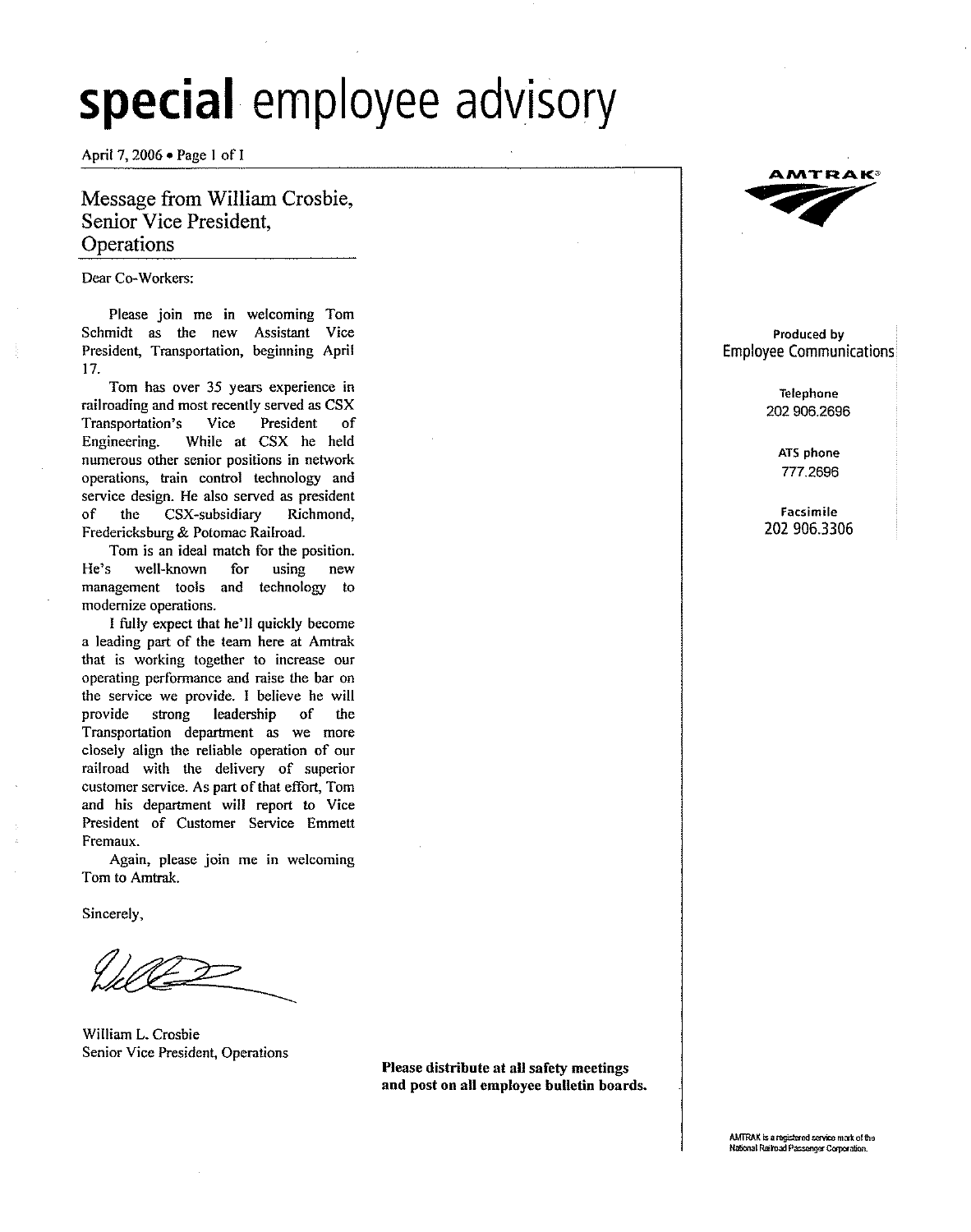# **special** employee advisory

April 7, 2006 • Page 1 of 1

## Message from William Crosbie, Senior Vice President, Operations

Dear Co-Workers:

Please join me in welcoming Tom Schmidt as the new Assistant Vice President, Transportation, beginning April 17.

Tom has over 35 years experience in railroading and most recently served as CSX Transportation's Vice President of Engineering. While at CSX he held numerous other senior positions in network operations, train control technology and service design. He also served as president of the CSX-subsidiary Richmond, Fredericksburg & Potomac Railroad.

Tom is an ideal match for the position. He's well-known for using new management tools and technology to modernize operations.

I fully expect that he'll quickly become a leading part of the team here at Amtrak that is working together to increase our operating performance and raise the bar on the service we provide. I believe he will provide strong leadership of the Transportation department as we more closely align the reliable operation of our railroad with the delivery of superior customer service. As part of that effort, Tom and his department will report to Vice President of Customer Service Emmett Fremaux.

Again, please join me in welcoming Tom to Amtrak.

Sincerely,

William L. Crosbie
Senior Vice President, Operations

**Please distribute at all safety meetings and post on all employee bulletin boards.**

AMTRAK

Produced by
Employee Communications

Telephone
202 906.2696

ATS phone
777.2696

Facsimile
202 906.3306

AMTRAK is a registered service mark of the National Railroad Passenger Corporation.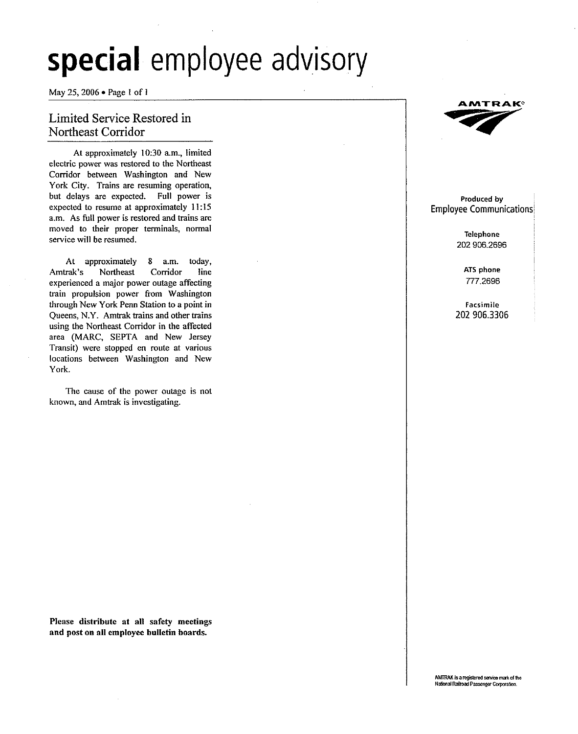# special employee advisory

May 25, 2006 • Page 1 of 1

## Limited Service Restored in Northeast Corridor

At approximately 10:30 a.m., limited electric power was restored to the Northeast Corridor between Washington and New York City. Trains are resuming operation, but delays are expected. Full power is expected to resume at approximately 11:15 a.m. As full power is restored and trains are moved to their proper terminals, normal service will be resumed.

At approximately 8 a.m. today, Amtrak's Northeast Corridor line experienced a major power outage affecting train propulsion power from Washington through New York Penn Station to a point in Queens, N.Y. Amtrak trains and other trains using the Northeast Corridor in the affected area (MARC, SEPTA and New Jersey Transit) were stopped en route at various locations between Washington and New York.

The cause of the power outage is not known, and Amtrak is investigating.

**Please distribute at all safety meetings and post on all employee bulletin boards.**

AMTRAK®

Produced by
Employee Communications

Telephone
202 906.2696

ATS phone
777.2696

Facsimile
202 906.3306

AMTRAK is a registered service mark of the National Railroad Passenger Corporation.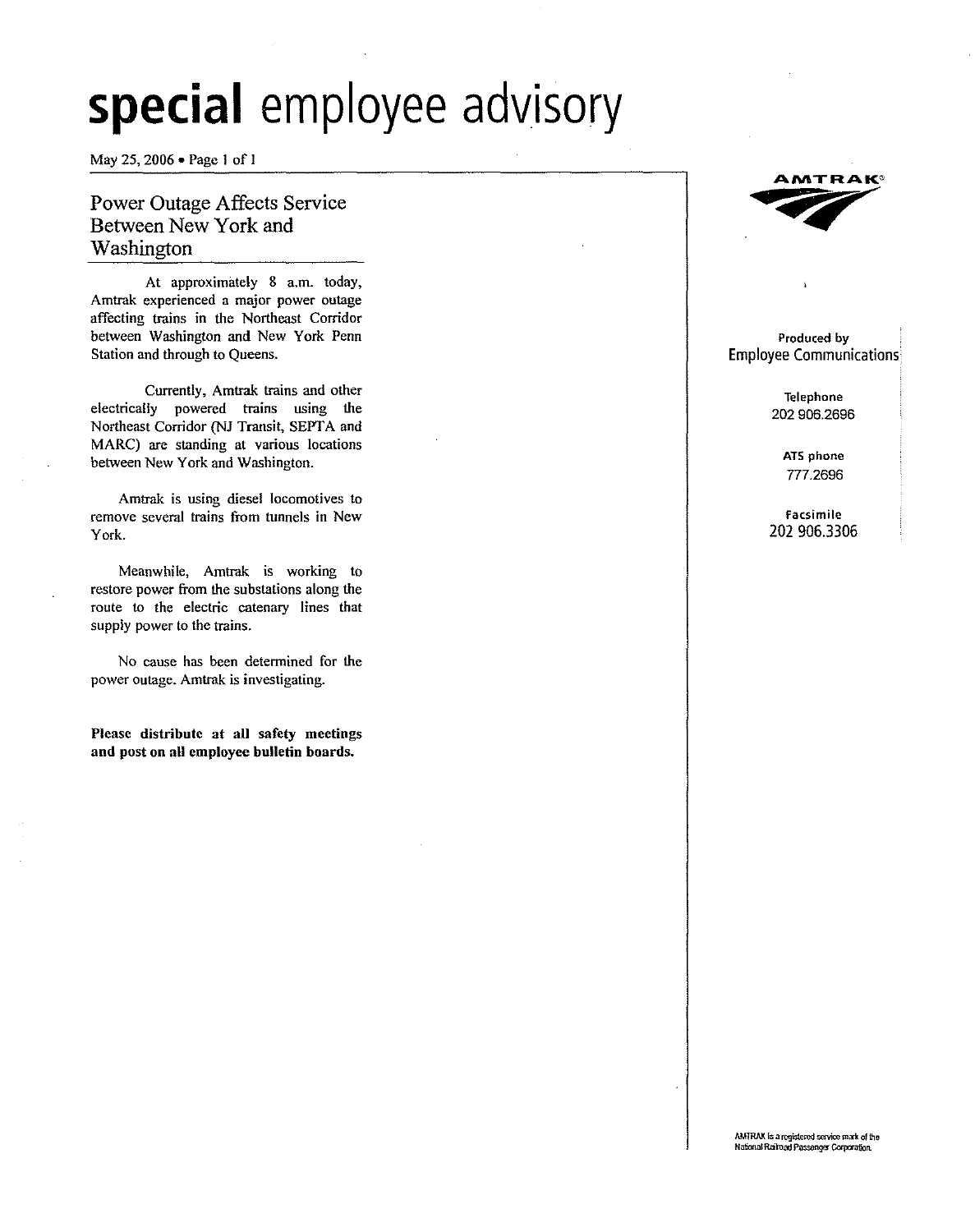# **special** employee advisory

May 25, 2006 • Page 1 of 1

## Power Outage Affects Service Between New York and Washington

At approximately 8 a.m. today, Amtrak experienced a major power outage affecting trains in the Northeast Corridor between Washington and New York Penn Station and through to Queens.

Currently, Amtrak trains and other electrically powered trains using the Northeast Corridor (NJ Transit, SEPTA and MARC) are standing at various locations between New York and Washington.

Amtrak is using diesel locomotives to remove several trains from tunnels in New York.

Meanwhile, Amtrak is working to restore power from the substations along the route to the electric catenary lines that supply power to the trains.

No cause has been determined for the power outage. Amtrak is investigating.

**Please distribute at all safety meetings and post on all employee bulletin boards.**

AMTRAK

Produced by
Employee Communications

Telephone
202 906.2696

ATS phone
777.2696

Facsimile
202 906.3306

AMTRAK is a registered service mark of the National Railroad Passenger Corporation.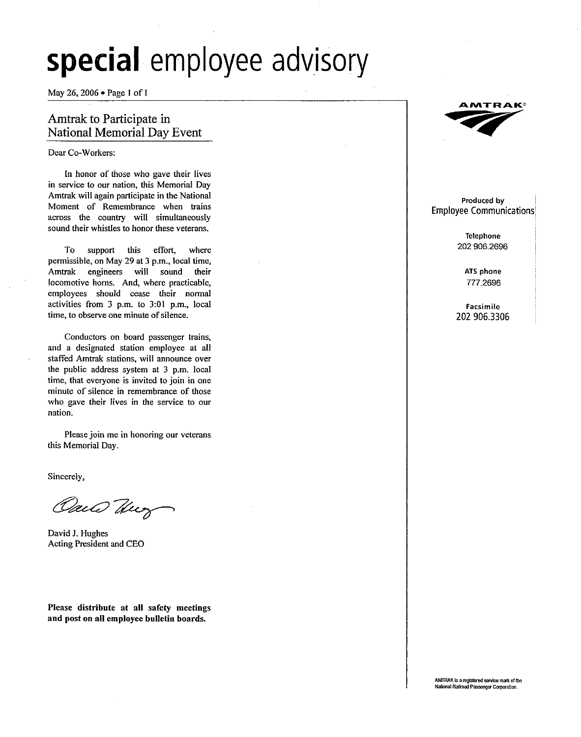# special employee advisory

May 26, 2006 • Page 1 of 1

## Amtrak to Participate in National Memorial Day Event

Dear Co-Workers:

In honor of those who gave their lives in service to our nation, this Memorial Day Amtrak will again participate in the National Moment of Remembrance when trains across the country will simultaneously sound their whistles to honor these veterans.

To support this effort, where permissible, on May 29 at 3 p.m., local time, Amtrak engineers will sound their locomotive horns. And, where practicable, employees should cease their normal activities from 3 p.m. to 3:01 p.m., local time, to observe one minute of silence.

Conductors on board passenger trains, and a designated station employee at all staffed Amtrak stations, will announce over the public address system at 3 p.m. local time, that everyone is invited to join in one minute of silence in remembrance of those who gave their lives in the service to our nation.

Please join me in honoring our veterans this Memorial Day.

Sincerely,

David J. Hughes
Acting President and CEO

**Please distribute at all safety meetings and post on all employee bulletin boards.**

AMTRAK

Produced by
Employee Communications

Telephone
202 906.2696

ATS phone
777.2696

Facsimile
202 906.3306

AMTRAK is a registered service mark of the National Railroad Passenger Corporation.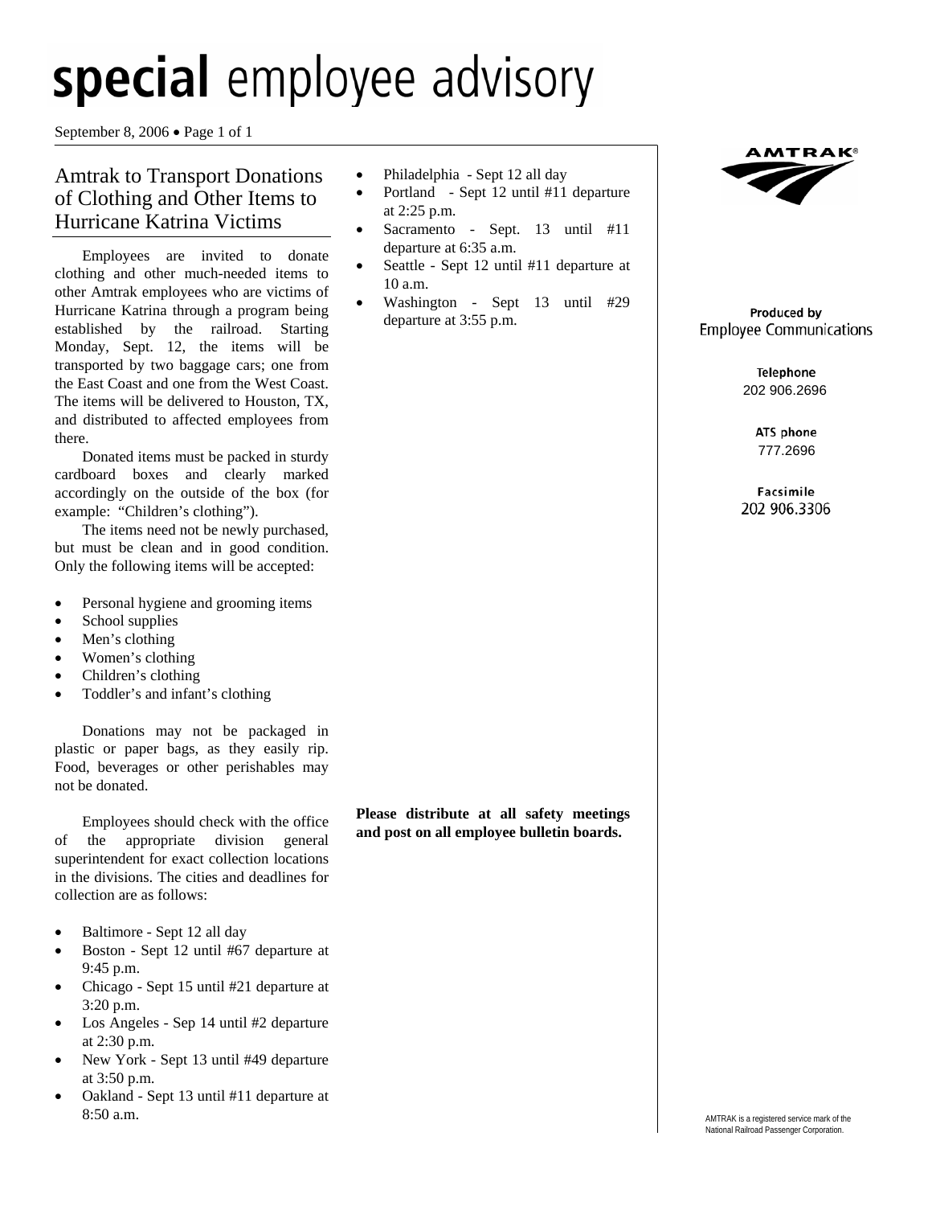# special employee advisory

September 8, 2006 • Page 1 of 1

## Amtrak to Transport Donations of Clothing and Other Items to Hurricane Katrina Victims

Employees are invited to donate clothing and other much-needed items to other Amtrak employees who are victims of Hurricane Katrina through a program being established by the railroad. Starting Monday, Sept. 12, the items will be transported by two baggage cars; one from the East Coast and one from the West Coast. The items will be delivered to Houston, TX, and distributed to affected employees from there.

Donated items must be packed in sturdy cardboard boxes and clearly marked accordingly on the outside of the box (for example: "Children's clothing").

The items need not be newly purchased, but must be clean and in good condition. Only the following items will be accepted:

- Personal hygiene and grooming items
- School supplies
- Men's clothing
- Women's clothing
- Children's clothing
- Toddler's and infant's clothing

Donations may not be packaged in plastic or paper bags, as they easily rip. Food, beverages or other perishables may not be donated.

Employees should check with the office of the appropriate division general superintendent for exact collection locations in the divisions. The cities and deadlines for collection are as follows:

- Baltimore - Sept 12 all day
- Boston - Sept 12 until #67 departure at 9:45 p.m.
- Chicago - Sept 15 until #21 departure at 3:20 p.m.
- Los Angeles - Sep 14 until #2 departure at 2:30 p.m.
- New York - Sept 13 until #49 departure at 3:50 p.m.
- Oakland - Sept 13 until #11 departure at 8:50 a.m.
- Philadelphia - Sept 12 all day
- Portland - Sept 12 until #11 departure at 2:25 p.m.
- Sacramento - Sept. 13 until #11 departure at 6:35 a.m.
- Seattle - Sept 12 until #11 departure at 10 a.m.
- Washington - Sept 13 until #29 departure at 3:55 p.m.

**Please distribute at all safety meetings and post on all employee bulletin boards.**

AMTRAK

Produced by
Employee Communications

Telephone
202 906.2696

ATS phone
777.2696

Facsimile
202 906.3306

AMTRAK is a registered service mark of the National Railroad Passenger Corporation.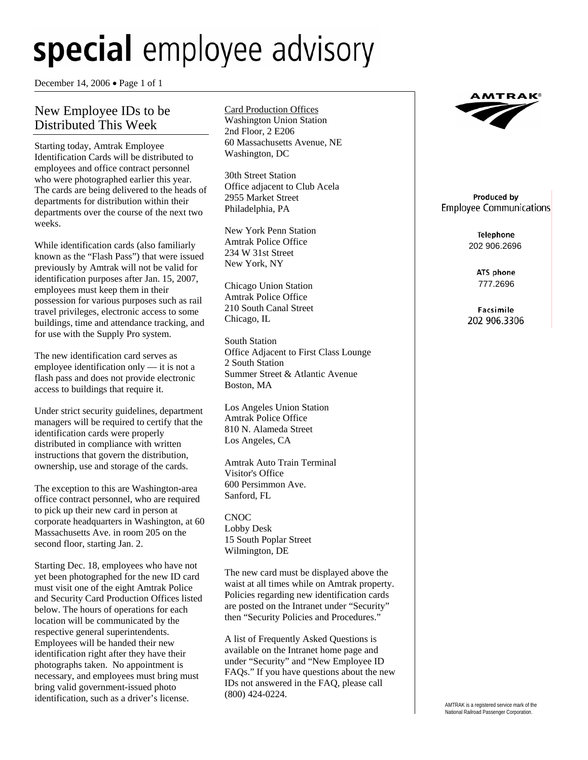# special employee advisory

December 14, 2006 • Page 1 of 1

## New Employee IDs to be Distributed This Week

Starting today, Amtrak Employee Identification Cards will be distributed to employees and office contract personnel who were photographed earlier this year. The cards are being delivered to the heads of departments for distribution within their departments over the course of the next two weeks.

While identification cards (also familiarly known as the "Flash Pass") that were issued previously by Amtrak will not be valid for identification purposes after Jan. 15, 2007, employees must keep them in their possession for various purposes such as rail travel privileges, electronic access to some buildings, time and attendance tracking, and for use with the Supply Pro system.

The new identification card serves as employee identification only — it is not a flash pass and does not provide electronic access to buildings that require it.

Under strict security guidelines, department managers will be required to certify that the identification cards were properly distributed in compliance with written instructions that govern the distribution, ownership, use and storage of the cards.

The exception to this are Washington-area office contract personnel, who are required to pick up their new card in person at corporate headquarters in Washington, at 60 Massachusetts Ave. in room 205 on the second floor, starting Jan. 2.

Starting Dec. 18, employees who have not yet been photographed for the new ID card must visit one of the eight Amtrak Police and Security Card Production Offices listed below. The hours of operations for each location will be communicated by the respective general superintendents. Employees will be handed their new identification right after they have their photographs taken. No appointment is necessary, and employees must bring must bring valid government-issued photo identification, such as a driver's license.

Card Production Offices

Washington Union Station
2nd Floor, 2 E206
60 Massachusetts Avenue, NE
Washington, DC

30th Street Station
Office adjacent to Club Acela
2955 Market Street
Philadelphia, PA

New York Penn Station
Amtrak Police Office
234 W 31st Street
New York, NY

Chicago Union Station
Amtrak Police Office
210 South Canal Street
Chicago, IL

South Station
Office Adjacent to First Class Lounge
2 South Station
Summer Street & Atlantic Avenue
Boston, MA

Los Angeles Union Station
Amtrak Police Office
810 N. Alameda Street
Los Angeles, CA

Amtrak Auto Train Terminal
Visitor's Office
600 Persimmon Ave.
Sanford, FL

CNOC
Lobby Desk
15 South Poplar Street
Wilmington, DE

The new card must be displayed above the waist at all times while on Amtrak property. Policies regarding new identification cards are posted on the Intranet under "Security" then "Security Policies and Procedures."

A list of Frequently Asked Questions is available on the Intranet home page and under "Security" and "New Employee ID FAQs." If you have questions about the new IDs not answered in the FAQ, please call (800) 424-0224.

AMTRAK®

Produced by
Employee Communications

Telephone
202 906.2696

ATS phone
777.2696

Facsimile
202 906.3306

AMTRAK is a registered service mark of the National Railroad Passenger Corporation.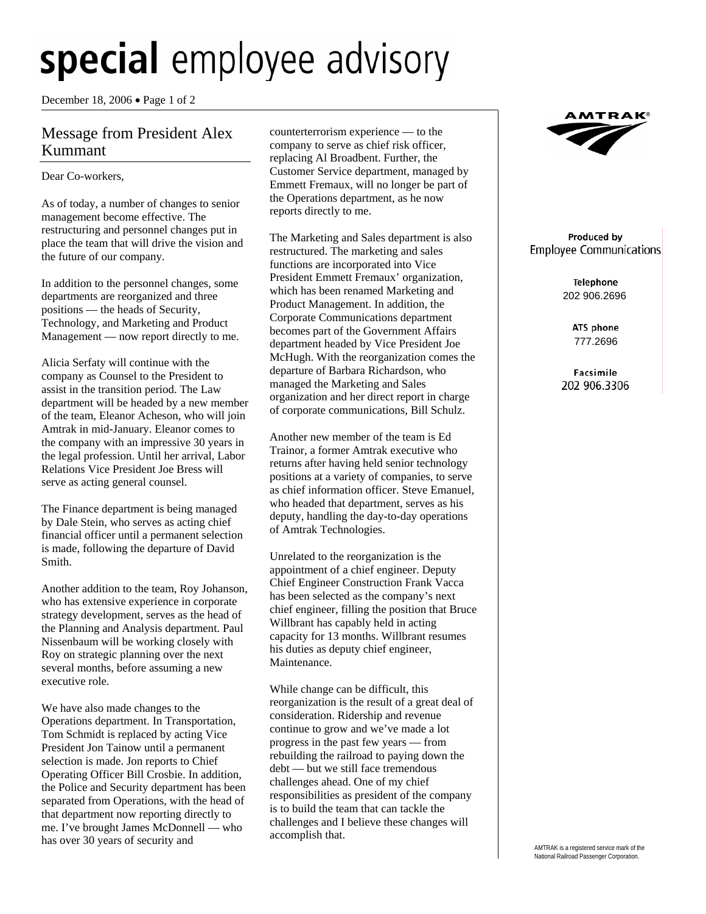# special employee advisory

December 18, 2006

## Message from President Alex Kummant

Dear Co-workers,

As of today, a number of changes to senior management become effective. The restructuring and personnel changes put in place the team that will drive the vision and the future of our company.

In addition to the personnel changes, some departments are reorganized and three positions — the heads of Security, Technology, and Marketing and Product Management — now report directly to me.

Alicia Serfaty will continue with the company as Counsel to the President to assist in the transition period. The Law department will be headed by a new member of the team, Eleanor Acheson, who will join Amtrak in mid-January. Eleanor comes to the company with an impressive 30 years in the legal profession. Until her arrival, Labor Relations Vice President Joe Bress will serve as acting general counsel.

The Finance department is being managed by Dale Stein, who serves as acting chief financial officer until a permanent selection is made, following the departure of David Smith.

Another addition to the team, Roy Johanson, who has extensive experience in corporate strategy development, serves as the head of the Planning and Analysis department. Paul Nissenbaum will be working closely with Roy on strategic planning over the next several months, before assuming a new executive role.

We have also made changes to the Operations department. In Transportation, Tom Schmidt is replaced by acting Vice President Jon Tainow until a permanent selection is made. Jon reports to Chief Operating Officer Bill Crosbie. In addition, the Police and Security department has been separated from Operations, with the head of that department now reporting directly to me. I've brought James McDonnell — who has over 30 years of security and counterterrorism experience — to the company to serve as chief risk officer, replacing Al Broadbent. Further, the Customer Service department, managed by Emmett Fremaux, will no longer be part of the Operations department, as he now reports directly to me.

The Marketing and Sales department is also restructured. The marketing and sales functions are incorporated into Vice President Emmett Fremaux' organization, which has been renamed Marketing and Product Management. In addition, the Corporate Communications department becomes part of the Government Affairs department headed by Vice President Joe McHugh. With the reorganization comes the departure of Barbara Richardson, who managed the Marketing and Sales organization and her direct report in charge of corporate communications, Bill Schulz.

Another new member of the team is Ed Trainor, a former Amtrak executive who returns after having held senior technology positions at a variety of companies, to serve as chief information officer. Steve Emanuel, who headed that department, serves as his deputy, handling the day-to-day operations of Amtrak Technologies.

Unrelated to the reorganization is the appointment of a chief engineer. Deputy Chief Engineer Construction Frank Vacca has been selected as the company's next chief engineer, filling the position that Bruce Willbrant has capably held in acting capacity for 13 months. Willbrant resumes his duties as deputy chief engineer, Maintenance.

While change can be difficult, this reorganization is the result of a great deal of consideration. Ridership and revenue continue to grow and we've made a lot progress in the past few years — from rebuilding the railroad to paying down the debt — but we still face tremendous challenges ahead. One of my chief responsibilities as president of the company is to build the team that can tackle the challenges and I believe these changes will accomplish that.

AMTRAK®

Produced by
Employee Communications

Telephone
202 906.2696

ATS phone
777.2696

Facsimile
202 906.3306

AMTRAK is a registered service mark of the National Railroad Passenger Corporation.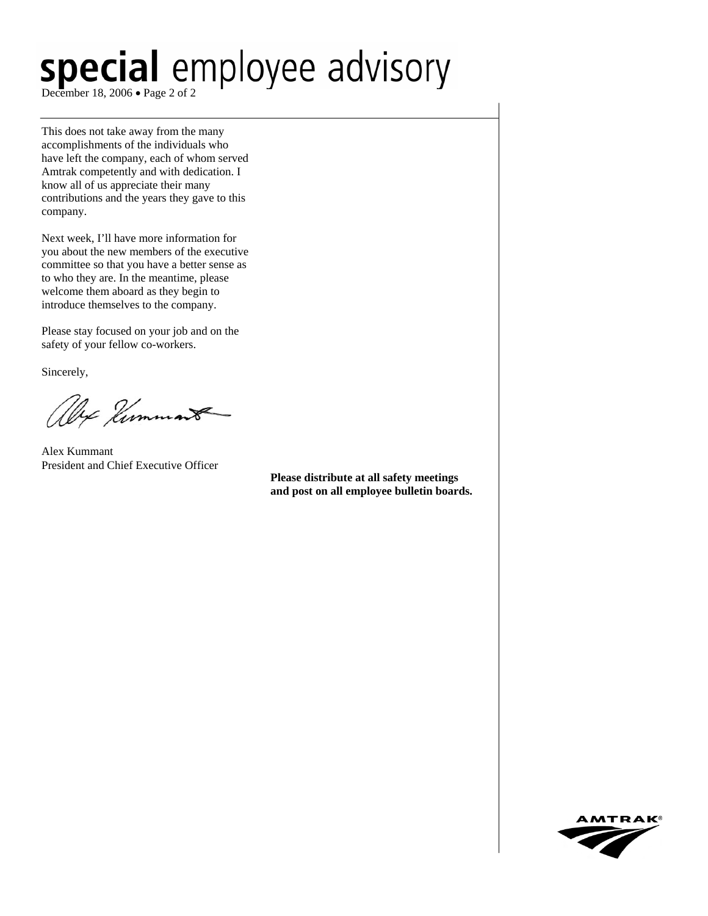This does not take away from the many accomplishments of the individuals who have left the company, each of whom served Amtrak competently and with dedication. I know all of us appreciate their many contributions and the years they gave to this company.

Next week, I'll have more information for you about the new members of the executive committee so that you have a better sense as to who they are. In the meantime, please welcome them aboard as they begin to introduce themselves to the company.

Please stay focused on your job and on the safety of your fellow co-workers.

Sincerely,

Alex Kummant
President and Chief Executive Officer

**Please distribute at all safety meetings and post on all employee bulletin boards.**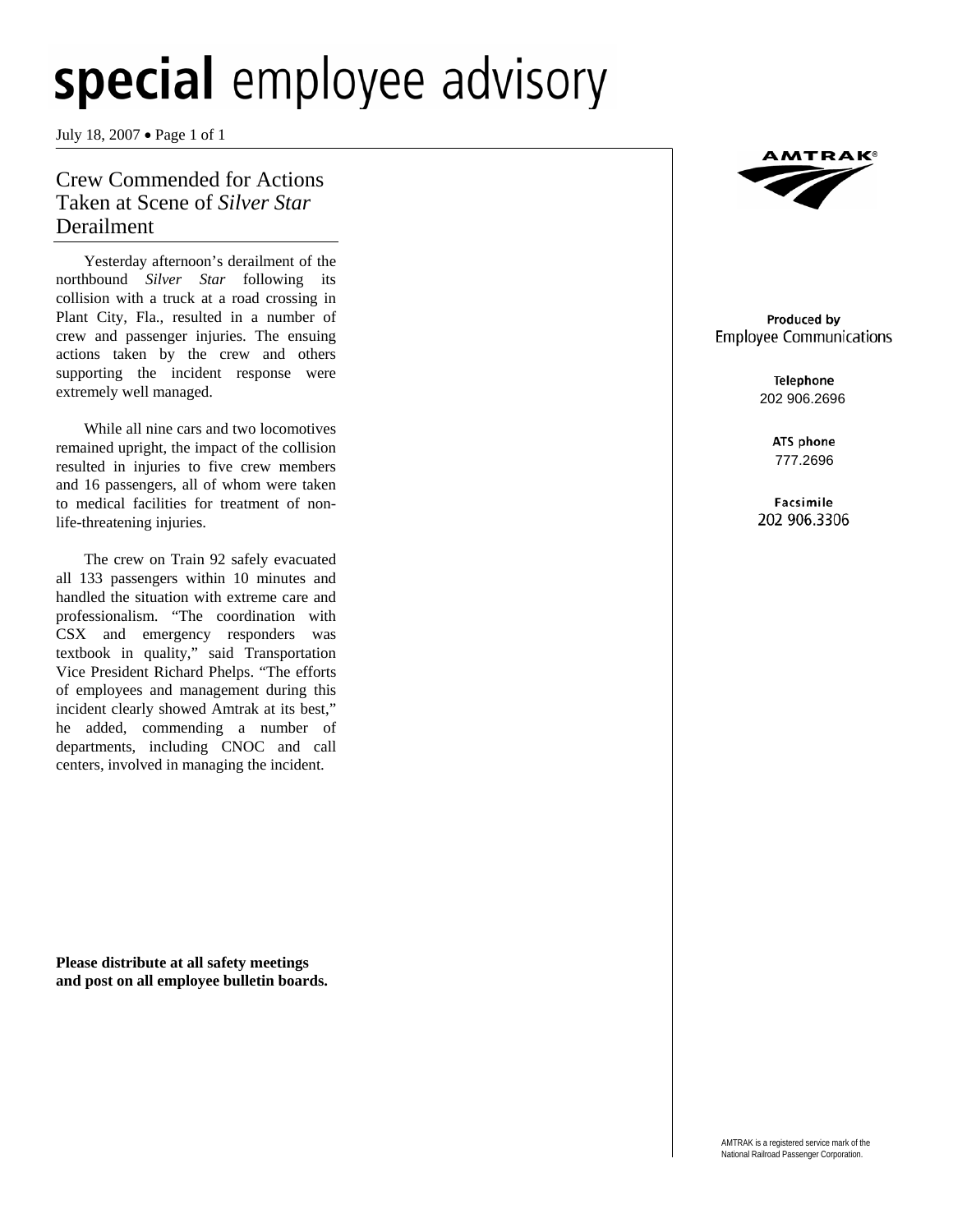# **special** employee advisory

July 18, 2007

## Crew Commended for Actions Taken at Scene of *Silver Star* Derailment

Yesterday afternoon's derailment of the northbound *Silver Star* following its collision with a truck at a road crossing in Plant City, Fla., resulted in a number of crew and passenger injuries. The ensuing actions taken by the crew and others supporting the incident response were extremely well managed.

While all nine cars and two locomotives remained upright, the impact of the collision resulted in injuries to five crew members and 16 passengers, all of whom were taken to medical facilities for treatment of non-life-threatening injuries.

The crew on Train 92 safely evacuated all 133 passengers within 10 minutes and handled the situation with extreme care and professionalism. "The coordination with CSX and emergency responders was textbook in quality," said Transportation Vice President Richard Phelps. "The efforts of employees and management during this incident clearly showed Amtrak at its best," he added, commending a number of departments, including CNOC and call centers, involved in managing the incident.

**Please distribute at all safety meetings and post on all employee bulletin boards.**

AMTRAK®

**Produced by**
Employee Communications

**Telephone**
202 906.2696

**ATS phone**
777.2696

**Facsimile**
202 906.3306

AMTRAK is a registered service mark of the National Railroad Passenger Corporation.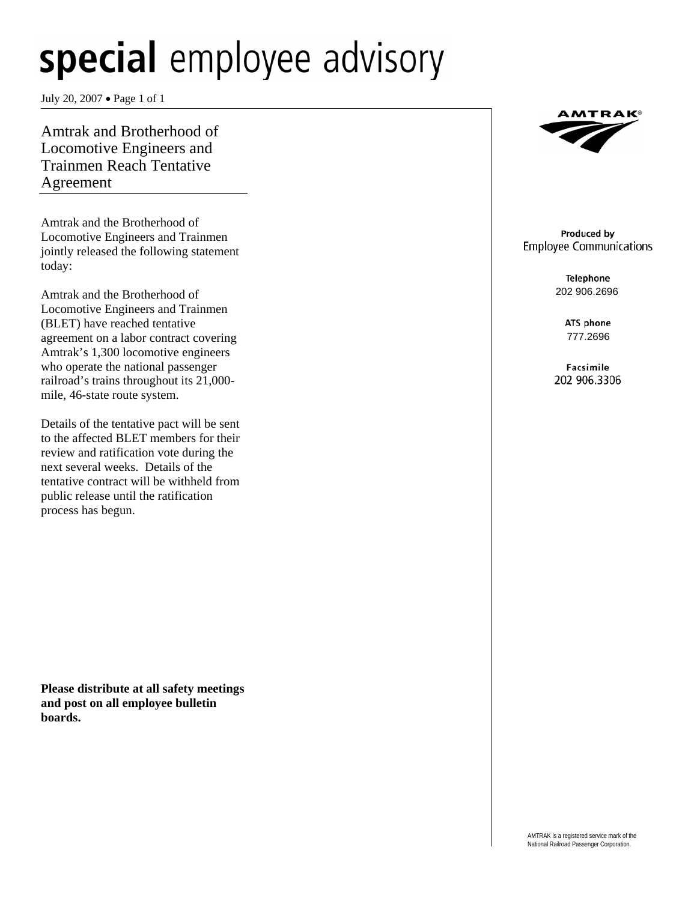# special employee advisory

July 20, 2007

## Amtrak and Brotherhood of Locomotive Engineers and Trainmen Reach Tentative Agreement

Amtrak and the Brotherhood of Locomotive Engineers and Trainmen jointly released the following statement today:

Amtrak and the Brotherhood of Locomotive Engineers and Trainmen (BLET) have reached tentative agreement on a labor contract covering Amtrak's 1,300 locomotive engineers who operate the national passenger railroad's trains throughout its 21,000-mile, 46-state route system.

Details of the tentative pact will be sent to the affected BLET members for their review and ratification vote during the next several weeks. Details of the tentative contract will be withheld from public release until the ratification process has begun.

**Please distribute at all safety meetings and post on all employee bulletin boards.**

AMTRAK

**Produced by**
Employee Communications

**Telephone**
202 906.2696

**ATS phone**
777.2696

**Facsimile**
202 906.3306

AMTRAK is a registered service mark of the National Railroad Passenger Corporation.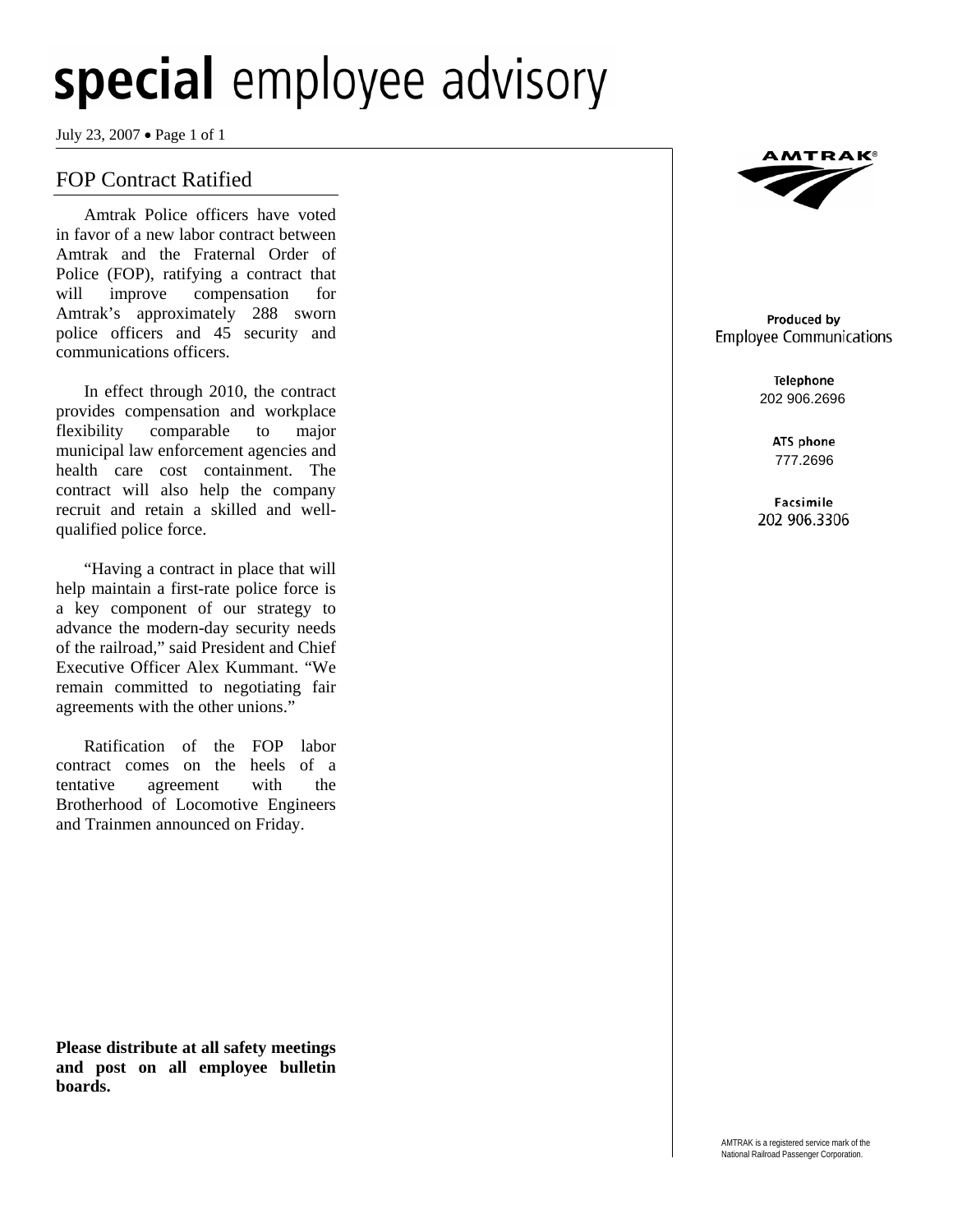# special employee advisory

July 23, 2007

## FOP Contract Ratified

Amtrak Police officers have voted in favor of a new labor contract between Amtrak and the Fraternal Order of Police (FOP), ratifying a contract that will improve compensation for Amtrak's approximately 288 sworn police officers and 45 security and communications officers.

In effect through 2010, the contract provides compensation and workplace flexibility comparable to major municipal law enforcement agencies and health care cost containment. The contract will also help the company recruit and retain a skilled and well-qualified police force.

"Having a contract in place that will help maintain a first-rate police force is a key component of our strategy to advance the modern-day security needs of the railroad," said President and Chief Executive Officer Alex Kummant. "We remain committed to negotiating fair agreements with the other unions."

Ratification of the FOP labor contract comes on the heels of a tentative agreement with the Brotherhood of Locomotive Engineers and Trainmen announced on Friday.

**Please distribute at all safety meetings and post on all employee bulletin boards.**

AMTRAK®

Produced by
Employee Communications

Telephone
202 906.2696

ATS phone
777.2696

Facsimile
202 906.3306

AMTRAK is a registered service mark of the National Railroad Passenger Corporation.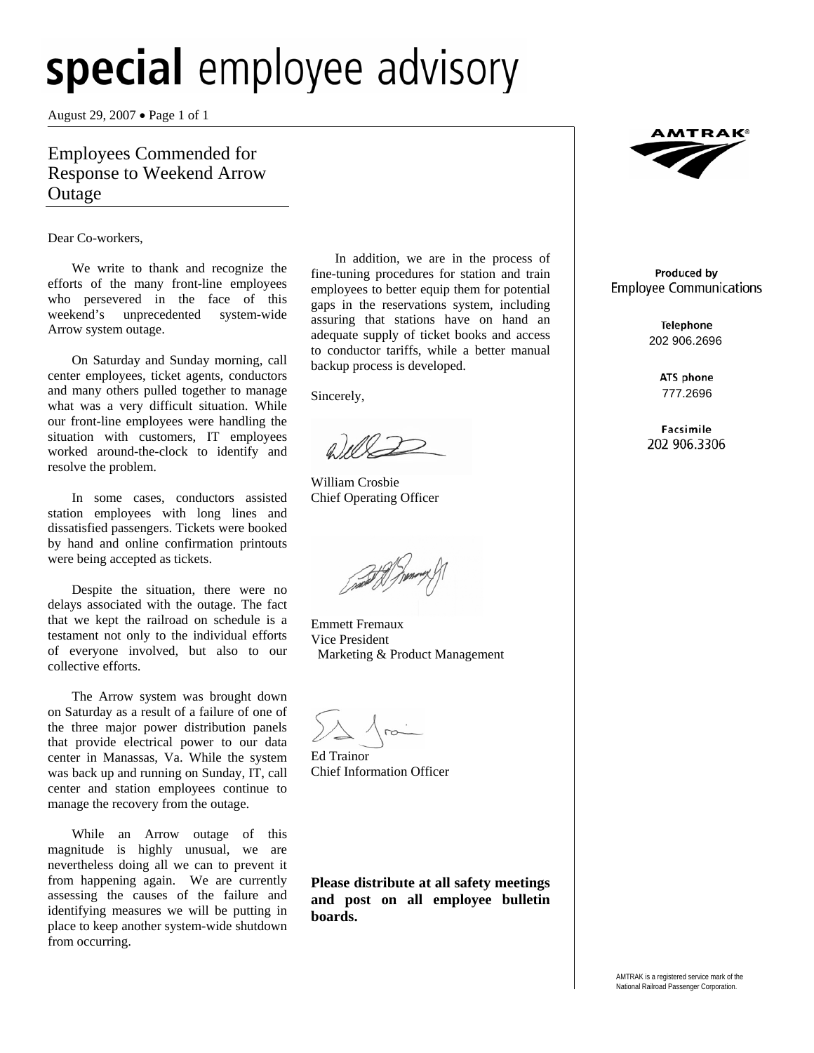# special employee advisory

August 29, 2007 • Page 1 of 1

## Employees Commended for Response to Weekend Arrow Outage

Dear Co-workers,

We write to thank and recognize the efforts of the many front-line employees who persevered in the face of this weekend's unprecedented system-wide Arrow system outage.

On Saturday and Sunday morning, call center employees, ticket agents, conductors and many others pulled together to manage what was a very difficult situation. While our front-line employees were handling the situation with customers, IT employees worked around-the-clock to identify and resolve the problem.

In some cases, conductors assisted station employees with long lines and dissatisfied passengers. Tickets were booked by hand and online confirmation printouts were being accepted as tickets.

Despite the situation, there were no delays associated with the outage. The fact that we kept the railroad on schedule is a testament not only to the individual efforts of everyone involved, but also to our collective efforts.

The Arrow system was brought down on Saturday as a result of a failure of one of the three major power distribution panels that provide electrical power to our data center in Manassas, Va. While the system was back up and running on Sunday, IT, call center and station employees continue to manage the recovery from the outage.

While an Arrow outage of this magnitude is highly unusual, we are nevertheless doing all we can to prevent it from happening again. We are currently assessing the causes of the failure and identifying measures we will be putting in place to keep another system-wide shutdown from occurring.

In addition, we are in the process of fine-tuning procedures for station and train employees to better equip them for potential gaps in the reservations system, including assuring that stations have on hand an adequate supply of ticket books and access to conductor tariffs, while a better manual backup process is developed.

Sincerely,

William Crosbie
Chief Operating Officer

Emmett Fremaux
Vice President
Marketing & Product Management

Ed Trainor
Chief Information Officer

**Please distribute at all safety meetings and post on all employee bulletin boards.**

AMTRAK

Produced by
Employee Communications

Telephone
202 906.2696

ATS phone
777.2696

Facsimile
202 906.3306

AMTRAK is a registered service mark of the National Railroad Passenger Corporation.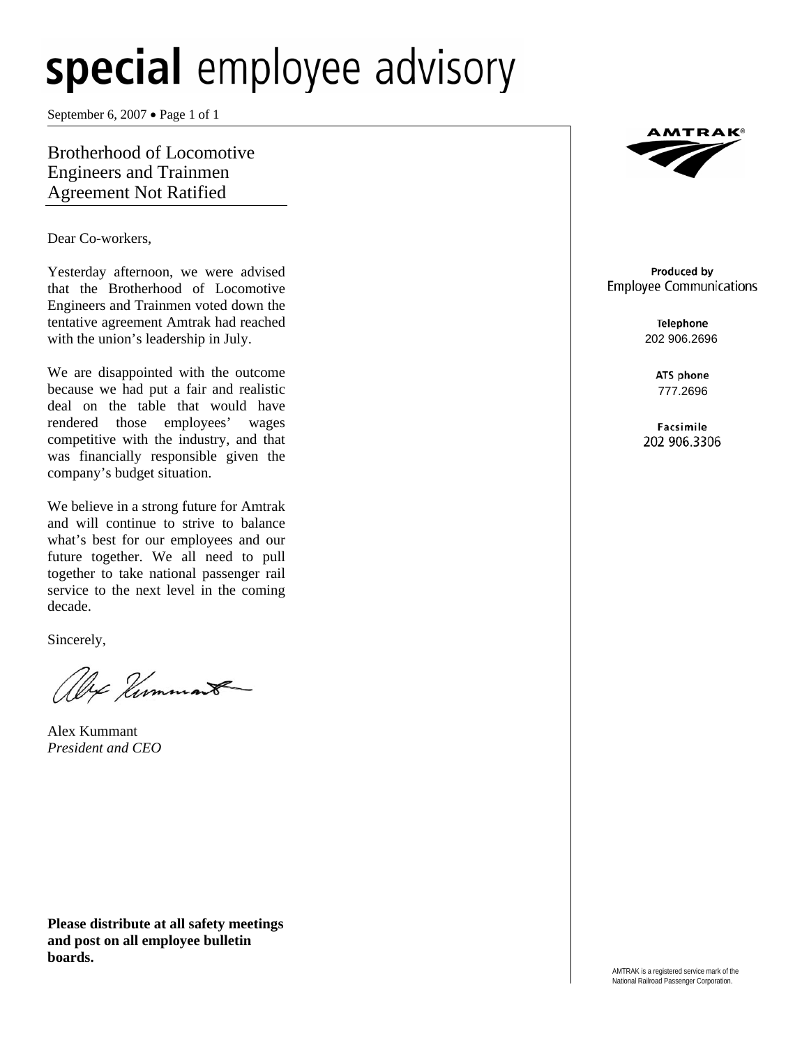# special employee advisory

September 6, 2007

## Brotherhood of Locomotive Engineers and Trainmen Agreement Not Ratified

Dear Co-workers,

Yesterday afternoon, we were advised that the Brotherhood of Locomotive Engineers and Trainmen voted down the tentative agreement Amtrak had reached with the union's leadership in July.

We are disappointed with the outcome because we had put a fair and realistic deal on the table that would have rendered those employees' wages competitive with the industry, and that was financially responsible given the company's budget situation.

We believe in a strong future for Amtrak and will continue to strive to balance what's best for our employees and our future together. We all need to pull together to take national passenger rail service to the next level in the coming decade.

Sincerely,

Alex Kummant
*President and CEO*

**Please distribute at all safety meetings and post on all employee bulletin boards.**

AMTRAK

Produced by
Employee Communications

**Telephone**
202 906.2696

**ATS phone**
777.2696

**Facsimile**
202 906.3306

AMTRAK is a registered service mark of the National Railroad Passenger Corporation.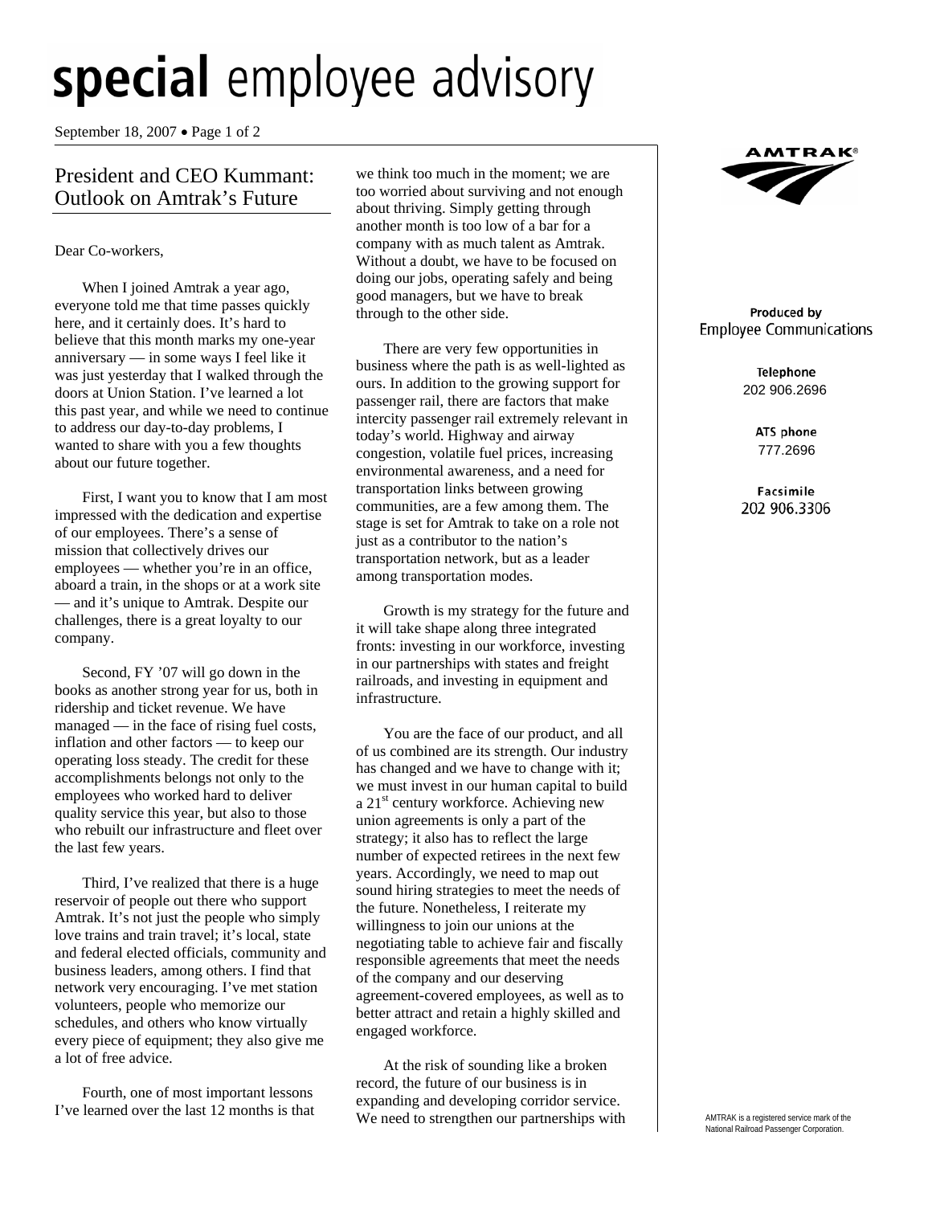# special employee advisory

September 18, 2007 • Page 1 of 2

## President and CEO Kummant: Outlook on Amtrak's Future

Dear Co-workers,

When I joined Amtrak a year ago, everyone told me that time passes quickly here, and it certainly does. It's hard to believe that this month marks my one-year anniversary — in some ways I feel like it was just yesterday that I walked through the doors at Union Station. I've learned a lot this past year, and while we need to continue to address our day-to-day problems, I wanted to share with you a few thoughts about our future together.

First, I want you to know that I am most impressed with the dedication and expertise of our employees. There's a sense of mission that collectively drives our employees — whether you're in an office, aboard a train, in the shops or at a work site — and it's unique to Amtrak. Despite our challenges, there is a great loyalty to our company.

Second, FY '07 will go down in the books as another strong year for us, both in ridership and ticket revenue. We have managed — in the face of rising fuel costs, inflation and other factors — to keep our operating loss steady. The credit for these accomplishments belongs not only to the employees who worked hard to deliver quality service this year, but also to those who rebuilt our infrastructure and fleet over the last few years.

Third, I've realized that there is a huge reservoir of people out there who support Amtrak. It's not just the people who simply love trains and train travel; it's local, state and federal elected officials, community and business leaders, among others. I find that network very encouraging. I've met station volunteers, people who memorize our schedules, and others who know virtually every piece of equipment; they also give me a lot of free advice.

Fourth, one of most important lessons I've learned over the last 12 months is that we think too much in the moment; we are too worried about surviving and not enough about thriving. Simply getting through another month is too low of a bar for a company with as much talent as Amtrak. Without a doubt, we have to be focused on doing our jobs, operating safely and being good managers, but we have to break through to the other side.

There are very few opportunities in business where the path is as well-lighted as ours. In addition to the growing support for passenger rail, there are factors that make intercity passenger rail extremely relevant in today's world. Highway and airway congestion, volatile fuel prices, increasing environmental awareness, and a need for transportation links between growing communities, are a few among them. The stage is set for Amtrak to take on a role not just as a contributor to the nation's transportation network, but as a leader among transportation modes.

Growth is my strategy for the future and it will take shape along three integrated fronts: investing in our workforce, investing in our partnerships with states and freight railroads, and investing in equipment and infrastructure.

You are the face of our product, and all of us combined are its strength. Our industry has changed and we have to change with it; we must invest in our human capital to build a 21st century workforce. Achieving new union agreements is only a part of the strategy; it also has to reflect the large number of expected retirees in the next few years. Accordingly, we need to map out sound hiring strategies to meet the needs of the future. Nonetheless, I reiterate my willingness to join our unions at the negotiating table to achieve fair and fiscally responsible agreements that meet the needs of the company and our deserving agreement-covered employees, as well as to better attract and retain a highly skilled and engaged workforce.

At the risk of sounding like a broken record, the future of our business is in expanding and developing corridor service. We need to strengthen our partnerships with

AMTRAK

Produced by Employee Communications

Telephone
202 906.2696

ATS phone
777.2696

Facsimile
202 906.3306

AMTRAK is a registered service mark of the National Railroad Passenger Corporation.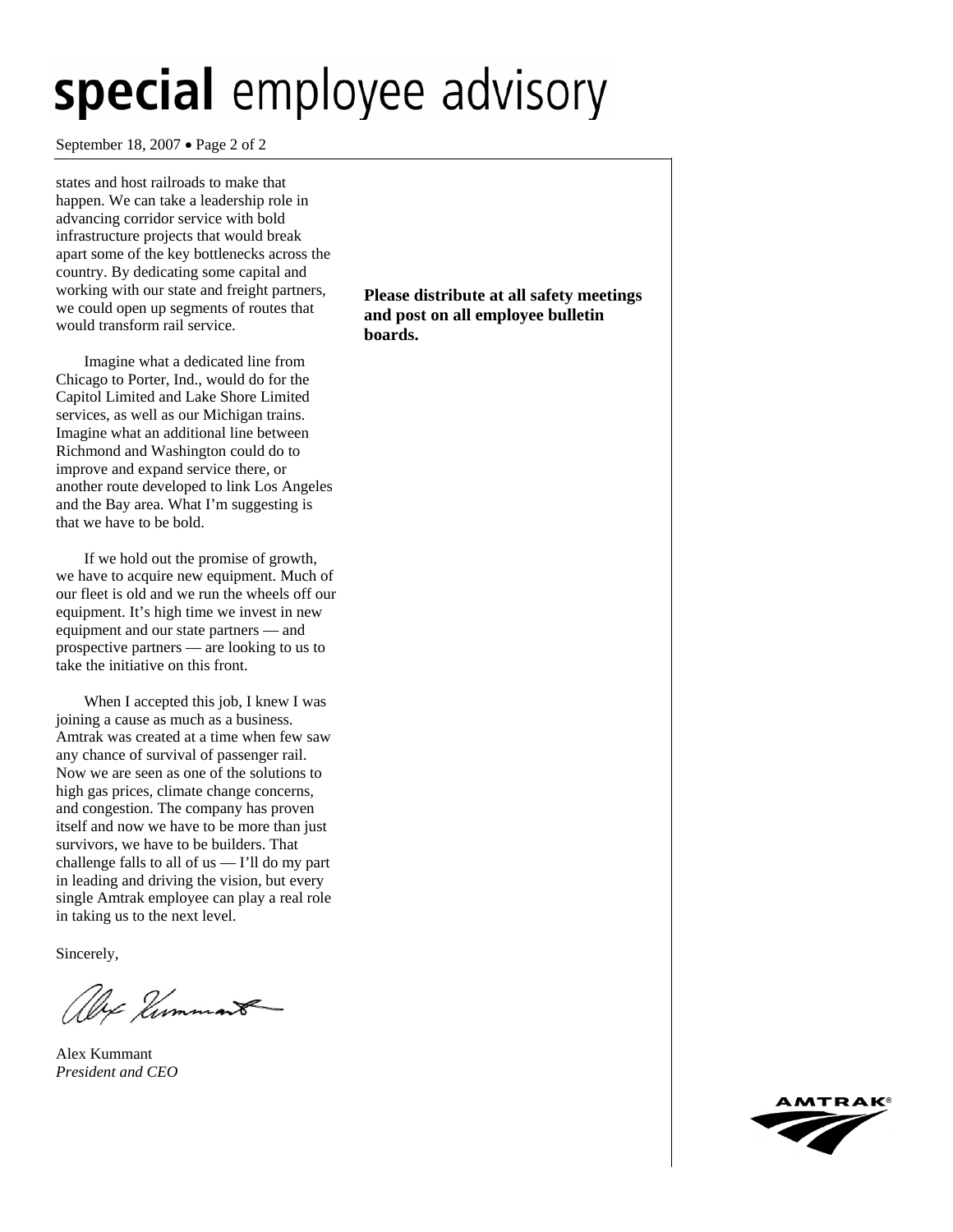states and host railroads to make that happen. We can take a leadership role in advancing corridor service with bold infrastructure projects that would break apart some of the key bottlenecks across the country. By dedicating some capital and working with our state and freight partners, we could open up segments of routes that would transform rail service.

Imagine what a dedicated line from Chicago to Porter, Ind., would do for the Capitol Limited and Lake Shore Limited services, as well as our Michigan trains. Imagine what an additional line between Richmond and Washington could do to improve and expand service there, or another route developed to link Los Angeles and the Bay area. What I'm suggesting is that we have to be bold.

If we hold out the promise of growth, we have to acquire new equipment. Much of our fleet is old and we run the wheels off our equipment. It's high time we invest in new equipment and our state partners — and prospective partners — are looking to us to take the initiative on this front.

When I accepted this job, I knew I was joining a cause as much as a business. Amtrak was created at a time when few saw any chance of survival of passenger rail. Now we are seen as one of the solutions to high gas prices, climate change concerns, and congestion. The company has proven itself and now we have to be more than just survivors, we have to be builders. That challenge falls to all of us — I'll do my part in leading and driving the vision, but every single Amtrak employee can play a real role in taking us to the next level.

Sincerely,

Alex Kummant
*President and CEO*

**Please distribute at all safety meetings and post on all employee bulletin boards.**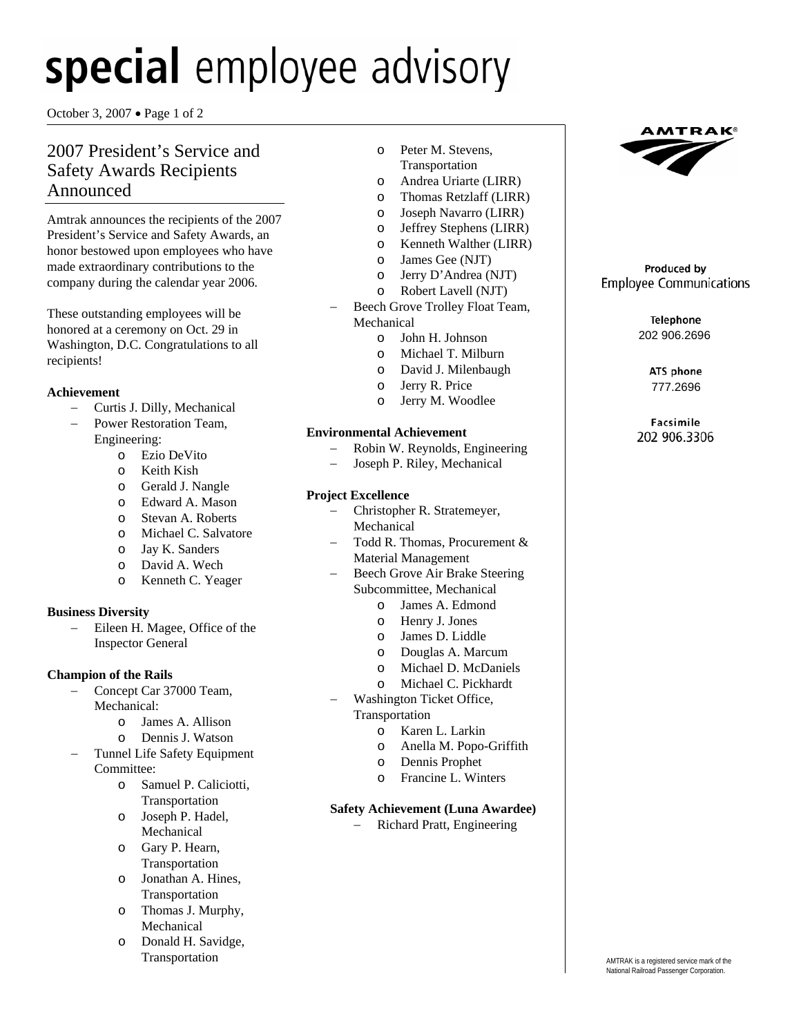# special employee advisory

October 3, 2007

## 2007 President's Service and Safety Awards Recipients Announced

Amtrak announces the recipients of the 2007 President's Service and Safety Awards, an honor bestowed upon employees who have made extraordinary contributions to the company during the calendar year 2006.

These outstanding employees will be honored at a ceremony on Oct. 29 in Washington, D.C. Congratulations to all recipients!

**Achievement**

- Curtis J. Dilly, Mechanical
- Power Restoration Team, Engineering:
  - Ezio DeVito
  - Keith Kish
  - Gerald J. Nangle
  - Edward A. Mason
  - Stevan A. Roberts
  - Michael C. Salvatore
  - Jay K. Sanders
  - David A. Wech
  - Kenneth C. Yeager

**Business Diversity**

- Eileen H. Magee, Office of the Inspector General

**Champion of the Rails**

- Concept Car 37000 Team, Mechanical:
  - James A. Allison
  - Dennis J. Watson
- Tunnel Life Safety Equipment Committee:
  - Samuel P. Caliciotti, Transportation
  - Joseph P. Hadel, Mechanical
  - Gary P. Hearn, Transportation
  - Jonathan A. Hines, Transportation
  - Thomas J. Murphy, Mechanical
  - Donald H. Savidge, Transportation
  - Peter M. Stevens, Transportation
  - Andrea Uriarte (LIRR)
  - Thomas Retzlaff (LIRR)
  - Joseph Navarro (LIRR)
  - Jeffrey Stephens (LIRR)
  - Kenneth Walther (LIRR)
  - James Gee (NJT)
  - Jerry D'Andrea (NJT)
  - Robert Lavell (NJT)
- Beech Grove Trolley Float Team, Mechanical
  - John H. Johnson
  - Michael T. Milburn
  - David J. Milenbaugh
  - Jerry R. Price
  - Jerry M. Woodlee

**Environmental Achievement**

- Robin W. Reynolds, Engineering
- Joseph P. Riley, Mechanical

**Project Excellence**

- Christopher R. Stratemeyer, Mechanical
- Todd R. Thomas, Procurement & Material Management
- Beech Grove Air Brake Steering Subcommittee, Mechanical
  - James A. Edmond
  - Henry J. Jones
  - James D. Liddle
  - Douglas A. Marcum
  - Michael D. McDaniels
  - Michael C. Pickhardt
- Washington Ticket Office, Transportation
  - Karen L. Larkin
  - Anella M. Popo-Griffith
  - Dennis Prophet
  - Francine L. Winters

**Safety Achievement (Luna Awardee)**

- Richard Pratt, Engineering

AMTRAK

Produced by
Employee Communications

Telephone
202 906.2696

ATS phone
777.2696

Facsimile
202 906.3306

AMTRAK is a registered service mark of the National Railroad Passenger Corporation.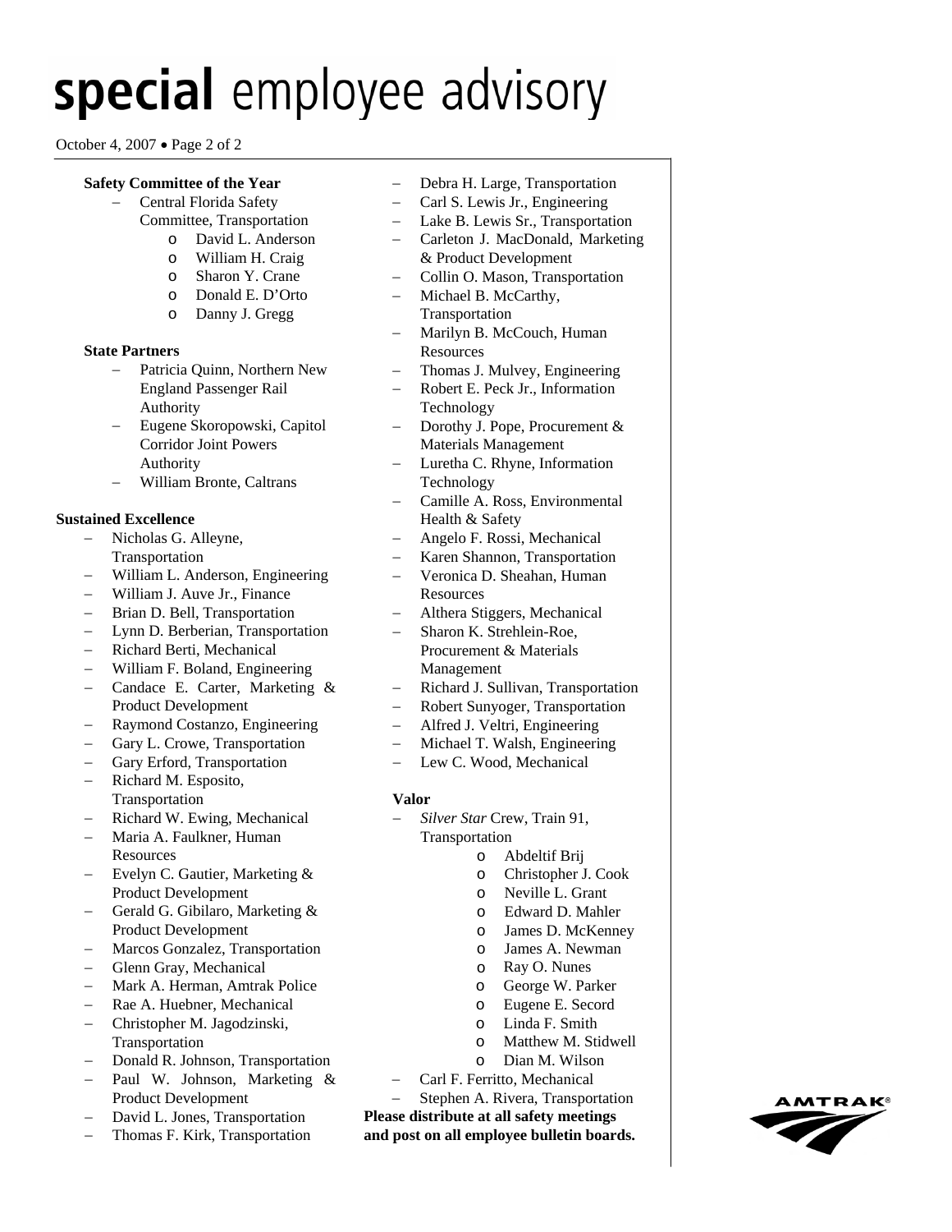# **special** employee advisory

October 4, 2007 • Page 2 of 2

**Safety Committee of the Year**

- Central Florida Safety Committee, Transportation
  - David L. Anderson
  - William H. Craig
  - Sharon Y. Crane
  - Donald E. D'Orto
  - Danny J. Gregg

**State Partners**

- Patricia Quinn, Northern New England Passenger Rail Authority
- Eugene Skoropowski, Capitol Corridor Joint Powers Authority
- William Bronte, Caltrans

**Sustained Excellence**

- Nicholas G. Alleyne, Transportation
- William L. Anderson, Engineering
- William J. Auve Jr., Finance
- Brian D. Bell, Transportation
- Lynn D. Berberian, Transportation
- Richard Berti, Mechanical
- William F. Boland, Engineering
- Candace E. Carter, Marketing & Product Development
- Raymond Costanzo, Engineering
- Gary L. Crowe, Transportation
- Gary Erford, Transportation
- Richard M. Esposito, Transportation
- Richard W. Ewing, Mechanical
- Maria A. Faulkner, Human Resources
- Evelyn C. Gautier, Marketing & Product Development
- Gerald G. Gibilaro, Marketing & Product Development
- Marcos Gonzalez, Transportation
- Glenn Gray, Mechanical
- Mark A. Herman, Amtrak Police
- Rae A. Huebner, Mechanical
- Christopher M. Jagodzinski, Transportation
- Donald R. Johnson, Transportation
- Paul W. Johnson, Marketing & Product Development
- David L. Jones, Transportation
- Thomas F. Kirk, Transportation
- Debra H. Large, Transportation
- Carl S. Lewis Jr., Engineering
- Lake B. Lewis Sr., Transportation
- Carleton J. MacDonald, Marketing & Product Development
- Collin O. Mason, Transportation
- Michael B. McCarthy, Transportation
- Marilyn B. McCouch, Human Resources
- Thomas J. Mulvey, Engineering
- Robert E. Peck Jr., Information Technology
- Dorothy J. Pope, Procurement & Materials Management
- Luretha C. Rhyne, Information Technology
- Camille A. Ross, Environmental Health & Safety
- Angelo F. Rossi, Mechanical
- Karen Shannon, Transportation
- Veronica D. Sheahan, Human Resources
- Althera Stiggers, Mechanical
- Sharon K. Strehlein-Roe, Procurement & Materials Management
- Richard J. Sullivan, Transportation
- Robert Sunyoger, Transportation
- Alfred J. Veltri, Engineering
- Michael T. Walsh, Engineering
- Lew C. Wood, Mechanical

**Valor**

- *Silver Star* Crew, Train 91, Transportation
  - Abdeltif Brij
  - Christopher J. Cook
  - Neville L. Grant
  - Edward D. Mahler
  - James D. McKenney
  - James A. Newman
  - Ray O. Nunes
  - George W. Parker
  - Eugene E. Secord
  - Linda F. Smith
  - Matthew M. Stidwell
  - Dian M. Wilson
- Carl F. Ferritto, Mechanical
- Stephen A. Rivera, Transportation

**Please distribute at all safety meetings and post on all employee bulletin boards.**

AMTRAK®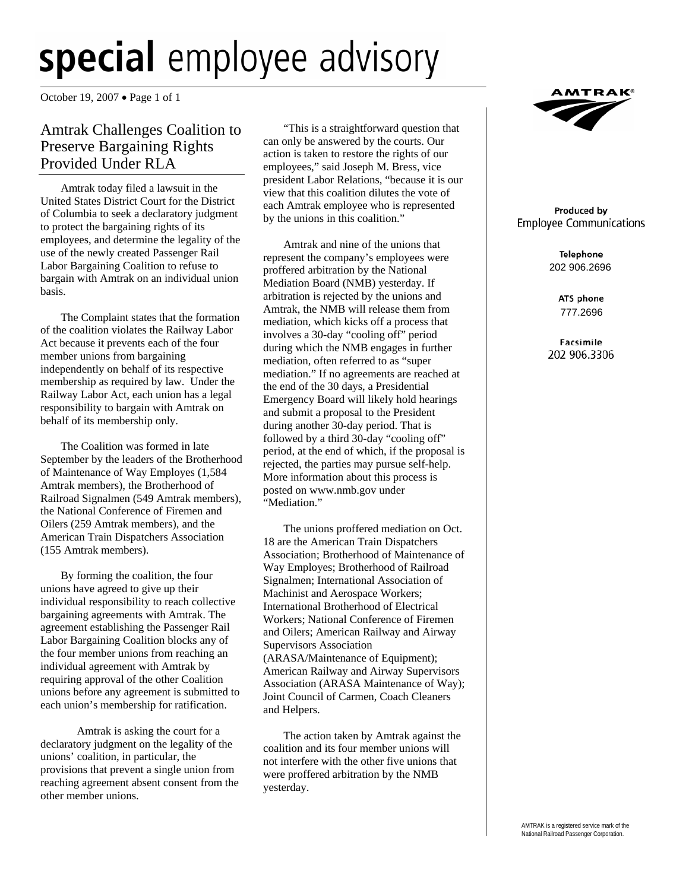# special employee advisory

October 19, 2007 • Page 1 of 1

## Amtrak Challenges Coalition to Preserve Bargaining Rights Provided Under RLA

Amtrak today filed a lawsuit in the United States District Court for the District of Columbia to seek a declaratory judgment to protect the bargaining rights of its employees, and determine the legality of the use of the newly created Passenger Rail Labor Bargaining Coalition to refuse to bargain with Amtrak on an individual union basis.

The Complaint states that the formation of the coalition violates the Railway Labor Act because it prevents each of the four member unions from bargaining independently on behalf of its respective membership as required by law. Under the Railway Labor Act, each union has a legal responsibility to bargain with Amtrak on behalf of its membership only.

The Coalition was formed in late September by the leaders of the Brotherhood of Maintenance of Way Employes (1,584 Amtrak members), the Brotherhood of Railroad Signalmen (549 Amtrak members), the National Conference of Firemen and Oilers (259 Amtrak members), and the American Train Dispatchers Association (155 Amtrak members).

By forming the coalition, the four unions have agreed to give up their individual responsibility to reach collective bargaining agreements with Amtrak. The agreement establishing the Passenger Rail Labor Bargaining Coalition blocks any of the four member unions from reaching an individual agreement with Amtrak by requiring approval of the other Coalition unions before any agreement is submitted to each union's membership for ratification.

Amtrak is asking the court for a declaratory judgment on the legality of the unions' coalition, in particular, the provisions that prevent a single union from reaching agreement absent consent from the other member unions.

"This is a straightforward question that can only be answered by the courts. Our action is taken to restore the rights of our employees," said Joseph M. Bress, vice president Labor Relations, "because it is our view that this coalition dilutes the vote of each Amtrak employee who is represented by the unions in this coalition."

Amtrak and nine of the unions that represent the company's employees were proffered arbitration by the National Mediation Board (NMB) yesterday. If arbitration is rejected by the unions and Amtrak, the NMB will release them from mediation, which kicks off a process that involves a 30-day "cooling off" period during which the NMB engages in further mediation, often referred to as "super mediation." If no agreements are reached at the end of the 30 days, a Presidential Emergency Board will likely hold hearings and submit a proposal to the President during another 30-day period. That is followed by a third 30-day "cooling off" period, at the end of which, if the proposal is rejected, the parties may pursue self-help. More information about this process is posted on www.nmb.gov under "Mediation."

The unions proffered mediation on Oct. 18 are the American Train Dispatchers Association; Brotherhood of Maintenance of Way Employes; Brotherhood of Railroad Signalmen; International Association of Machinist and Aerospace Workers; International Brotherhood of Electrical Workers; National Conference of Firemen and Oilers; American Railway and Airway Supervisors Association (ARASA/Maintenance of Equipment); American Railway and Airway Supervisors Association (ARASA Maintenance of Way); Joint Council of Carmen, Coach Cleaners and Helpers.

The action taken by Amtrak against the coalition and its four member unions will not interfere with the other five unions that were proffered arbitration by the NMB yesterday.

AMTRAK

**Produced by**
Employee Communications

**Telephone**
202 906.2696

**ATS phone**
777.2696

**Facsimile**
202 906.3306

AMTRAK is a registered service mark of the National Railroad Passenger Corporation.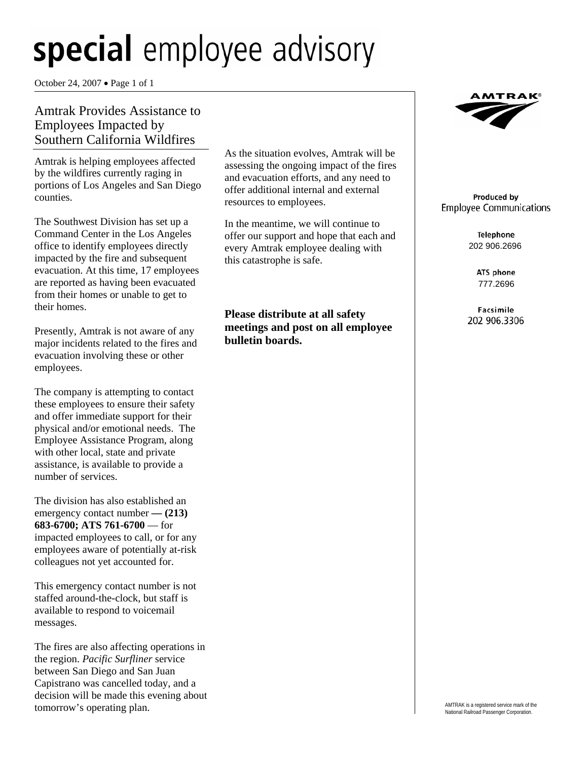# **special** employee advisory

October 24, 2007 • Page 1 of 1

## Amtrak Provides Assistance to Employees Impacted by Southern California Wildfires

Amtrak is helping employees affected by the wildfires currently raging in portions of Los Angeles and San Diego counties.

The Southwest Division has set up a Command Center in the Los Angeles office to identify employees directly impacted by the fire and subsequent evacuation. At this time, 17 employees are reported as having been evacuated from their homes or unable to get to their homes.

Presently, Amtrak is not aware of any major incidents related to the fires and evacuation involving these or other employees.

The company is attempting to contact these employees to ensure their safety and offer immediate support for their physical and/or emotional needs. The Employee Assistance Program, along with other local, state and private assistance, is available to provide a number of services.

The division has also established an emergency contact number **— (213) 683-6700; ATS 761-6700** — for impacted employees to call, or for any employees aware of potentially at-risk colleagues not yet accounted for.

This emergency contact number is not staffed around-the-clock, but staff is available to respond to voicemail messages.

The fires are also affecting operations in the region. *Pacific Surfliner* service between San Diego and San Juan Capistrano was cancelled today, and a decision will be made this evening about tomorrow's operating plan.

As the situation evolves, Amtrak will be assessing the ongoing impact of the fires and evacuation efforts, and any need to offer additional internal and external resources to employees.

In the meantime, we will continue to offer our support and hope that each and every Amtrak employee dealing with this catastrophe is safe.

**Please distribute at all safety meetings and post on all employee bulletin boards.**

AMTRAK®

Produced by
Employee Communications

Telephone
202 906.2696

ATS phone
777.2696

Facsimile
202 906.3306

AMTRAK is a registered service mark of the National Railroad Passenger Corporation.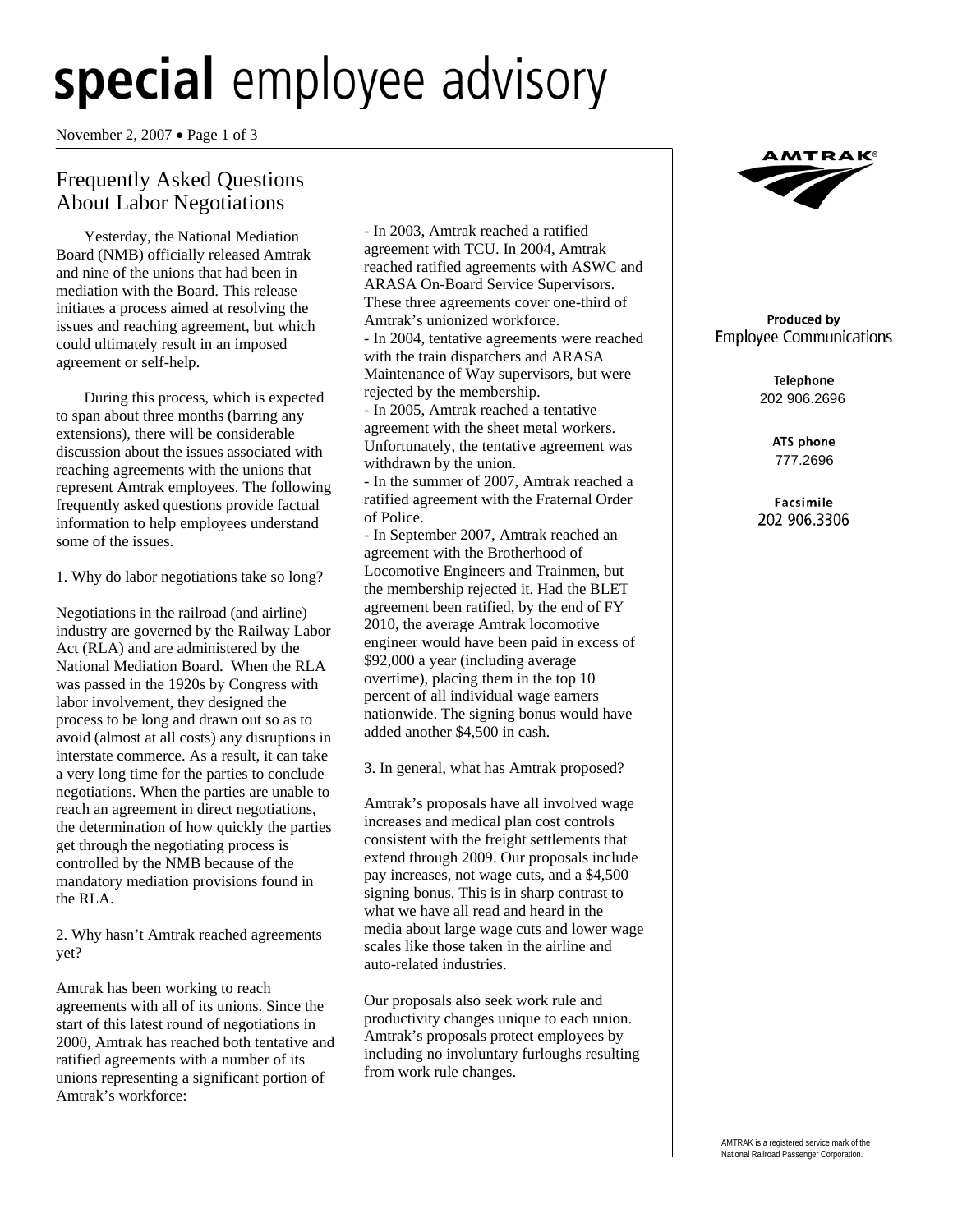# special employee advisory

November 2, 2007

## Frequently Asked Questions About Labor Negotiations

Yesterday, the National Mediation Board (NMB) officially released Amtrak and nine of the unions that had been in mediation with the Board. This release initiates a process aimed at resolving the issues and reaching agreement, but which could ultimately result in an imposed agreement or self-help.

During this process, which is expected to span about three months (barring any extensions), there will be considerable discussion about the issues associated with reaching agreements with the unions that represent Amtrak employees. The following frequently asked questions provide factual information to help employees understand some of the issues.

1. Why do labor negotiations take so long?

Negotiations in the railroad (and airline) industry are governed by the Railway Labor Act (RLA) and are administered by the National Mediation Board. When the RLA was passed in the 1920s by Congress with labor involvement, they designed the process to be long and drawn out so as to avoid (almost at all costs) any disruptions in interstate commerce. As a result, it can take a very long time for the parties to conclude negotiations. When the parties are unable to reach an agreement in direct negotiations, the determination of how quickly the parties get through the negotiating process is controlled by the NMB because of the mandatory mediation provisions found in the RLA.

2. Why hasn't Amtrak reached agreements yet?

Amtrak has been working to reach agreements with all of its unions. Since the start of this latest round of negotiations in 2000, Amtrak has reached both tentative and ratified agreements with a number of its unions representing a significant portion of Amtrak's workforce:

- In 2003, Amtrak reached a ratified agreement with TCU. In 2004, Amtrak reached ratified agreements with ASWC and ARASA On-Board Service Supervisors. These three agreements cover one-third of Amtrak's unionized workforce.
- In 2004, tentative agreements were reached with the train dispatchers and ARASA Maintenance of Way supervisors, but were rejected by the membership.
- In 2005, Amtrak reached a tentative agreement with the sheet metal workers. Unfortunately, the tentative agreement was withdrawn by the union.
- In the summer of 2007, Amtrak reached a ratified agreement with the Fraternal Order of Police.
- In September 2007, Amtrak reached an agreement with the Brotherhood of Locomotive Engineers and Trainmen, but the membership rejected it. Had the BLET agreement been ratified, by the end of FY 2010, the average Amtrak locomotive engineer would have been paid in excess of $92,000 a year (including average overtime), placing them in the top 10 percent of all individual wage earners nationwide. The signing bonus would have added another $4,500 in cash.

3. In general, what has Amtrak proposed?

Amtrak's proposals have all involved wage increases and medical plan cost controls consistent with the freight settlements that extend through 2009. Our proposals include pay increases, not wage cuts, and a $4,500 signing bonus. This is in sharp contrast to what we have all read and heard in the media about large wage cuts and lower wage scales like those taken in the airline and auto-related industries.

Our proposals also seek work rule and productivity changes unique to each union. Amtrak's proposals protect employees by including no involuntary furloughs resulting from work rule changes.

AMTRAK®

Produced by
Employee Communications

Telephone
202 906.2696

ATS phone
777.2696

Facsimile
202 906.3306

AMTRAK is a registered service mark of the National Railroad Passenger Corporation.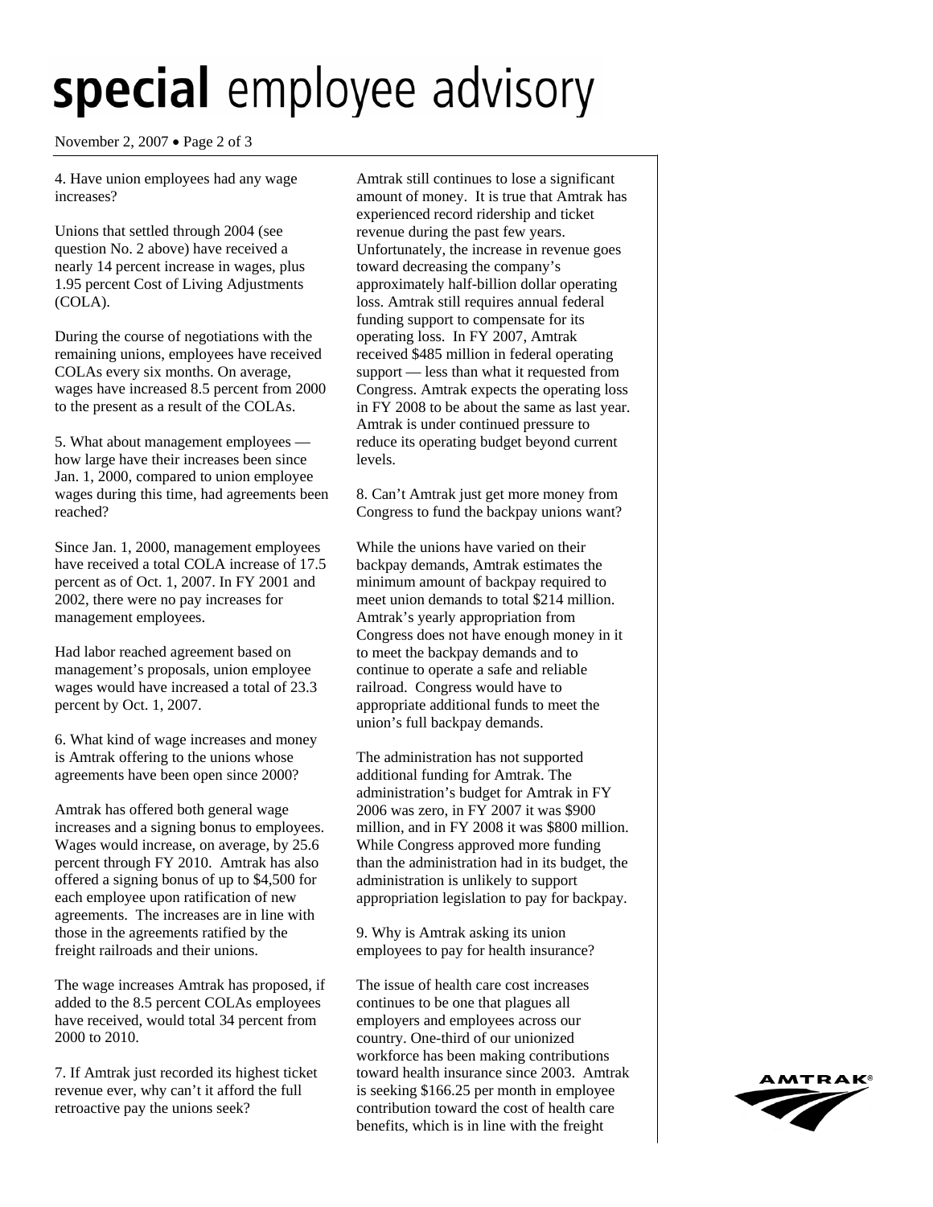# **special** employee advisory

November 2, 2007

4. Have union employees had any wage increases?

Unions that settled through 2004 (see question No. 2 above) have received a nearly 14 percent increase in wages, plus 1.95 percent Cost of Living Adjustments (COLA).

During the course of negotiations with the remaining unions, employees have received COLAs every six months. On average, wages have increased 8.5 percent from 2000 to the present as a result of the COLAs.

5. What about management employees — how large have their increases been since Jan. 1, 2000, compared to union employee wages during this time, had agreements been reached?

Since Jan. 1, 2000, management employees have received a total COLA increase of 17.5 percent as of Oct. 1, 2007. In FY 2001 and 2002, there were no pay increases for management employees.

Had labor reached agreement based on management's proposals, union employee wages would have increased a total of 23.3 percent by Oct. 1, 2007.

6. What kind of wage increases and money is Amtrak offering to the unions whose agreements have been open since 2000?

Amtrak has offered both general wage increases and a signing bonus to employees. Wages would increase, on average, by 25.6 percent through FY 2010. Amtrak has also offered a signing bonus of up to $4,500 for each employee upon ratification of new agreements. The increases are in line with those in the agreements ratified by the freight railroads and their unions.

The wage increases Amtrak has proposed, if added to the 8.5 percent COLAs employees have received, would total 34 percent from 2000 to 2010.

7. If Amtrak just recorded its highest ticket revenue ever, why can't it afford the full retroactive pay the unions seek?

Amtrak still continues to lose a significant amount of money. It is true that Amtrak has experienced record ridership and ticket revenue during the past few years. Unfortunately, the increase in revenue goes toward decreasing the company's approximately half-billion dollar operating loss. Amtrak still requires annual federal funding support to compensate for its operating loss. In FY 2007, Amtrak received $485 million in federal operating support — less than what it requested from Congress. Amtrak expects the operating loss in FY 2008 to be about the same as last year. Amtrak is under continued pressure to reduce its operating budget beyond current levels.

8. Can't Amtrak just get more money from Congress to fund the backpay unions want?

While the unions have varied on their backpay demands, Amtrak estimates the minimum amount of backpay required to meet union demands to total $214 million. Amtrak's yearly appropriation from Congress does not have enough money in it to meet the backpay demands and to continue to operate a safe and reliable railroad. Congress would have to appropriate additional funds to meet the union's full backpay demands.

The administration has not supported additional funding for Amtrak. The administration's budget for Amtrak in FY 2006 was zero, in FY 2007 it was $900 million, and in FY 2008 it was $800 million. While Congress approved more funding than the administration had in its budget, the administration is unlikely to support appropriation legislation to pay for backpay.

9. Why is Amtrak asking its union employees to pay for health insurance?

The issue of health care cost increases continues to be one that plagues all employers and employees across our country. One-third of our unionized workforce has been making contributions toward health insurance since 2003. Amtrak is seeking $166.25 per month in employee contribution toward the cost of health care benefits, which is in line with the freight

AMTRAK®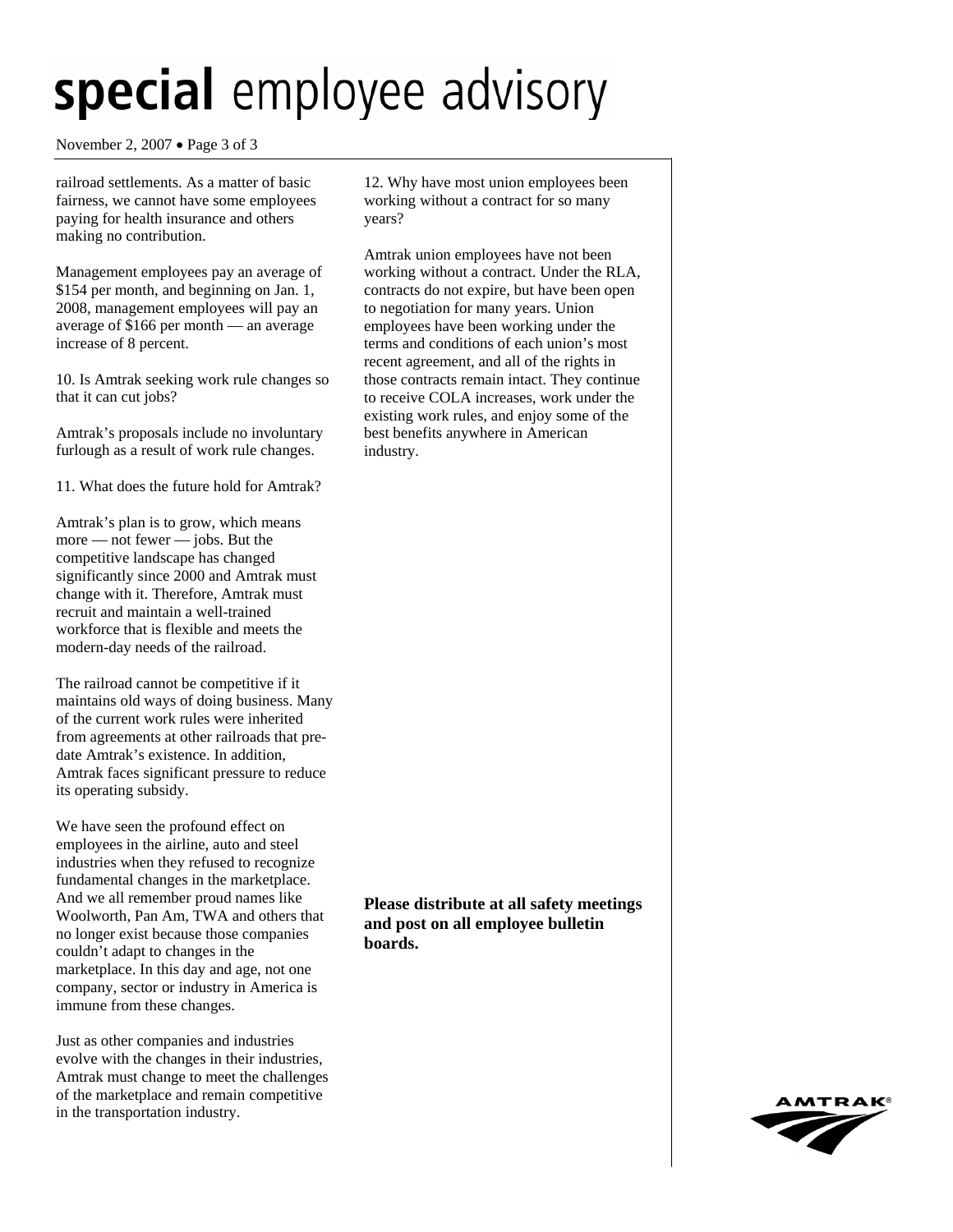# **special** employee advisory

railroad settlements. As a matter of basic fairness, we cannot have some employees paying for health insurance and others making no contribution.

Management employees pay an average of $154 per month, and beginning on Jan. 1, 2008, management employees will pay an average of $166 per month — an average increase of 8 percent.

10. Is Amtrak seeking work rule changes so that it can cut jobs?

Amtrak's proposals include no involuntary furlough as a result of work rule changes.

11. What does the future hold for Amtrak?

Amtrak's plan is to grow, which means more — not fewer — jobs. But the competitive landscape has changed significantly since 2000 and Amtrak must change with it. Therefore, Amtrak must recruit and maintain a well-trained workforce that is flexible and meets the modern-day needs of the railroad.

The railroad cannot be competitive if it maintains old ways of doing business. Many of the current work rules were inherited from agreements at other railroads that pre-date Amtrak's existence. In addition, Amtrak faces significant pressure to reduce its operating subsidy.

We have seen the profound effect on employees in the airline, auto and steel industries when they refused to recognize fundamental changes in the marketplace. And we all remember proud names like Woolworth, Pan Am, TWA and others that no longer exist because those companies couldn't adapt to changes in the marketplace. In this day and age, not one company, sector or industry in America is immune from these changes.

Just as other companies and industries evolve with the changes in their industries, Amtrak must change to meet the challenges of the marketplace and remain competitive in the transportation industry.

12. Why have most union employees been working without a contract for so many years?

Amtrak union employees have not been working without a contract. Under the RLA, contracts do not expire, but have been open to negotiation for many years. Union employees have been working under the terms and conditions of each union's most recent agreement, and all of the rights in those contracts remain intact. They continue to receive COLA increases, work under the existing work rules, and enjoy some of the best benefits anywhere in American industry.

**Please distribute at all safety meetings and post on all employee bulletin boards.**

AMTRAK®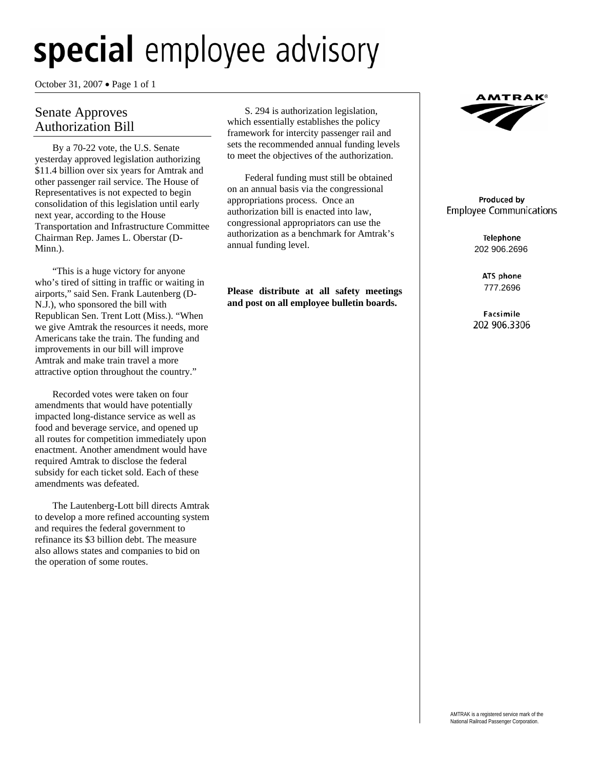# special employee advisory

October 31, 2007

## Senate Approves Authorization Bill

By a 70-22 vote, the U.S. Senate yesterday approved legislation authorizing $11.4 billion over six years for Amtrak and other passenger rail service. The House of Representatives is not expected to begin consolidation of this legislation until early next year, according to the House Transportation and Infrastructure Committee Chairman Rep. James L. Oberstar (D-Minn.).

"This is a huge victory for anyone who's tired of sitting in traffic or waiting in airports," said Sen. Frank Lautenberg (D-N.J.), who sponsored the bill with Republican Sen. Trent Lott (Miss.). "When we give Amtrak the resources it needs, more Americans take the train. The funding and improvements in our bill will improve Amtrak and make train travel a more attractive option throughout the country."

Recorded votes were taken on four amendments that would have potentially impacted long-distance service as well as food and beverage service, and opened up all routes for competition immediately upon enactment. Another amendment would have required Amtrak to disclose the federal subsidy for each ticket sold. Each of these amendments was defeated.

The Lautenberg-Lott bill directs Amtrak to develop a more refined accounting system and requires the federal government to refinance its $3 billion debt. The measure also allows states and companies to bid on the operation of some routes.

S. 294 is authorization legislation, which essentially establishes the policy framework for intercity passenger rail and sets the recommended annual funding levels to meet the objectives of the authorization.

Federal funding must still be obtained on an annual basis via the congressional appropriations process. Once an authorization bill is enacted into law, congressional appropriators can use the authorization as a benchmark for Amtrak's annual funding level.

**Please distribute at all safety meetings and post on all employee bulletin boards.**

AMTRAK®

Produced by
Employee Communications

Telephone
202 906.2696

ATS phone
777.2696

Facsimile
202 906.3306

AMTRAK is a registered service mark of the National Railroad Passenger Corporation.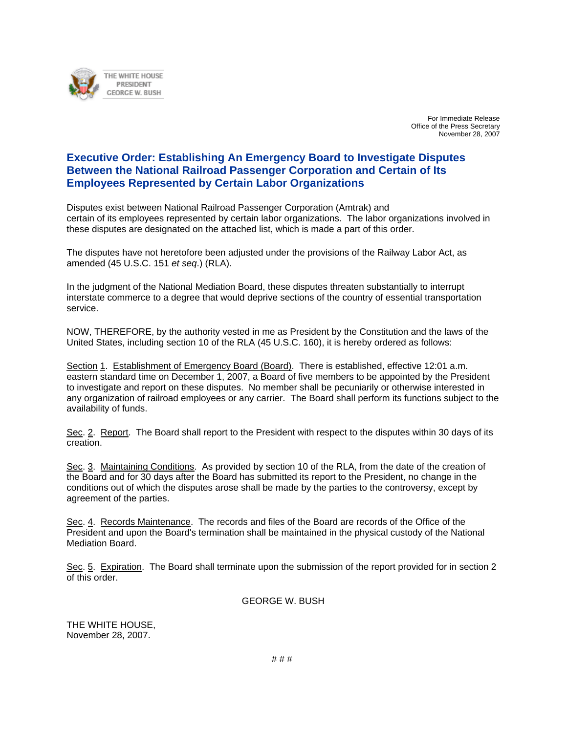THE WHITE HOUSE
PRESIDENT
GEORGE W. BUSH

For Immediate Release
Office of the Press Secretary
November 28, 2007

# Executive Order: Establishing An Emergency Board to Investigate Disputes Between the National Railroad Passenger Corporation and Certain of Its Employees Represented by Certain Labor Organizations

Disputes exist between National Railroad Passenger Corporation (Amtrak) and certain of its employees represented by certain labor organizations. The labor organizations involved in these disputes are designated on the attached list, which is made a part of this order.

The disputes have not heretofore been adjusted under the provisions of the Railway Labor Act, as amended (45 U.S.C. 151 *et seq*.) (RLA).

In the judgment of the National Mediation Board, these disputes threaten substantially to interrupt interstate commerce to a degree that would deprive sections of the country of essential transportation service.

NOW, THEREFORE, by the authority vested in me as President by the Constitution and the laws of the United States, including section 10 of the RLA (45 U.S.C. 160), it is hereby ordered as follows:

Section 1. Establishment of Emergency Board (Board). There is established, effective 12:01 a.m. eastern standard time on December 1, 2007, a Board of five members to be appointed by the President to investigate and report on these disputes. No member shall be pecuniarily or otherwise interested in any organization of railroad employees or any carrier. The Board shall perform its functions subject to the availability of funds.

Sec. 2. Report. The Board shall report to the President with respect to the disputes within 30 days of its creation.

Sec. 3. Maintaining Conditions. As provided by section 10 of the RLA, from the date of the creation of the Board and for 30 days after the Board has submitted its report to the President, no change in the conditions out of which the disputes arose shall be made by the parties to the controversy, except by agreement of the parties.

Sec. 4. Records Maintenance. The records and files of the Board are records of the Office of the President and upon the Board's termination shall be maintained in the physical custody of the National Mediation Board.

Sec. 5. Expiration. The Board shall terminate upon the submission of the report provided for in section 2 of this order.

GEORGE W. BUSH

THE WHITE HOUSE,
November 28, 2007.

# # #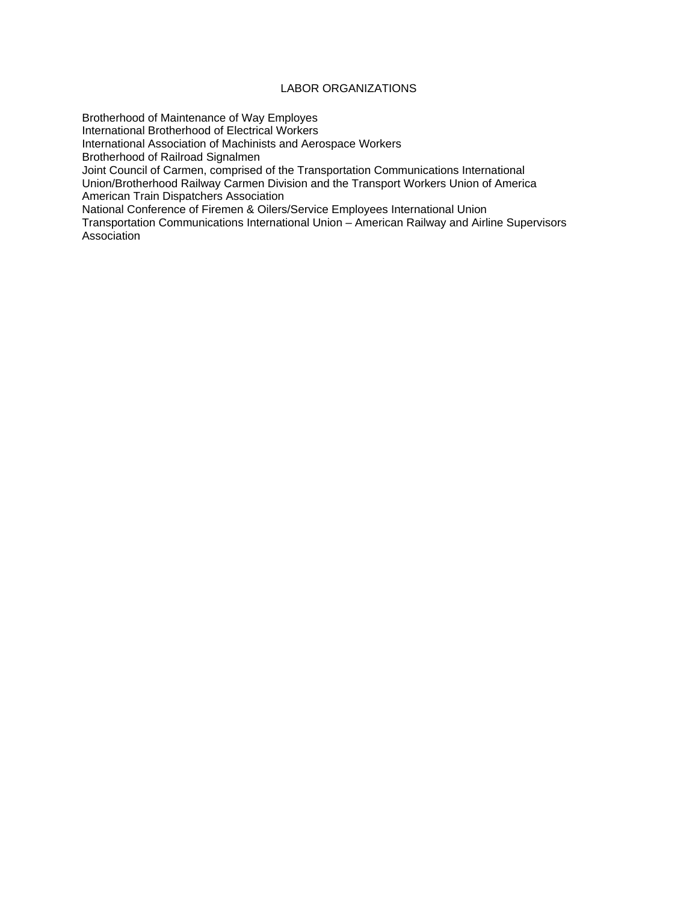# LABOR ORGANIZATIONS

Brotherhood of Maintenance of Way Employes
International Brotherhood of Electrical Workers
International Association of Machinists and Aerospace Workers
Brotherhood of Railroad Signalmen
Joint Council of Carmen, comprised of the Transportation Communications International Union/Brotherhood Railway Carmen Division and the Transport Workers Union of America
American Train Dispatchers Association
National Conference of Firemen & Oilers/Service Employees International Union
Transportation Communications International Union – American Railway and Airline Supervisors Association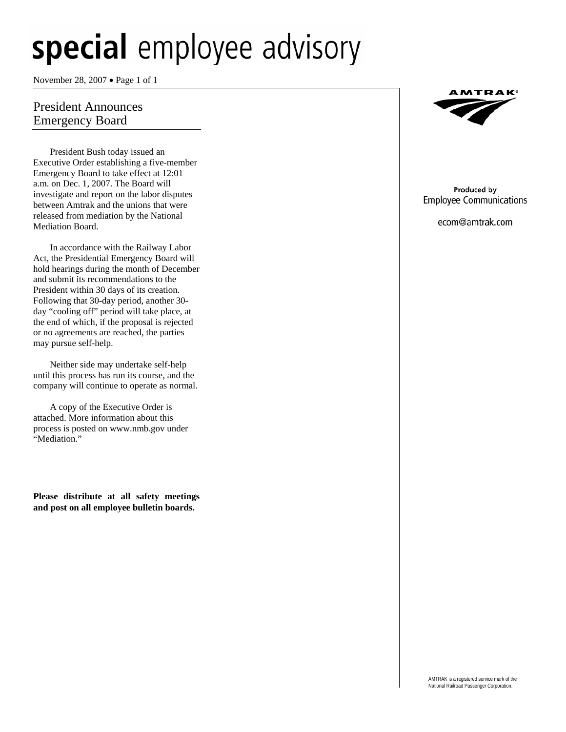# special employee advisory

November 28, 2007 • Page 1 of 1

## President Announces Emergency Board

President Bush today issued an Executive Order establishing a five-member Emergency Board to take effect at 12:01 a.m. on Dec. 1, 2007. The Board will investigate and report on the labor disputes between Amtrak and the unions that were released from mediation by the National Mediation Board.

In accordance with the Railway Labor Act, the Presidential Emergency Board will hold hearings during the month of December and submit its recommendations to the President within 30 days of its creation. Following that 30-day period, another 30-day "cooling off" period will take place, at the end of which, if the proposal is rejected or no agreements are reached, the parties may pursue self-help.

Neither side may undertake self-help until this process has run its course, and the company will continue to operate as normal.

A copy of the Executive Order is attached. More information about this process is posted on www.nmb.gov under "Mediation."

**Please distribute at all safety meetings and post on all employee bulletin boards.**

AMTRAK®

Produced by
Employee Communications

ecom@amtrak.com

AMTRAK is a registered service mark of the National Railroad Passenger Corporation.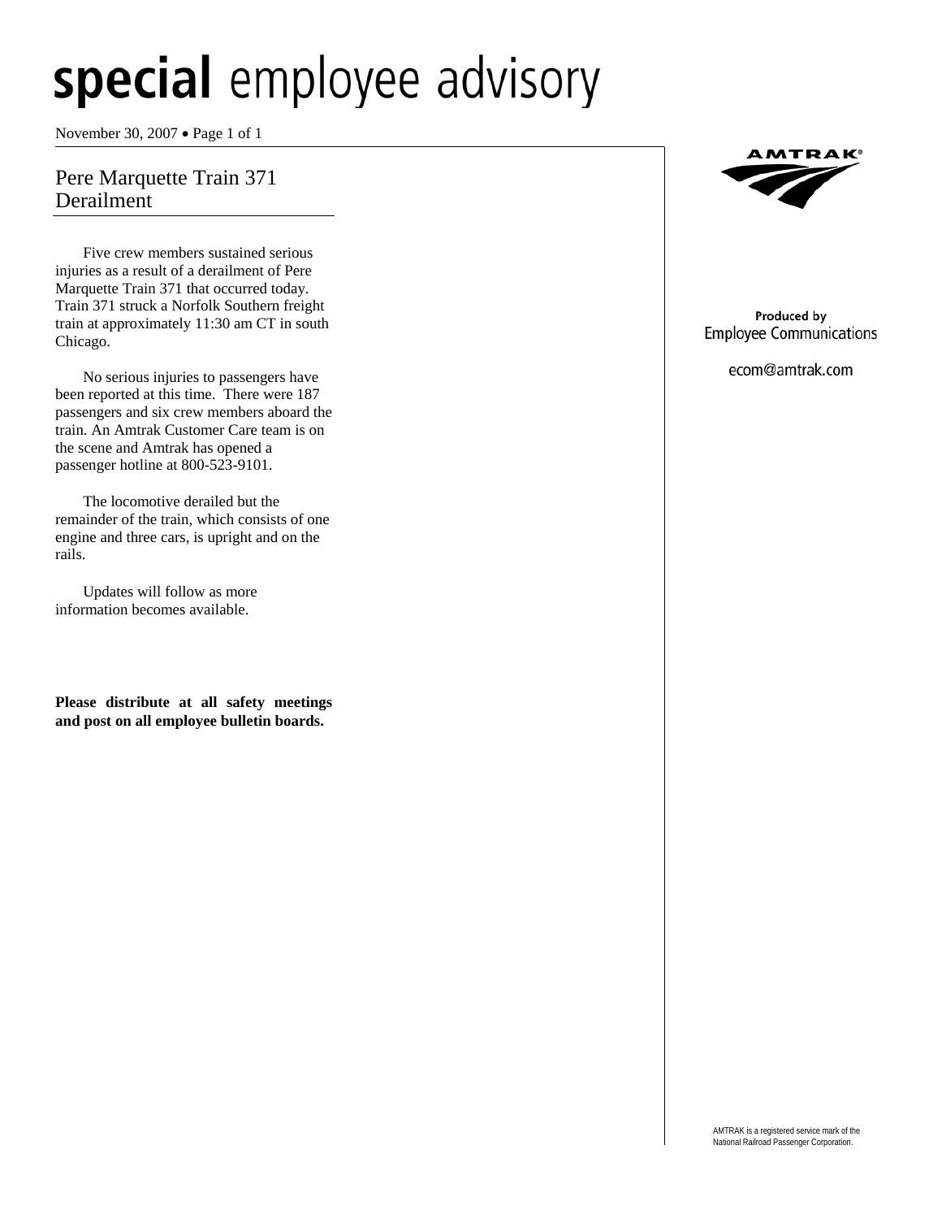# special employee advisory

November 30, 2007 • Page 1 of 1

## Pere Marquette Train 371 Derailment

Five crew members sustained serious injuries as a result of a derailment of Pere Marquette Train 371 that occurred today. Train 371 struck a Norfolk Southern freight train at approximately 11:30 am CT in south Chicago.

No serious injuries to passengers have been reported at this time. There were 187 passengers and six crew members aboard the train. An Amtrak Customer Care team is on the scene and Amtrak has opened a passenger hotline at 800-523-9101.

The locomotive derailed but the remainder of the train, which consists of one engine and three cars, is upright and on the rails.

Updates will follow as more information becomes available.

**Please distribute at all safety meetings and post on all employee bulletin boards.**

AMTRAK

Produced by
Employee Communications

ecom@amtrak.com

AMTRAK is a registered service mark of the National Railroad Passenger Corporation.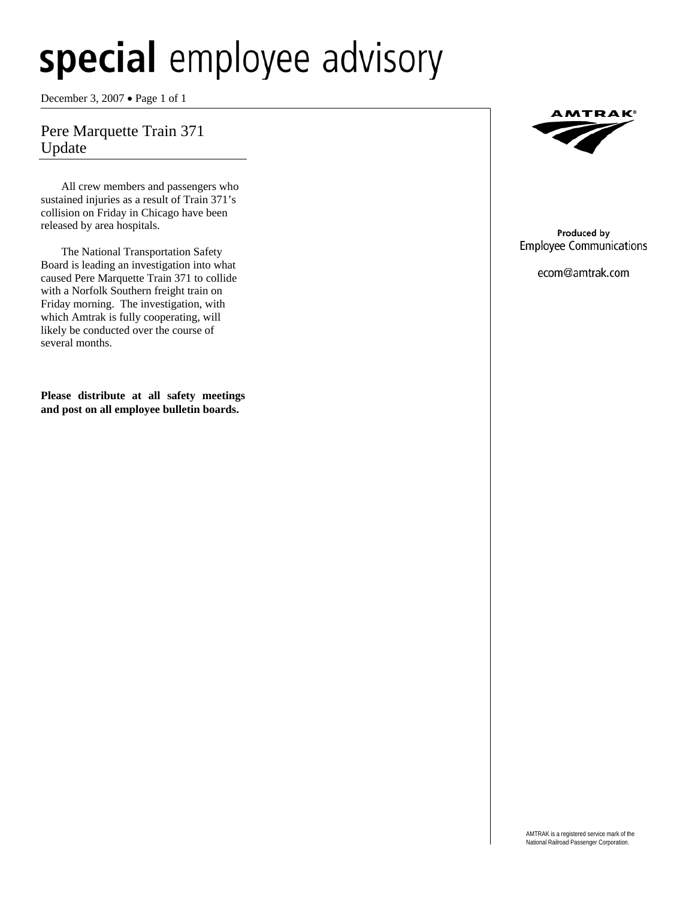# special employee advisory

December 3, 2007

## Pere Marquette Train 371 Update

All crew members and passengers who sustained injuries as a result of Train 371's collision on Friday in Chicago have been released by area hospitals.

The National Transportation Safety Board is leading an investigation into what caused Pere Marquette Train 371 to collide with a Norfolk Southern freight train on Friday morning. The investigation, with which Amtrak is fully cooperating, will likely be conducted over the course of several months.

**Please distribute at all safety meetings and post on all employee bulletin boards.**

AMTRAK®

Produced by
Employee Communications

ecom@amtrak.com

AMTRAK is a registered service mark of the National Railroad Passenger Corporation.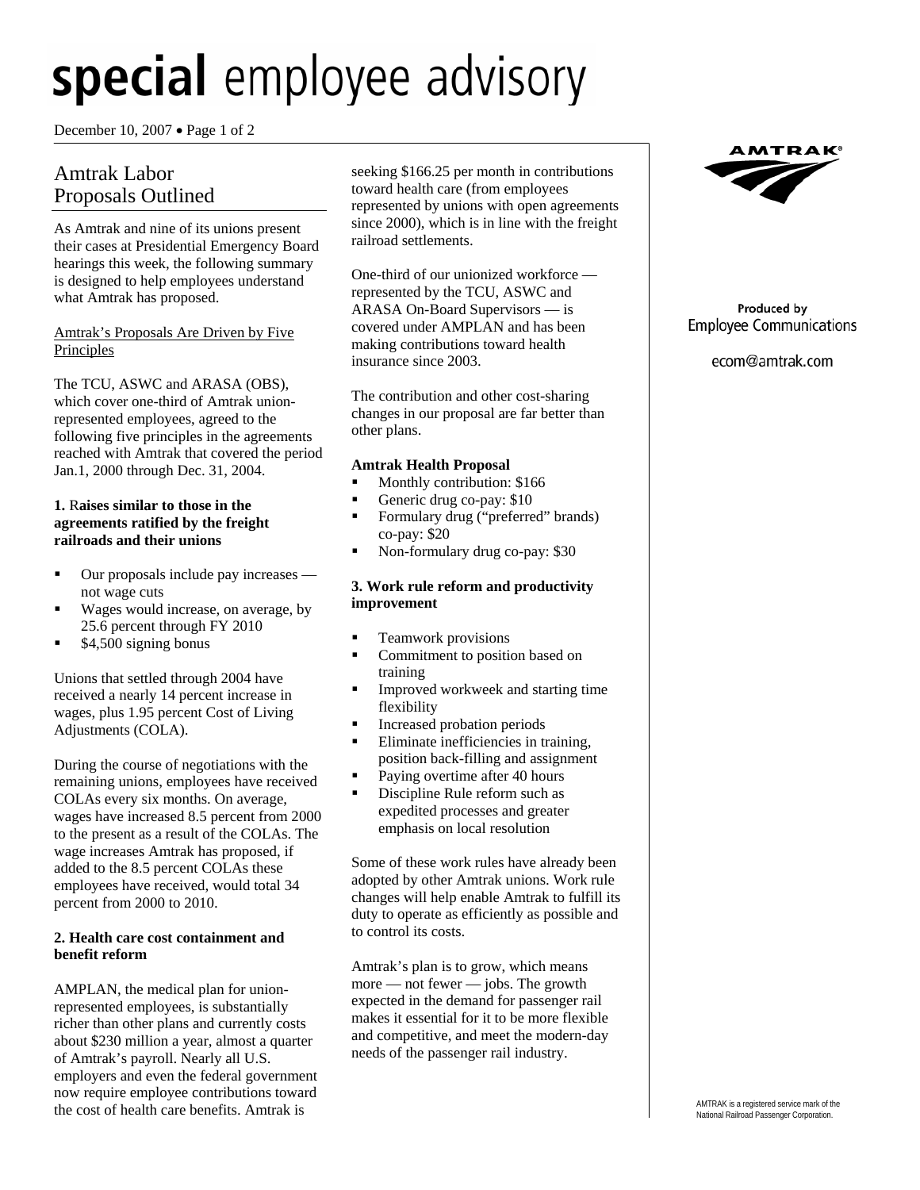# special employee advisory

December 10, 2007

## Amtrak Labor Proposals Outlined

As Amtrak and nine of its unions present their cases at Presidential Emergency Board hearings this week, the following summary is designed to help employees understand what Amtrak has proposed.

Amtrak's Proposals Are Driven by Five Principles

The TCU, ASWC and ARASA (OBS), which cover one-third of Amtrak union-represented employees, agreed to the following five principles in the agreements reached with Amtrak that covered the period Jan.1, 2000 through Dec. 31, 2004.

**1. Raises similar to those in the agreements ratified by the freight railroads and their unions**

- Our proposals include pay increases — not wage cuts
- Wages would increase, on average, by 25.6 percent through FY 2010
- $4,500 signing bonus

Unions that settled through 2004 have received a nearly 14 percent increase in wages, plus 1.95 percent Cost of Living Adjustments (COLA).

During the course of negotiations with the remaining unions, employees have received COLAs every six months. On average, wages have increased 8.5 percent from 2000 to the present as a result of the COLAs. The wage increases Amtrak has proposed, if added to the 8.5 percent COLAs these employees have received, would total 34 percent from 2000 to 2010.

**2. Health care cost containment and benefit reform**

AMPLAN, the medical plan for union-represented employees, is substantially richer than other plans and currently costs about $230 million a year, almost a quarter of Amtrak's payroll. Nearly all U.S. employers and even the federal government now require employee contributions toward the cost of health care benefits. Amtrak is seeking $166.25 per month in contributions toward health care (from employees represented by unions with open agreements since 2000), which is in line with the freight railroad settlements.

One-third of our unionized workforce — represented by the TCU, ASWC and ARASA On-Board Supervisors — is covered under AMPLAN and has been making contributions toward health insurance since 2003.

The contribution and other cost-sharing changes in our proposal are far better than other plans.

**Amtrak Health Proposal**

- Monthly contribution: $166
- Generic drug co-pay: $10
- Formulary drug ("preferred" brands) co-pay: $20
- Non-formulary drug co-pay: $30

**3. Work rule reform and productivity improvement**

- Teamwork provisions
- Commitment to position based on training
- Improved workweek and starting time flexibility
- Increased probation periods
- Eliminate inefficiencies in training, position back-filling and assignment
- Paying overtime after 40 hours
- Discipline Rule reform such as expedited processes and greater emphasis on local resolution

Some of these work rules have already been adopted by other Amtrak unions. Work rule changes will help enable Amtrak to fulfill its duty to operate as efficiently as possible and to control its costs.

Amtrak's plan is to grow, which means more — not fewer — jobs. The growth expected in the demand for passenger rail makes it essential for it to be more flexible and competitive, and meet the modern-day needs of the passenger rail industry.

AMTRAK

Produced by Employee Communications

ecom@amtrak.com

AMTRAK is a registered service mark of the National Railroad Passenger Corporation.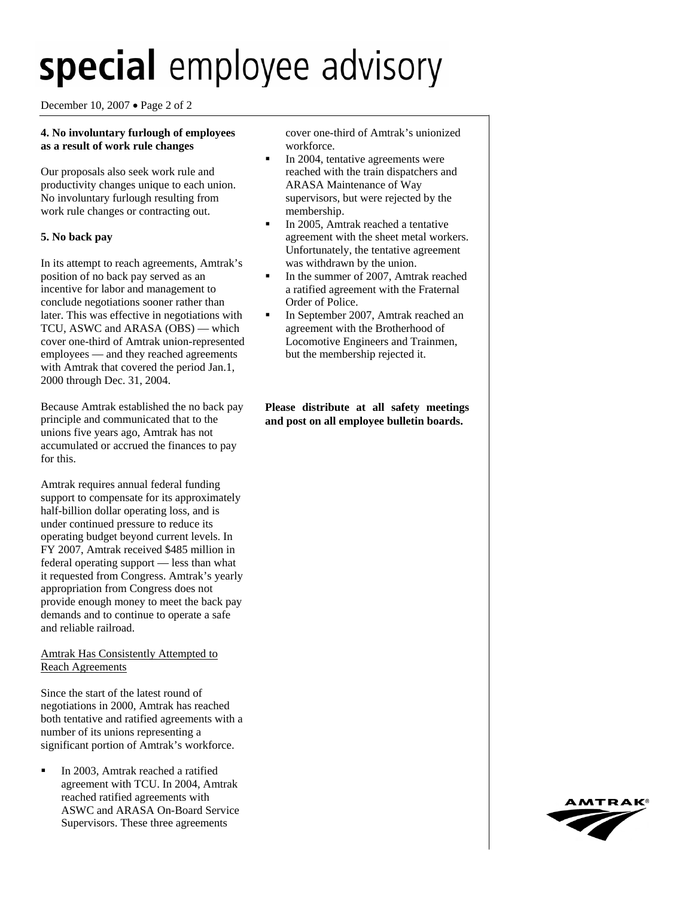# **special** employee advisory

December 10, 2007

**4. No involuntary furlough of employees as a result of work rule changes**

Our proposals also seek work rule and productivity changes unique to each union. No involuntary furlough resulting from work rule changes or contracting out.

**5. No back pay**

In its attempt to reach agreements, Amtrak's position of no back pay served as an incentive for labor and management to conclude negotiations sooner rather than later. This was effective in negotiations with TCU, ASWC and ARASA (OBS) — which cover one-third of Amtrak union-represented employees — and they reached agreements with Amtrak that covered the period Jan.1, 2000 through Dec. 31, 2004.

Because Amtrak established the no back pay principle and communicated that to the unions five years ago, Amtrak has not accumulated or accrued the finances to pay for this.

Amtrak requires annual federal funding support to compensate for its approximately half-billion dollar operating loss, and is under continued pressure to reduce its operating budget beyond current levels. In FY 2007, Amtrak received $485 million in federal operating support — less than what it requested from Congress. Amtrak's yearly appropriation from Congress does not provide enough money to meet the back pay demands and to continue to operate a safe and reliable railroad.

Amtrak Has Consistently Attempted to Reach Agreements

Since the start of the latest round of negotiations in 2000, Amtrak has reached both tentative and ratified agreements with a number of its unions representing a significant portion of Amtrak's workforce.

- In 2003, Amtrak reached a ratified agreement with TCU. In 2004, Amtrak reached ratified agreements with ASWC and ARASA On-Board Service Supervisors. These three agreements cover one-third of Amtrak's unionized workforce.
- In 2004, tentative agreements were reached with the train dispatchers and ARASA Maintenance of Way supervisors, but were rejected by the membership.
- In 2005, Amtrak reached a tentative agreement with the sheet metal workers. Unfortunately, the tentative agreement was withdrawn by the union.
- In the summer of 2007, Amtrak reached a ratified agreement with the Fraternal Order of Police.
- In September 2007, Amtrak reached an agreement with the Brotherhood of Locomotive Engineers and Trainmen, but the membership rejected it.

**Please distribute at all safety meetings and post on all employee bulletin boards.**

AMTRAK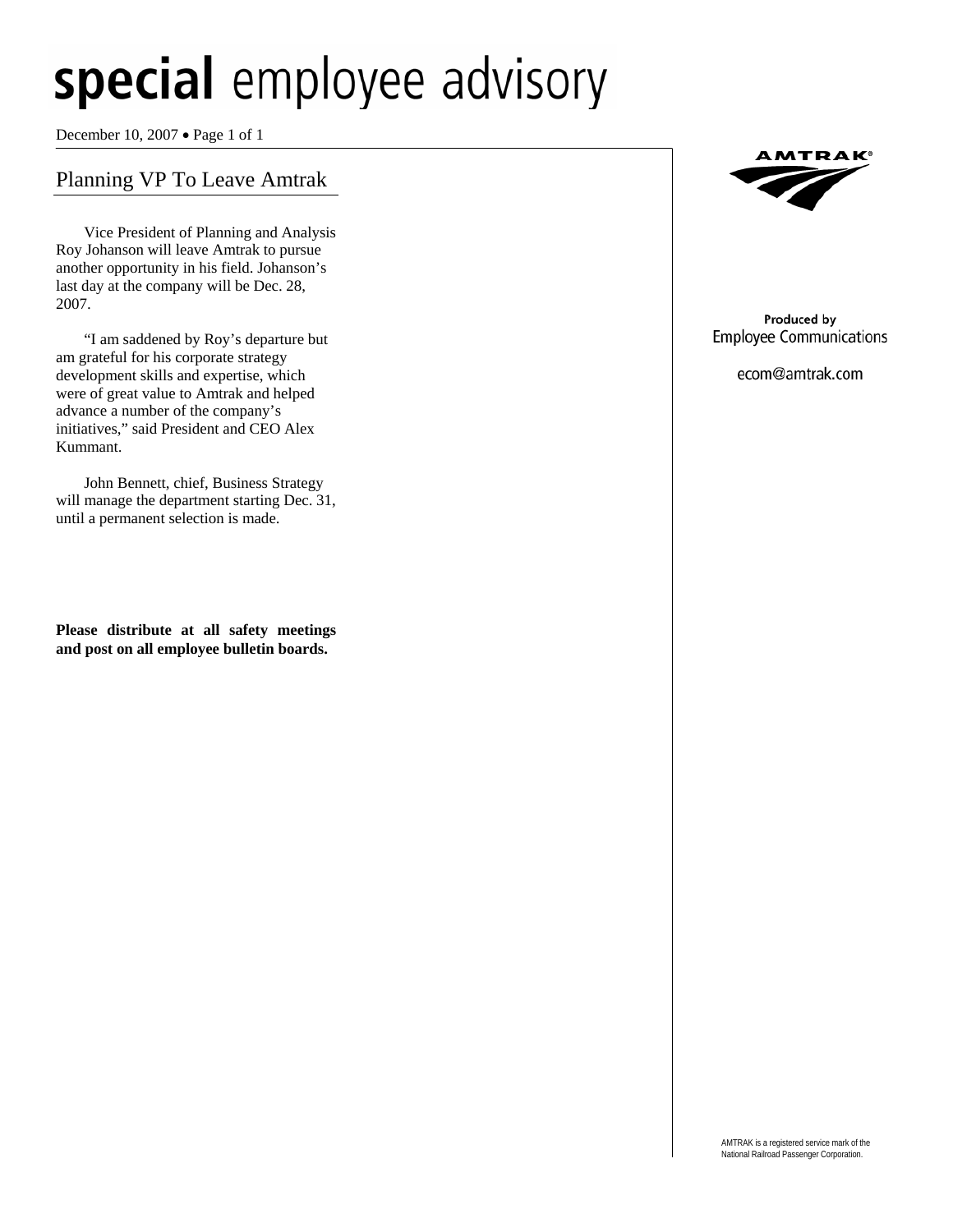# special employee advisory

December 10, 2007

## Planning VP To Leave Amtrak

Vice President of Planning and Analysis Roy Johanson will leave Amtrak to pursue another opportunity in his field. Johanson's last day at the company will be Dec. 28, 2007.

"I am saddened by Roy's departure but am grateful for his corporate strategy development skills and expertise, which were of great value to Amtrak and helped advance a number of the company's initiatives," said President and CEO Alex Kummant.

John Bennett, chief, Business Strategy will manage the department starting Dec. 31, until a permanent selection is made.

**Please distribute at all safety meetings and post on all employee bulletin boards.**

AMTRAK

Produced by
Employee Communications

ecom@amtrak.com

AMTRAK is a registered service mark of the National Railroad Passenger Corporation.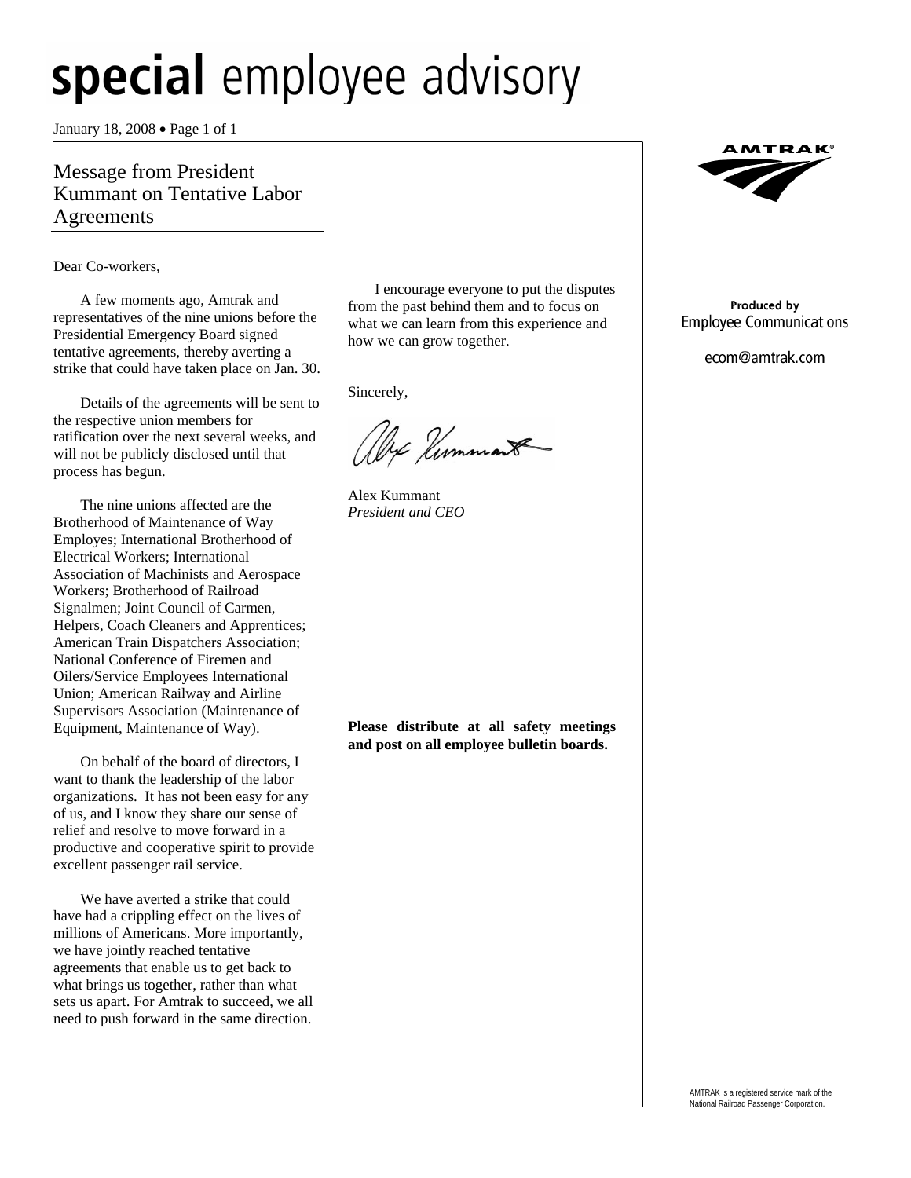# **special** employee advisory

January 18, 2008 • Page 1 of 1

## Message from President Kummant on Tentative Labor Agreements

Dear Co-workers,

A few moments ago, Amtrak and representatives of the nine unions before the Presidential Emergency Board signed tentative agreements, thereby averting a strike that could have taken place on Jan. 30.

Details of the agreements will be sent to the respective union members for ratification over the next several weeks, and will not be publicly disclosed until that process has begun.

The nine unions affected are the Brotherhood of Maintenance of Way Employes; International Brotherhood of Electrical Workers; International Association of Machinists and Aerospace Workers; Brotherhood of Railroad Signalmen; Joint Council of Carmen, Helpers, Coach Cleaners and Apprentices; American Train Dispatchers Association; National Conference of Firemen and Oilers/Service Employees International Union; American Railway and Airline Supervisors Association (Maintenance of Equipment, Maintenance of Way).

On behalf of the board of directors, I want to thank the leadership of the labor organizations. It has not been easy for any of us, and I know they share our sense of relief and resolve to move forward in a productive and cooperative spirit to provide excellent passenger rail service.

We have averted a strike that could have had a crippling effect on the lives of millions of Americans. More importantly, we have jointly reached tentative agreements that enable us to get back to what brings us together, rather than what sets us apart. For Amtrak to succeed, we all need to push forward in the same direction.

I encourage everyone to put the disputes from the past behind them and to focus on what we can learn from this experience and how we can grow together.

Sincerely,

Alex Kummant
*President and CEO*

**Please distribute at all safety meetings and post on all employee bulletin boards.**

AMTRAK®

Produced by
Employee Communications

ecom@amtrak.com

AMTRAK is a registered service mark of the National Railroad Passenger Corporation.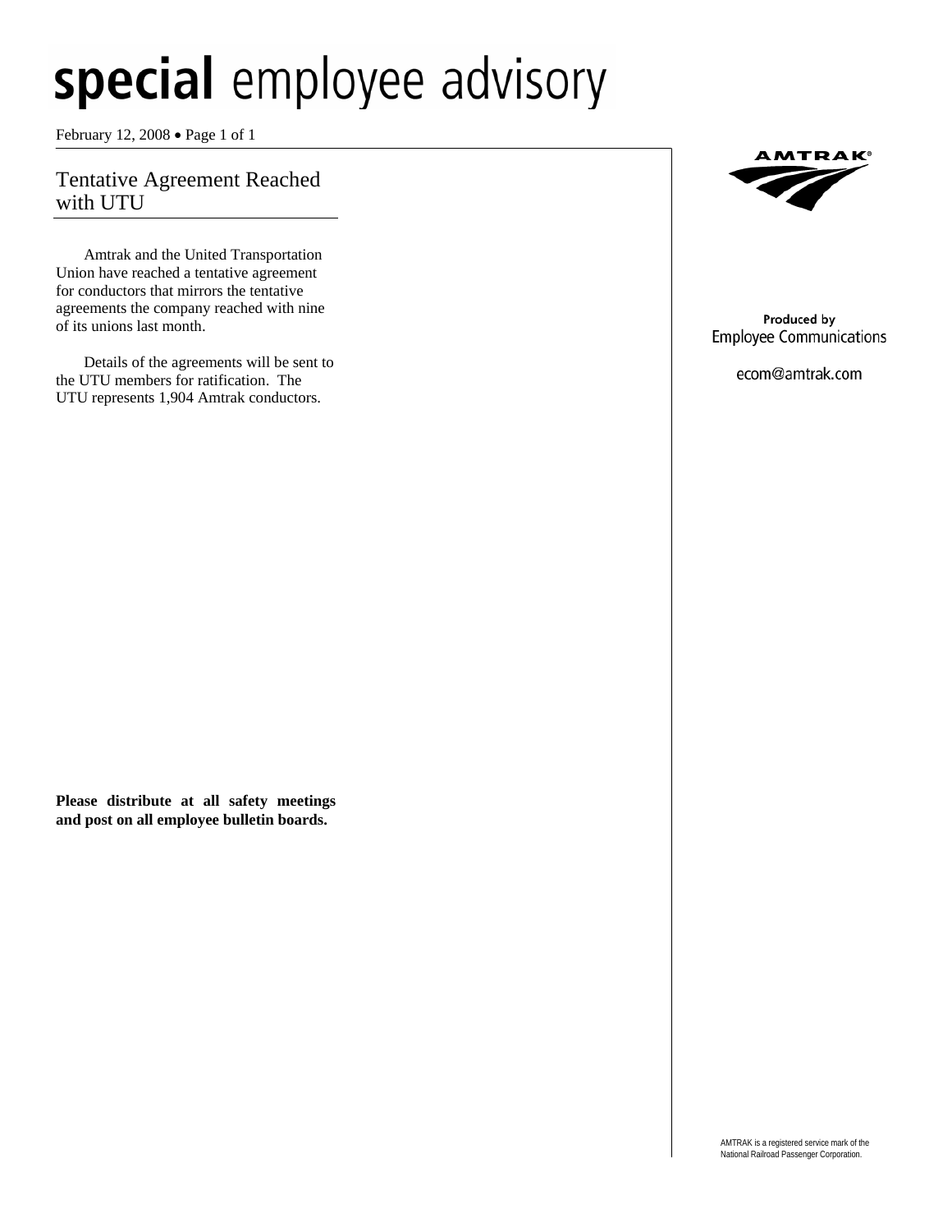# special employee advisory

February 12, 2008

## Tentative Agreement Reached with UTU

Amtrak and the United Transportation Union have reached a tentative agreement for conductors that mirrors the tentative agreements the company reached with nine of its unions last month.

Details of the agreements will be sent to the UTU members for ratification. The UTU represents 1,904 Amtrak conductors.

**Please distribute at all safety meetings and post on all employee bulletin boards.**

AMTRAK

Produced by
Employee Communications

ecom@amtrak.com

AMTRAK is a registered service mark of the National Railroad Passenger Corporation.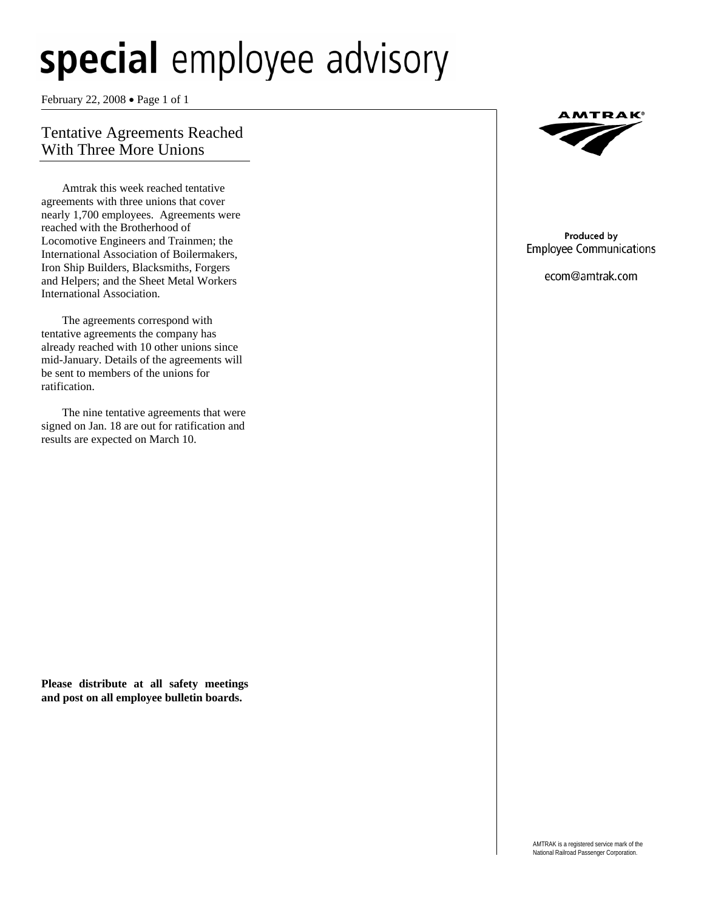# **special** employee advisory

February 22, 2008

## Tentative Agreements Reached With Three More Unions

Amtrak this week reached tentative agreements with three unions that cover nearly 1,700 employees. Agreements were reached with the Brotherhood of Locomotive Engineers and Trainmen; the International Association of Boilermakers, Iron Ship Builders, Blacksmiths, Forgers and Helpers; and the Sheet Metal Workers International Association.

The agreements correspond with tentative agreements the company has already reached with 10 other unions since mid-January. Details of the agreements will be sent to members of the unions for ratification.

The nine tentative agreements that were signed on Jan. 18 are out for ratification and results are expected on March 10.

**Please distribute at all safety meetings and post on all employee bulletin boards.**

AMTRAK

Produced by
Employee Communications

ecom@amtrak.com

AMTRAK is a registered service mark of the National Railroad Passenger Corporation.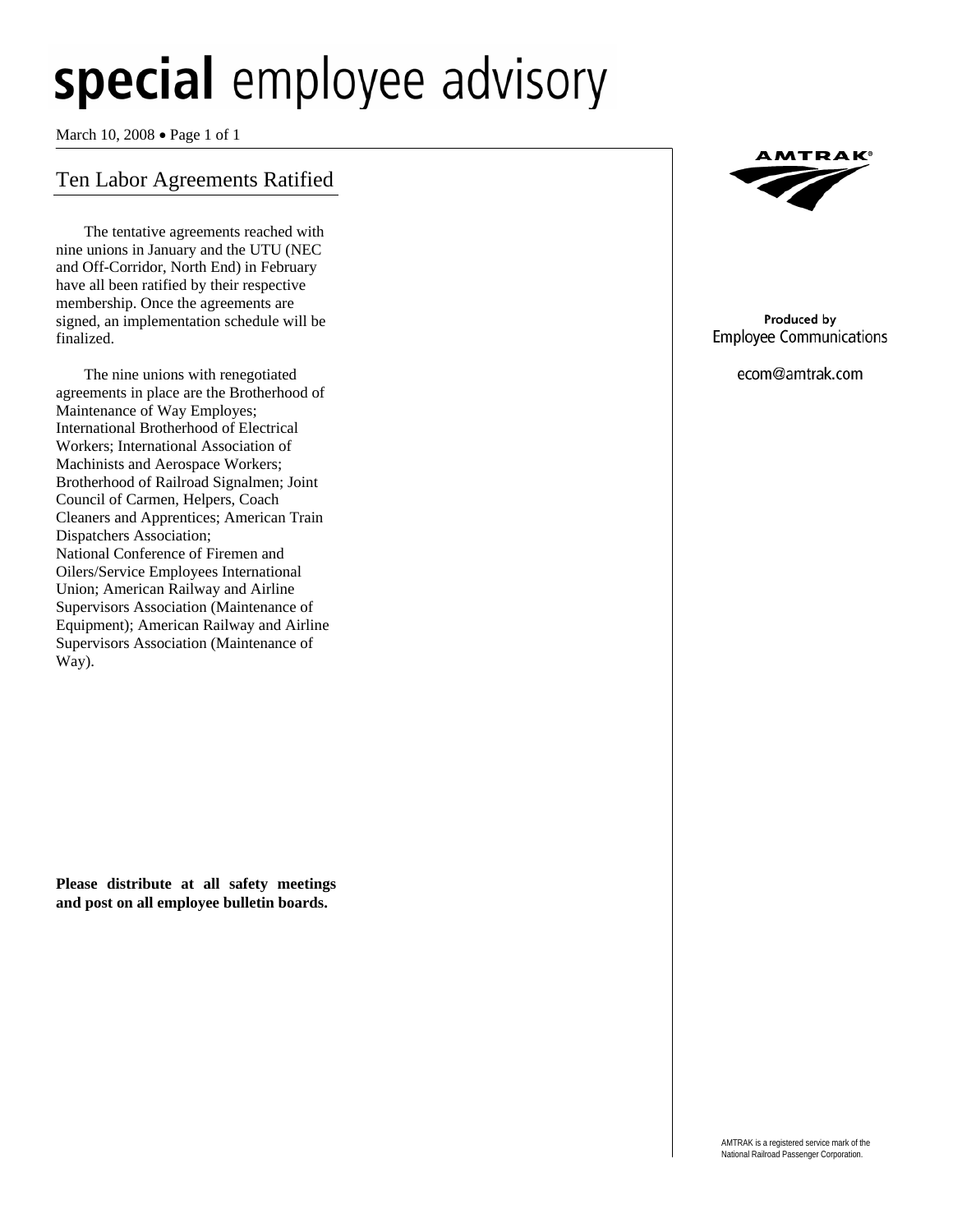# special employee advisory

March 10, 2008

## Ten Labor Agreements Ratified

The tentative agreements reached with nine unions in January and the UTU (NEC and Off-Corridor, North End) in February have all been ratified by their respective membership. Once the agreements are signed, an implementation schedule will be finalized.

The nine unions with renegotiated agreements in place are the Brotherhood of Maintenance of Way Employes; International Brotherhood of Electrical Workers; International Association of Machinists and Aerospace Workers; Brotherhood of Railroad Signalmen; Joint Council of Carmen, Helpers, Coach Cleaners and Apprentices; American Train Dispatchers Association; National Conference of Firemen and Oilers/Service Employees International Union; American Railway and Airline Supervisors Association (Maintenance of Equipment); American Railway and Airline Supervisors Association (Maintenance of Way).

**Please distribute at all safety meetings and post on all employee bulletin boards.**

AMTRAK®

Produced by
Employee Communications

ecom@amtrak.com

AMTRAK is a registered service mark of the National Railroad Passenger Corporation.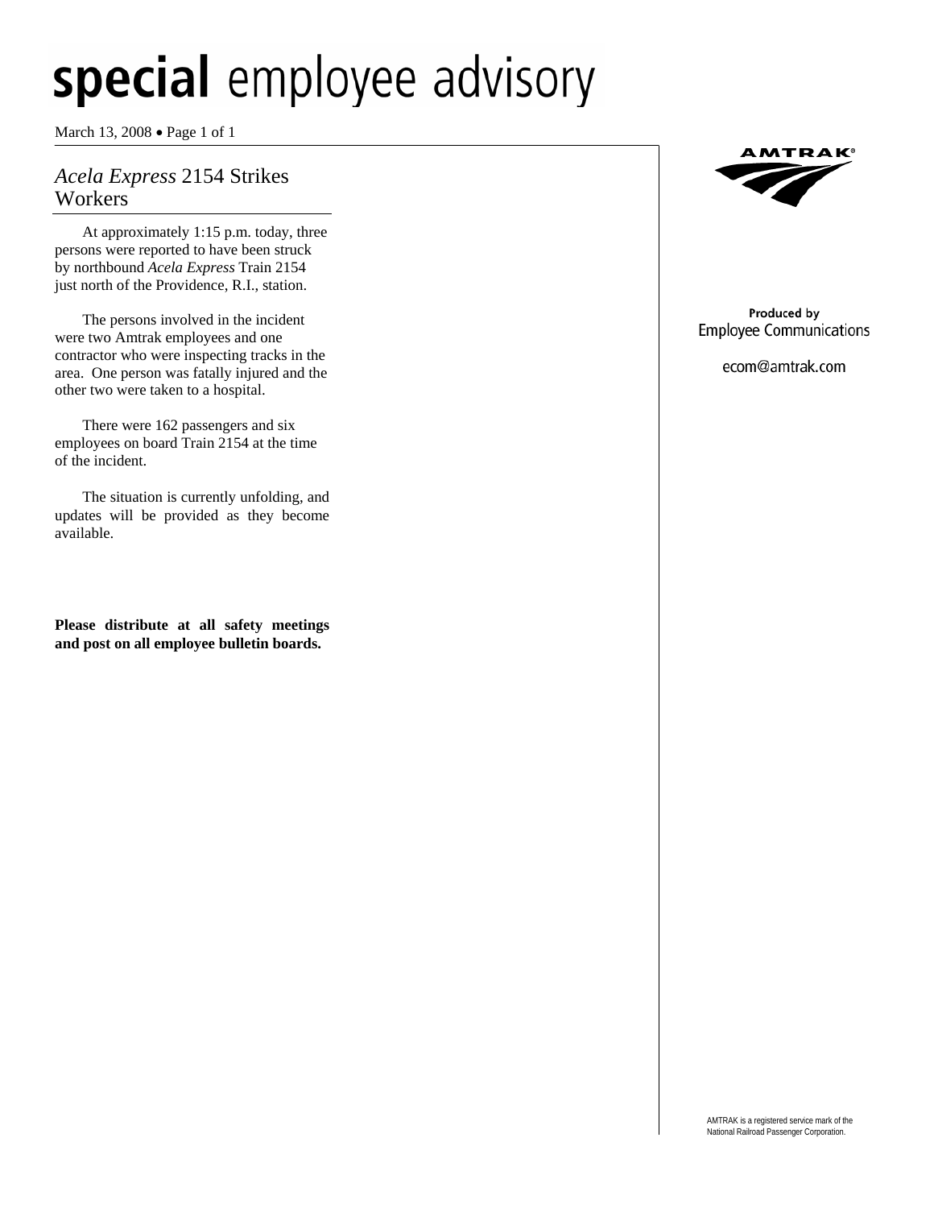# special employee advisory

March 13, 2008 • Page 1 of 1

## *Acela Express* 2154 Strikes Workers

At approximately 1:15 p.m. today, three persons were reported to have been struck by northbound *Acela Express* Train 2154 just north of the Providence, R.I., station.

The persons involved in the incident were two Amtrak employees and one contractor who were inspecting tracks in the area. One person was fatally injured and the other two were taken to a hospital.

There were 162 passengers and six employees on board Train 2154 at the time of the incident.

The situation is currently unfolding, and updates will be provided as they become available.

**Please distribute at all safety meetings and post on all employee bulletin boards.**

AMTRAK®

Produced by
Employee Communications

ecom@amtrak.com

AMTRAK is a registered service mark of the National Railroad Passenger Corporation.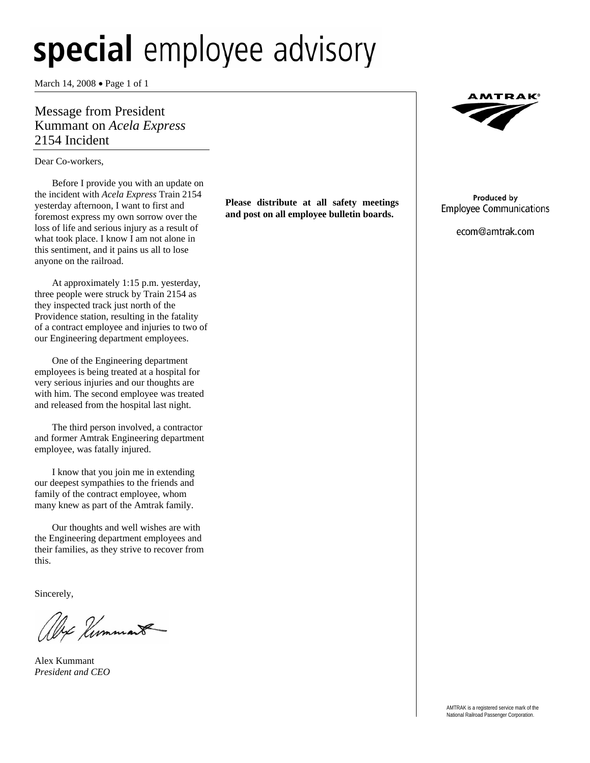# **special** employee advisory

March 14, 2008 • Page 1 of 1

## Message from President Kummant on *Acela Express* 2154 Incident

**Please distribute at all safety meetings and post on all employee bulletin boards.**

Dear Co-workers,

Before I provide you with an update on the incident with *Acela Express* Train 2154 yesterday afternoon, I want to first and foremost express my own sorrow over the loss of life and serious injury as a result of what took place. I know I am not alone in this sentiment, and it pains us all to lose anyone on the railroad.

At approximately 1:15 p.m. yesterday, three people were struck by Train 2154 as they inspected track just north of the Providence station, resulting in the fatality of a contract employee and injuries to two of our Engineering department employees.

One of the Engineering department employees is being treated at a hospital for very serious injuries and our thoughts are with him. The second employee was treated and released from the hospital last night.

The third person involved, a contractor and former Amtrak Engineering department employee, was fatally injured.

I know that you join me in extending our deepest sympathies to the friends and family of the contract employee, whom many knew as part of the Amtrak family.

Our thoughts and well wishes are with the Engineering department employees and their families, as they strive to recover from this.

Sincerely,

Alex Kummant
*President and CEO*

AMTRAK®

Produced by
Employee Communications

ecom@amtrak.com

AMTRAK is a registered service mark of the National Railroad Passenger Corporation.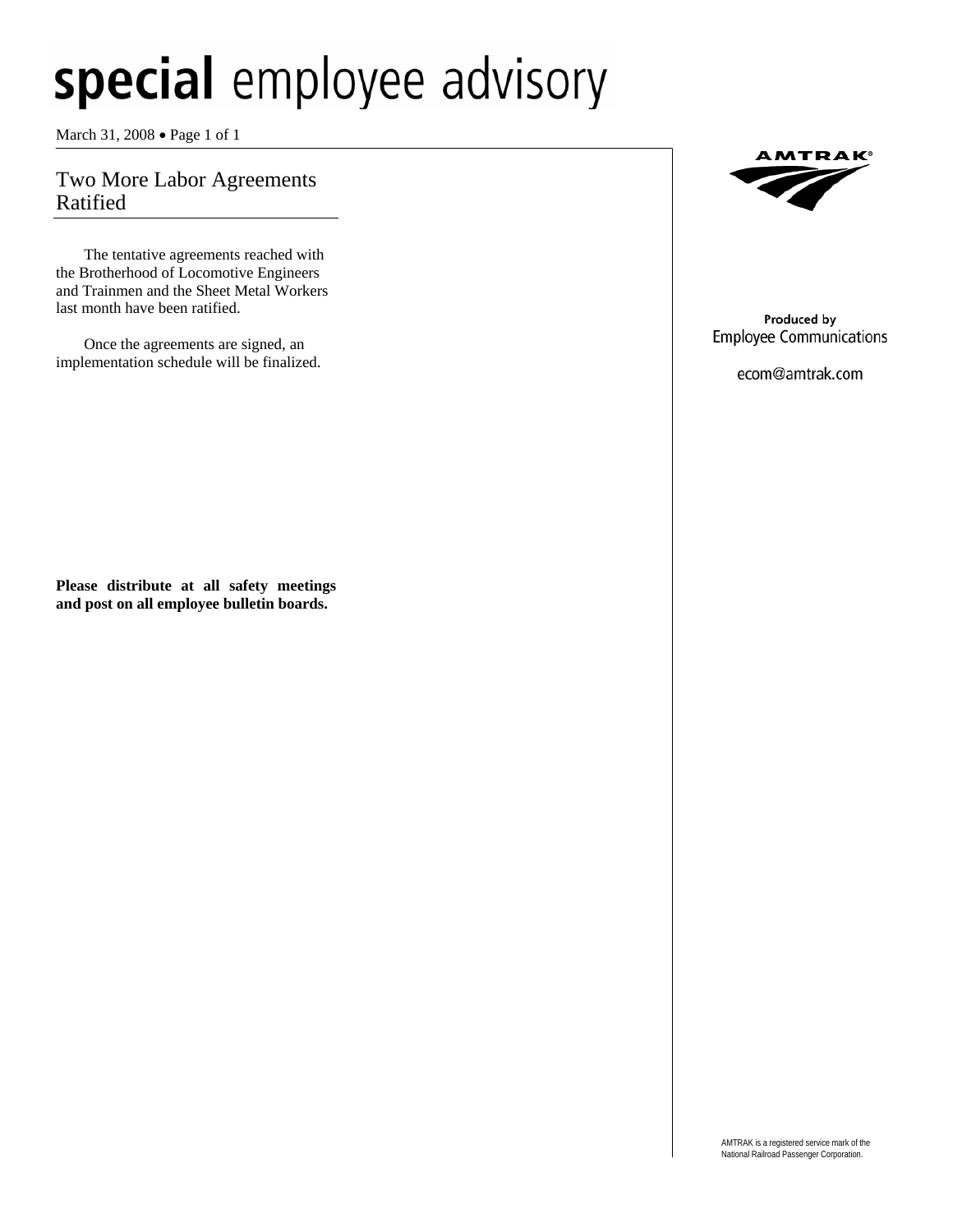# special employee advisory

March 31, 2008

## Two More Labor Agreements Ratified

The tentative agreements reached with the Brotherhood of Locomotive Engineers and Trainmen and the Sheet Metal Workers last month have been ratified.

Once the agreements are signed, an implementation schedule will be finalized.

**Please distribute at all safety meetings and post on all employee bulletin boards.**

AMTRAK

Produced by
Employee Communications

ecom@amtrak.com

AMTRAK is a registered service mark of the National Railroad Passenger Corporation.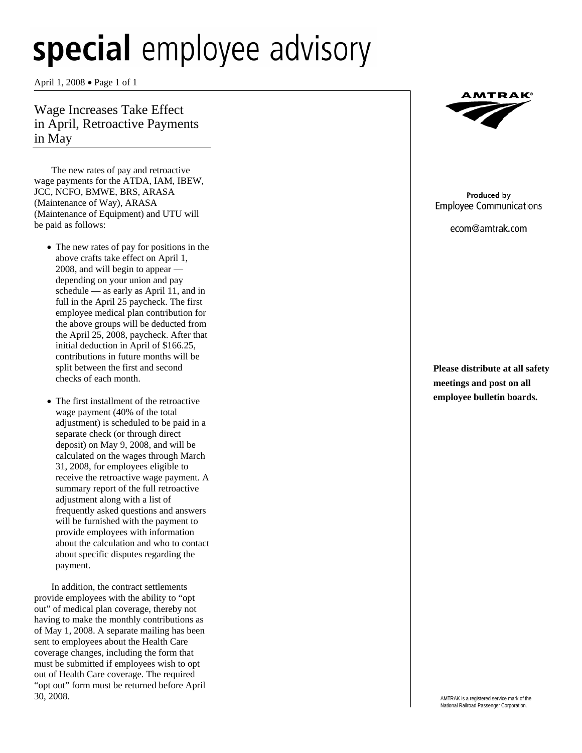# special employee advisory

April 1, 2008

## Wage Increases Take Effect in April, Retroactive Payments in May

The new rates of pay and retroactive wage payments for the ATDA, IAM, IBEW, JCC, NCFO, BMWE, BRS, ARASA (Maintenance of Way), ARASA (Maintenance of Equipment) and UTU will be paid as follows:

- The new rates of pay for positions in the above crafts take effect on April 1, 2008, and will begin to appear — depending on your union and pay schedule — as early as April 11, and in full in the April 25 paycheck. The first employee medical plan contribution for the above groups will be deducted from the April 25, 2008, paycheck. After that initial deduction in April of $166.25, contributions in future months will be split between the first and second checks of each month.

- The first installment of the retroactive wage payment (40% of the total adjustment) is scheduled to be paid in a separate check (or through direct deposit) on May 9, 2008, and will be calculated on the wages through March 31, 2008, for employees eligible to receive the retroactive wage payment. A summary report of the full retroactive adjustment along with a list of frequently asked questions and answers will be furnished with the payment to provide employees with information about the calculation and who to contact about specific disputes regarding the payment.

In addition, the contract settlements provide employees with the ability to "opt out" of medical plan coverage, thereby not having to make the monthly contributions as of May 1, 2008. A separate mailing has been sent to employees about the Health Care coverage changes, including the form that must be submitted if employees wish to opt out of Health Care coverage. The required "opt out" form must be returned before April 30, 2008.

AMTRAK

Produced by Employee Communications

ecom@amtrak.com

**Please distribute at all safety meetings and post on all employee bulletin boards.**

AMTRAK is a registered service mark of the National Railroad Passenger Corporation.